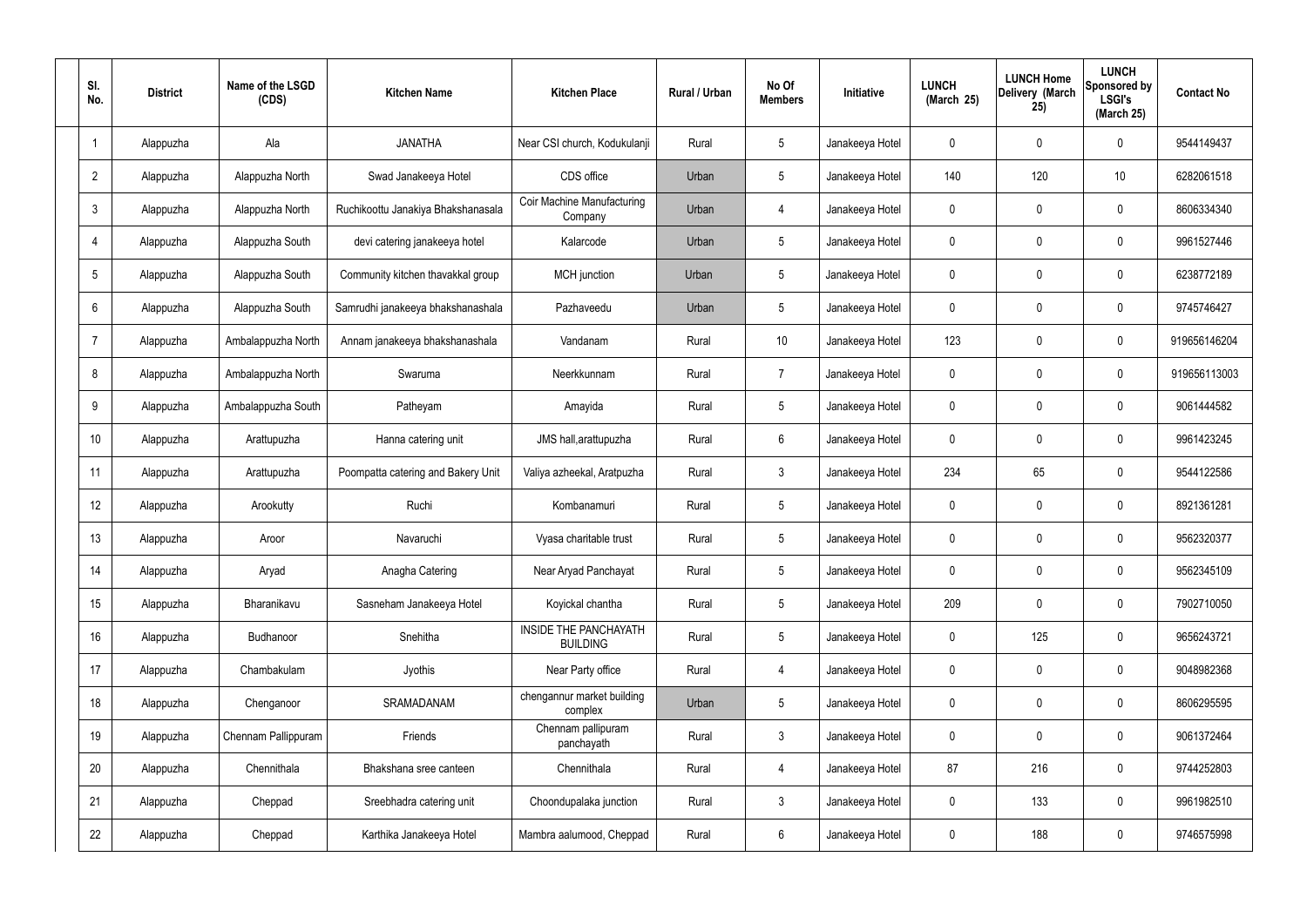| Sl. No. | District | Name of the LSGD (CDS) | Kitchen Name | Kitchen Place | Rural / Urban | No Of Members | Initiative | LUNCH (March 25) | LUNCH Home Delivery (March 25) | LUNCH Sponsored by LSGI's (March 25) | Contact No |
|---|---|---|---|---|---|---|---|---|---|---|---|
| 1 | Alappuzha | Ala | JANATHA | Near CSI church, Kodukulanji | Rural | 5 | Janakeeya Hotel | 0 | 0 | 0 | 9544149437 |
| 2 | Alappuzha | Alappuzha North | Swad Janakeeya Hotel | CDS office | Urban | 5 | Janakeeya Hotel | 140 | 120 | 10 | 6282061518 |
| 3 | Alappuzha | Alappuzha North | Ruchikoottu Janakiya Bhakshanasala | Coir Machine Manufacturing Company | Urban | 4 | Janakeeya Hotel | 0 | 0 | 0 | 8606334340 |
| 4 | Alappuzha | Alappuzha South | devi catering janakeeya hotel | Kalarcode | Urban | 5 | Janakeeya Hotel | 0 | 0 | 0 | 9961527446 |
| 5 | Alappuzha | Alappuzha South | Community kitchen thavakkal group | MCH junction | Urban | 5 | Janakeeya Hotel | 0 | 0 | 0 | 6238772189 |
| 6 | Alappuzha | Alappuzha South | Samrudhi janakeeya bhakshanashala | Pazhaveedu | Urban | 5 | Janakeeya Hotel | 0 | 0 | 0 | 9745746427 |
| 7 | Alappuzha | Ambalappuzha North | Annam janakeeya bhakshanashala | Vandanam | Rural | 10 | Janakeeya Hotel | 123 | 0 | 0 | 919656146204 |
| 8 | Alappuzha | Ambalappuzha North | Swaruma | Neerkkunnam | Rural | 7 | Janakeeya Hotel | 0 | 0 | 0 | 919656113003 |
| 9 | Alappuzha | Ambalappuzha South | Patheyam | Amayida | Rural | 5 | Janakeeya Hotel | 0 | 0 | 0 | 9061444582 |
| 10 | Alappuzha | Arattupuzha | Hanna catering unit | JMS hall,arattupuzha | Rural | 6 | Janakeeya Hotel | 0 | 0 | 0 | 9961423245 |
| 11 | Alappuzha | Arattupuzha | Poompatta catering and Bakery Unit | Valiya azheekal, Aratpuzha | Rural | 3 | Janakeeya Hotel | 234 | 65 | 0 | 9544122586 |
| 12 | Alappuzha | Arookutty | Ruchi | Kombanamuri | Rural | 5 | Janakeeya Hotel | 0 | 0 | 0 | 8921361281 |
| 13 | Alappuzha | Aroor | Navaruchi | Vyasa charitable trust | Rural | 5 | Janakeeya Hotel | 0 | 0 | 0 | 9562320377 |
| 14 | Alappuzha | Aryad | Anagha Catering | Near Aryad Panchayat | Rural | 5 | Janakeeya Hotel | 0 | 0 | 0 | 9562345109 |
| 15 | Alappuzha | Bharanikavu | Sasneham Janakeeya Hotel | Koyickal chantha | Rural | 5 | Janakeeya Hotel | 209 | 0 | 0 | 7902710050 |
| 16 | Alappuzha | Budhanoor | Snehitha | INSIDE THE PANCHAYATH BUILDING | Rural | 5 | Janakeeya Hotel | 0 | 125 | 0 | 9656243721 |
| 17 | Alappuzha | Chambakulam | Jyothis | Near Party office | Rural | 4 | Janakeeya Hotel | 0 | 0 | 0 | 9048982368 |
| 18 | Alappuzha | Chenganoor | SRAMADANAM | chengannur market building complex | Urban | 5 | Janakeeya Hotel | 0 | 0 | 0 | 8606295595 |
| 19 | Alappuzha | Chennam Pallippuram | Friends | Chennam pallipuram panchayath | Rural | 3 | Janakeeya Hotel | 0 | 0 | 0 | 9061372464 |
| 20 | Alappuzha | Chennithala | Bhakshana sree canteen | Chennithala | Rural | 4 | Janakeeya Hotel | 87 | 216 | 0 | 9744252803 |
| 21 | Alappuzha | Cheppad | Sreebhadra catering unit | Choondupalaka junction | Rural | 3 | Janakeeya Hotel | 0 | 133 | 0 | 9961982510 |
| 22 | Alappuzha | Cheppad | Karthika Janakeeya Hotel | Mambra aalumood, Cheppad | Rural | 6 | Janakeeya Hotel | 0 | 188 | 0 | 9746575998 |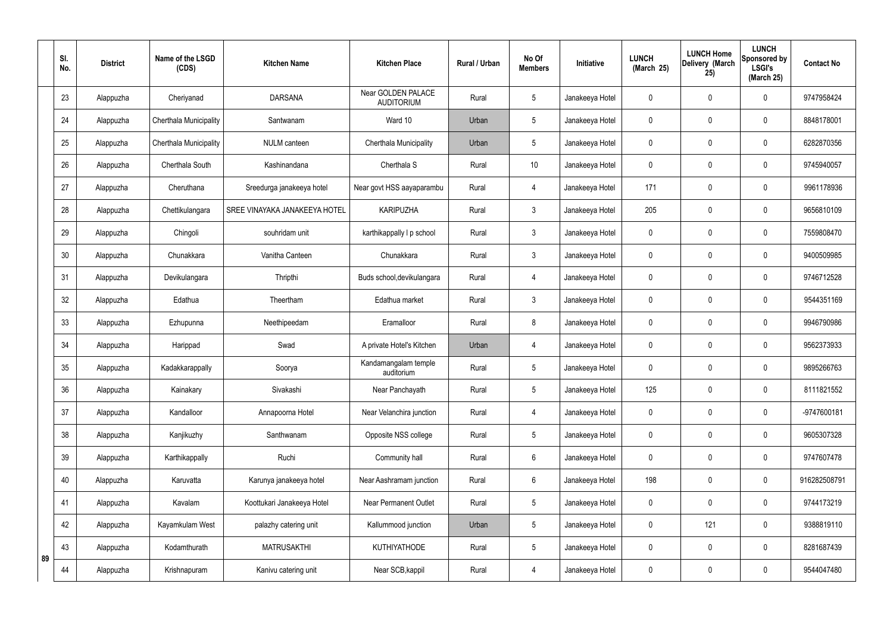| Sl. No. | District | Name of the LSGD (CDS) | Kitchen Name | Kitchen Place | Rural / Urban | No Of Members | Initiative | LUNCH (March 25) | LUNCH Home Delivery (March 25) | LUNCH Sponsored by LSGI's (March 25) | Contact No |
|---|---|---|---|---|---|---|---|---|---|---|---|
| 23 | Alappuzha | Cheriyanad | DARSANA | Near GOLDEN PALACE AUDITORIUM | Rural | 5 | Janakeeya Hotel | 0 | 0 | 0 | 9747958424 |
| 24 | Alappuzha | Cherthala Municipality | Santwanam | Ward 10 | Urban | 5 | Janakeeya Hotel | 0 | 0 | 0 | 8848178001 |
| 25 | Alappuzha | Cherthala Municipality | NULM canteen | Cherthala Municipality | Urban | 5 | Janakeeya Hotel | 0 | 0 | 0 | 6282870356 |
| 26 | Alappuzha | Cherthala South | Kashinandana | Cherthala S | Rural | 10 | Janakeeya Hotel | 0 | 0 | 0 | 9745940057 |
| 27 | Alappuzha | Cheruthana | Sreedurga janakeeya hotel | Near govt HSS aayaparambu | Rural | 4 | Janakeeya Hotel | 171 | 0 | 0 | 9961178936 |
| 28 | Alappuzha | Chettikulangara | SREE VINAYAKA JANAKEEYA HOTEL | KARIPUZHA | Rural | 3 | Janakeeya Hotel | 205 | 0 | 0 | 9656810109 |
| 29 | Alappuzha | Chingoli | souhridam unit | karthikappally l p school | Rural | 3 | Janakeeya Hotel | 0 | 0 | 0 | 7559808470 |
| 30 | Alappuzha | Chunakkara | Vanitha Canteen | Chunakkara | Rural | 3 | Janakeeya Hotel | 0 | 0 | 0 | 9400509985 |
| 31 | Alappuzha | Devikulangara | Thripthi | Buds school,devikulangara | Rural | 4 | Janakeeya Hotel | 0 | 0 | 0 | 9746712528 |
| 32 | Alappuzha | Edathua | Theertham | Edathua market | Rural | 3 | Janakeeya Hotel | 0 | 0 | 0 | 9544351169 |
| 33 | Alappuzha | Ezhupunna | Neethipeedam | Eramalloor | Rural | 8 | Janakeeya Hotel | 0 | 0 | 0 | 9946790986 |
| 34 | Alappuzha | Harippad | Swad | A private Hotel's Kitchen | Urban | 4 | Janakeeya Hotel | 0 | 0 | 0 | 9562373933 |
| 35 | Alappuzha | Kadakkarappally | Soorya | Kandamangalam temple auditorium | Rural | 5 | Janakeeya Hotel | 0 | 0 | 0 | 9895266763 |
| 36 | Alappuzha | Kainakary | Sivakashi | Near Panchayath | Rural | 5 | Janakeeya Hotel | 125 | 0 | 0 | 8111821552 |
| 37 | Alappuzha | Kandalloor | Annapoorna Hotel | Near Velanchira junction | Rural | 4 | Janakeeya Hotel | 0 | 0 | 0 | -9747600181 |
| 38 | Alappuzha | Kanjikuzhy | Santhwanam | Opposite NSS college | Rural | 5 | Janakeeya Hotel | 0 | 0 | 0 | 9605307328 |
| 39 | Alappuzha | Karthikappally | Ruchi | Community hall | Rural | 6 | Janakeeya Hotel | 0 | 0 | 0 | 9747607478 |
| 40 | Alappuzha | Karuvatta | Karunya janakeeya hotel | Near Aashramam junction | Rural | 6 | Janakeeya Hotel | 198 | 0 | 0 | 916282508791 |
| 41 | Alappuzha | Kavalam | Koottukari Janakeeya Hotel | Near Permanent Outlet | Rural | 5 | Janakeeya Hotel | 0 | 0 | 0 | 9744173219 |
| 42 | Alappuzha | Kayamkulam West | palazhy catering unit | Kallummood junction | Urban | 5 | Janakeeya Hotel | 0 | 121 | 0 | 9388819110 |
| 43 | Alappuzha | Kodamthurath | MATRUSAKTHI | KUTHIYATHODE | Rural | 5 | Janakeeya Hotel | 0 | 0 | 0 | 8281687439 |
| 44 | Alappuzha | Krishnapuram | Kanivu catering unit | Near SCB,kappil | Rural | 4 | Janakeeya Hotel | 0 | 0 | 0 | 9544047480 |

89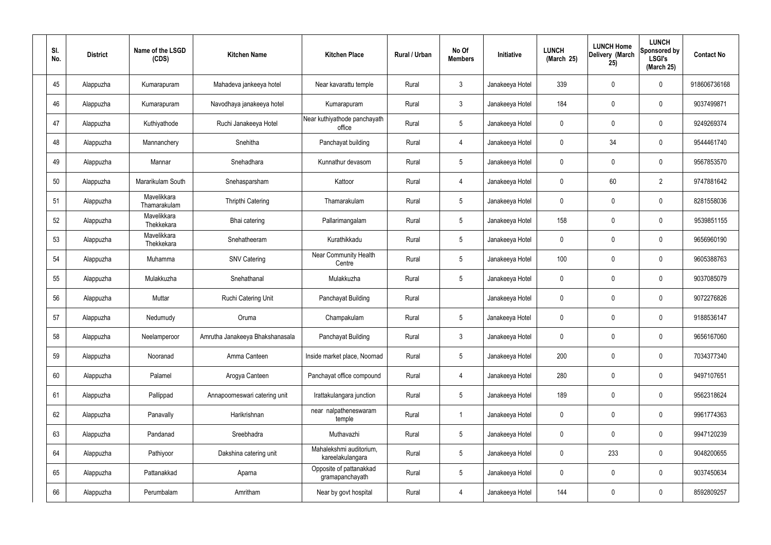| Sl. No. | District | Name of the LSGD (CDS) | Kitchen Name | Kitchen Place | Rural / Urban | No Of Members | Initiative | LUNCH (March 25) | LUNCH Home Delivery (March 25) | LUNCH Sponsored by LSGI's (March 25) | Contact No |
|---|---|---|---|---|---|---|---|---|---|---|---|
| 45 | Alappuzha | Kumarapuram | Mahadeva jankeeya hotel | Near kavarattu temple | Rural | 3 | Janakeeya Hotel | 339 | 0 | 0 | 918606736168 |
| 46 | Alappuzha | Kumarapuram | Navodhaya janakeeya hotel | Kumarapuram | Rural | 3 | Janakeeya Hotel | 184 | 0 | 0 | 9037499871 |
| 47 | Alappuzha | Kuthiyathode | Ruchi Janakeeya Hotel | Near kuthiyathode panchayath office | Rural | 5 | Janakeeya Hotel | 0 | 0 | 0 | 9249269374 |
| 48 | Alappuzha | Mannanchery | Snehitha | Panchayat building | Rural | 4 | Janakeeya Hotel | 0 | 34 | 0 | 9544461740 |
| 49 | Alappuzha | Mannar | Snehadhara | Kunnathur devasom | Rural | 5 | Janakeeya Hotel | 0 | 0 | 0 | 9567853570 |
| 50 | Alappuzha | Mararikulam South | Snehasparsham | Kattoor | Rural | 4 | Janakeeya Hotel | 0 | 60 | 2 | 9747881642 |
| 51 | Alappuzha | Mavelikkara Thamarakulam | Thripthi Catering | Thamarakulam | Rural | 5 | Janakeeya Hotel | 0 | 0 | 0 | 8281558036 |
| 52 | Alappuzha | Mavelikkara Thekkekara | Bhai catering | Pallarimangalam | Rural | 5 | Janakeeya Hotel | 158 | 0 | 0 | 9539851155 |
| 53 | Alappuzha | Mavelikkara Thekkekara | Snehatheeram | Kurathikkadu | Rural | 5 | Janakeeya Hotel | 0 | 0 | 0 | 9656960190 |
| 54 | Alappuzha | Muhamma | SNV Catering | Near Community Health Centre | Rural | 5 | Janakeeya Hotel | 100 | 0 | 0 | 9605388763 |
| 55 | Alappuzha | Mulakkuzha | Snehathanal | Mulakkuzha | Rural | 5 | Janakeeya Hotel | 0 | 0 | 0 | 9037085079 |
| 56 | Alappuzha | Muttar | Ruchi Catering Unit | Panchayat Building | Rural | | Janakeeya Hotel | 0 | 0 | 0 | 9072276826 |
| 57 | Alappuzha | Nedumudy | Oruma | Champakulam | Rural | 5 | Janakeeya Hotel | 0 | 0 | 0 | 9188536147 |
| 58 | Alappuzha | Neelamperoor | Amrutha Janakeeya Bhakshanasala | Panchayat Building | Rural | 3 | Janakeeya Hotel | 0 | 0 | 0 | 9656167060 |
| 59 | Alappuzha | Nooranad | Amma Canteen | Inside market place, Noornad | Rural | 5 | Janakeeya Hotel | 200 | 0 | 0 | 7034377340 |
| 60 | Alappuzha | Palamel | Arogya Canteen | Panchayat office compound | Rural | 4 | Janakeeya Hotel | 280 | 0 | 0 | 9497107651 |
| 61 | Alappuzha | Pallippad | Annapoorneswari catering unit | Irattakulangara junction | Rural | 5 | Janakeeya Hotel | 189 | 0 | 0 | 9562318624 |
| 62 | Alappuzha | Panavally | Harikrishnan | near nalpatheneswaram temple | Rural | 1 | Janakeeya Hotel | 0 | 0 | 0 | 9961774363 |
| 63 | Alappuzha | Pandanad | Sreebhadra | Muthavazhi | Rural | 5 | Janakeeya Hotel | 0 | 0 | 0 | 9947120239 |
| 64 | Alappuzha | Pathiyoor | Dakshina catering unit | Mahalekshmi auditorium, kareelakulangara | Rural | 5 | Janakeeya Hotel | 0 | 233 | 0 | 9048200655 |
| 65 | Alappuzha | Pattanakkad | Aparna | Opposite of pattanakkad gramapanchayath | Rural | 5 | Janakeeya Hotel | 0 | 0 | 0 | 9037450634 |
| 66 | Alappuzha | Perumbalam | Amritham | Near by govt hospital | Rural | 4 | Janakeeya Hotel | 144 | 0 | 0 | 8592809257 |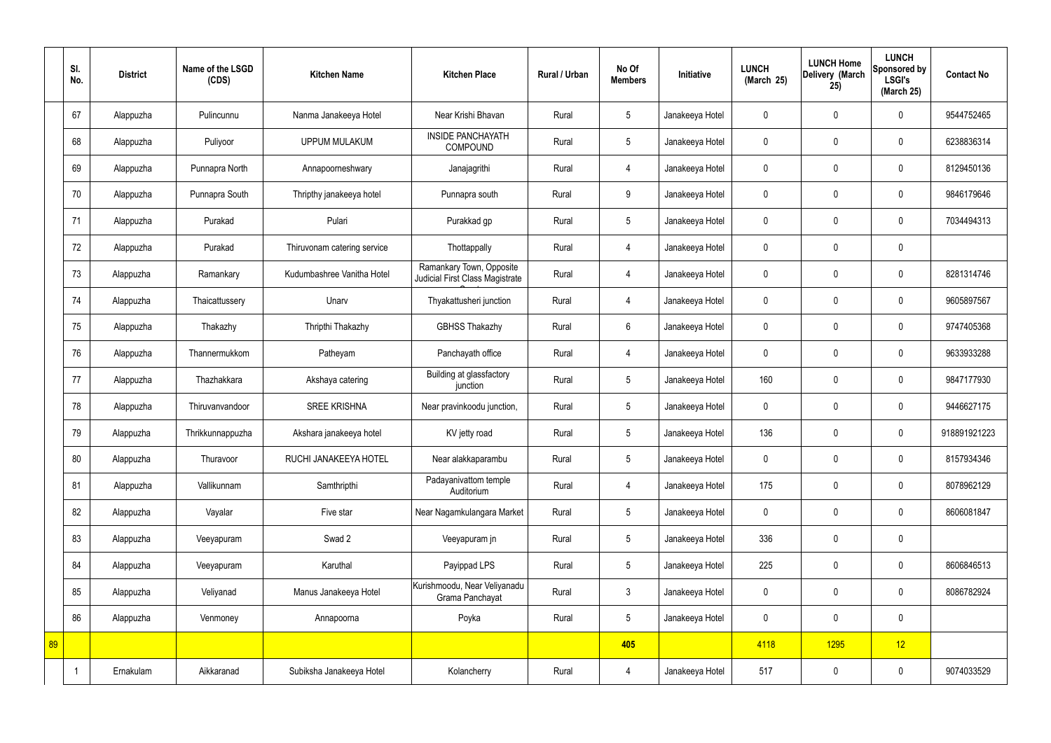| | Sl. No. | District | Name of the LSGD (CDS) | Kitchen Name | Kitchen Place | Rural / Urban | No Of Members | Initiative | LUNCH (March 25) | LUNCH Home Delivery (March 25) | LUNCH Sponsored by LSGI's (March 25) | Contact No |
|---|---|---|---|---|---|---|---|---|---|---|---|---|
| | 67 | Alappuzha | Pulincunnu | Nanma Janakeeya Hotel | Near Krishi Bhavan | Rural | 5 | Janakeeya Hotel | 0 | 0 | 0 | 9544752465 |
| | 68 | Alappuzha | Puliyoor | UPPUM MULAKUM | INSIDE PANCHAYATH COMPOUND | Rural | 5 | Janakeeya Hotel | 0 | 0 | 0 | 6238836314 |
| | 69 | Alappuzha | Punnapra North | Annapoorneshwary | Janajagrithi | Rural | 4 | Janakeeya Hotel | 0 | 0 | 0 | 8129450136 |
| | 70 | Alappuzha | Punnapra South | Thripthy janakeeya hotel | Punnapra south | Rural | 9 | Janakeeya Hotel | 0 | 0 | 0 | 9846179646 |
| | 71 | Alappuzha | Purakad | Pulari | Purakkad gp | Rural | 5 | Janakeeya Hotel | 0 | 0 | 0 | 7034494313 |
| | 72 | Alappuzha | Purakad | Thiruvonam catering service | Thottappally | Rural | 4 | Janakeeya Hotel | 0 | 0 | 0 | |
| | 73 | Alappuzha | Ramankary | Kudumbashree Vanitha Hotel | Ramankary Town, Opposite Judicial First Class Magistrate Court | Rural | 4 | Janakeeya Hotel | 0 | 0 | 0 | 8281314746 |
| | 74 | Alappuzha | Thaicattussery | Unarv | Thyakattusheri junction | Rural | 4 | Janakeeya Hotel | 0 | 0 | 0 | 9605897567 |
| | 75 | Alappuzha | Thakazhy | Thripthi Thakazhy | GBHSS Thakazhy | Rural | 6 | Janakeeya Hotel | 0 | 0 | 0 | 9747405368 |
| | 76 | Alappuzha | Thannermukkom | Patheyam | Panchayath office | Rural | 4 | Janakeeya Hotel | 0 | 0 | 0 | 9633933288 |
| | 77 | Alappuzha | Thazhakkara | Akshaya catering | Building at glassfactory junction | Rural | 5 | Janakeeya Hotel | 160 | 0 | 0 | 9847177930 |
| | 78 | Alappuzha | Thiruvanvandoor | SREE KRISHNA | Near pravinkoodu junction, | Rural | 5 | Janakeeya Hotel | 0 | 0 | 0 | 9446627175 |
| | 79 | Alappuzha | Thrikkunnappuzha | Akshara janakeeya hotel | KV jetty road | Rural | 5 | Janakeeya Hotel | 136 | 0 | 0 | 918891921223 |
| | 80 | Alappuzha | Thuravoor | RUCHI JANAKEEYA HOTEL | Near alakkaparambu | Rural | 5 | Janakeeya Hotel | 0 | 0 | 0 | 8157934346 |
| | 81 | Alappuzha | Vallikunnam | Samthripthi | Padayanivattom temple Auditorium | Rural | 4 | Janakeeya Hotel | 175 | 0 | 0 | 8078962129 |
| | 82 | Alappuzha | Vayalar | Five star | Near Nagamkulangara Market | Rural | 5 | Janakeeya Hotel | 0 | 0 | 0 | 8606081847 |
| | 83 | Alappuzha | Veeyapuram | Swad 2 | Veeyapuram jn | Rural | 5 | Janakeeya Hotel | 336 | 0 | 0 | |
| | 84 | Alappuzha | Veeyapuram | Karuthal | Payippad LPS | Rural | 5 | Janakeeya Hotel | 225 | 0 | 0 | 8606846513 |
| | 85 | Alappuzha | Veliyanad | Manus Janakeeya Hotel | Kurishmoodu, Near Veliyanadu Grama Panchayat | Rural | 3 | Janakeeya Hotel | 0 | 0 | 0 | 8086782924 |
| | 86 | Alappuzha | Venmoney | Annapoorna | Poyka | Rural | 5 | Janakeeya Hotel | 0 | 0 | 0 | |
| 89 | | | | | | | 405 | | 4118 | 1295 | 12 | |
| | 1 | Ernakulam | Aikkaranad | Subiksha Janakeeya Hotel | Kolancherry | Rural | 4 | Janakeeya Hotel | 517 | 0 | 0 | 9074033529 |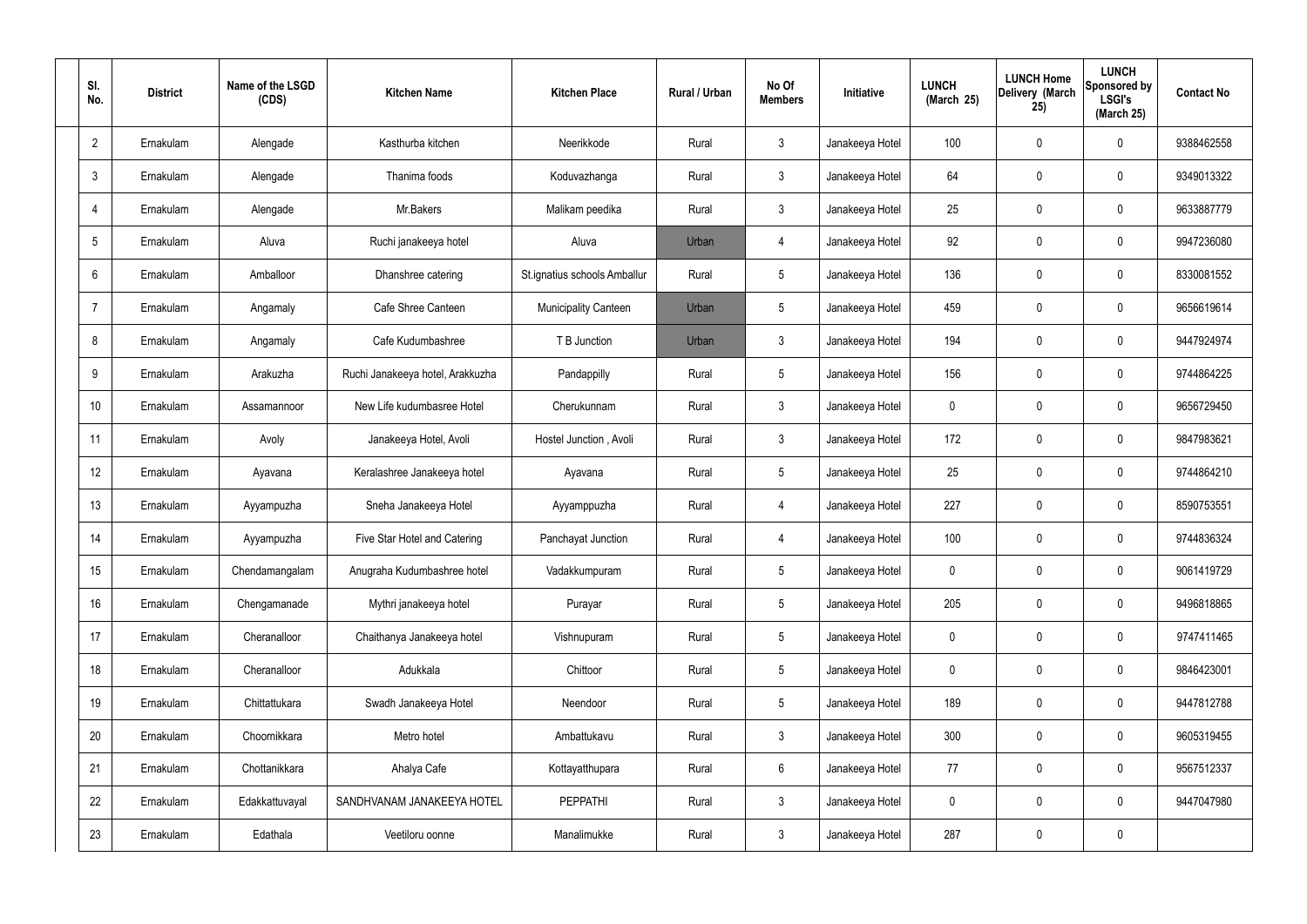| Sl. No. | District | Name of the LSGD (CDS) | Kitchen Name | Kitchen Place | Rural / Urban | No Of Members | Initiative | LUNCH (March 25) | LUNCH Home Delivery (March 25) | LUNCH Sponsored by LSGI's (March 25) | Contact No |
|---|---|---|---|---|---|---|---|---|---|---|---|
| 2 | Ernakulam | Alengade | Kasthurba kitchen | Neerikkode | Rural | 3 | Janakeeya Hotel | 100 | 0 | 0 | 9388462558 |
| 3 | Ernakulam | Alengade | Thanima foods | Koduvazhanga | Rural | 3 | Janakeeya Hotel | 64 | 0 | 0 | 9349013322 |
| 4 | Ernakulam | Alengade | Mr.Bakers | Malikam peedika | Rural | 3 | Janakeeya Hotel | 25 | 0 | 0 | 9633887779 |
| 5 | Ernakulam | Aluva | Ruchi janakeeya hotel | Aluva | Urban | 4 | Janakeeya Hotel | 92 | 0 | 0 | 9947236080 |
| 6 | Ernakulam | Amballoor | Dhanshree catering | St.ignatius schools Amballur | Rural | 5 | Janakeeya Hotel | 136 | 0 | 0 | 8330081552 |
| 7 | Ernakulam | Angamaly | Cafe Shree Canteen | Municipality Canteen | Urban | 5 | Janakeeya Hotel | 459 | 0 | 0 | 9656619614 |
| 8 | Ernakulam | Angamaly | Cafe Kudumbashree | T B Junction | Urban | 3 | Janakeeya Hotel | 194 | 0 | 0 | 9447924974 |
| 9 | Ernakulam | Arakuzha | Ruchi Janakeeya hotel, Arakkuzha | Pandappilly | Rural | 5 | Janakeeya Hotel | 156 | 0 | 0 | 9744864225 |
| 10 | Ernakulam | Assamannoor | New Life kudumbasree Hotel | Cherukunnam | Rural | 3 | Janakeeya Hotel | 0 | 0 | 0 | 9656729450 |
| 11 | Ernakulam | Avoly | Janakeeya Hotel, Avoli | Hostel Junction , Avoli | Rural | 3 | Janakeeya Hotel | 172 | 0 | 0 | 9847983621 |
| 12 | Ernakulam | Ayavana | Keralashree Janakeeya hotel | Ayavana | Rural | 5 | Janakeeya Hotel | 25 | 0 | 0 | 9744864210 |
| 13 | Ernakulam | Ayyampuzha | Sneha Janakeeya Hotel | Ayyamppuzha | Rural | 4 | Janakeeya Hotel | 227 | 0 | 0 | 8590753551 |
| 14 | Ernakulam | Ayyampuzha | Five Star Hotel and Catering | Panchayat Junction | Rural | 4 | Janakeeya Hotel | 100 | 0 | 0 | 9744836324 |
| 15 | Ernakulam | Chendamangalam | Anugraha Kudumbashree hotel | Vadakkumpuram | Rural | 5 | Janakeeya Hotel | 0 | 0 | 0 | 9061419729 |
| 16 | Ernakulam | Chengamanade | Mythri janakeeya hotel | Purayar | Rural | 5 | Janakeeya Hotel | 205 | 0 | 0 | 9496818865 |
| 17 | Ernakulam | Cheranalloor | Chaithanya Janakeeya hotel | Vishnupuram | Rural | 5 | Janakeeya Hotel | 0 | 0 | 0 | 9747411465 |
| 18 | Ernakulam | Cheranalloor | Adukkala | Chittoor | Rural | 5 | Janakeeya Hotel | 0 | 0 | 0 | 9846423001 |
| 19 | Ernakulam | Chittattukara | Swadh Janakeeya Hotel | Neendoor | Rural | 5 | Janakeeya Hotel | 189 | 0 | 0 | 9447812788 |
| 20 | Ernakulam | Choornikkara | Metro hotel | Ambattukavu | Rural | 3 | Janakeeya Hotel | 300 | 0 | 0 | 9605319455 |
| 21 | Ernakulam | Chottanikkara | Ahalya Cafe | Kottayatthupara | Rural | 6 | Janakeeya Hotel | 77 | 0 | 0 | 9567512337 |
| 22 | Ernakulam | Edakkattuvayal | SANDHVANAM JANAKEEYA HOTEL | PEPPATHI | Rural | 3 | Janakeeya Hotel | 0 | 0 | 0 | 9447047980 |
| 23 | Ernakulam | Edathala | Veetiloru oonne | Manalimukke | Rural | 3 | Janakeeya Hotel | 287 | 0 | 0 | |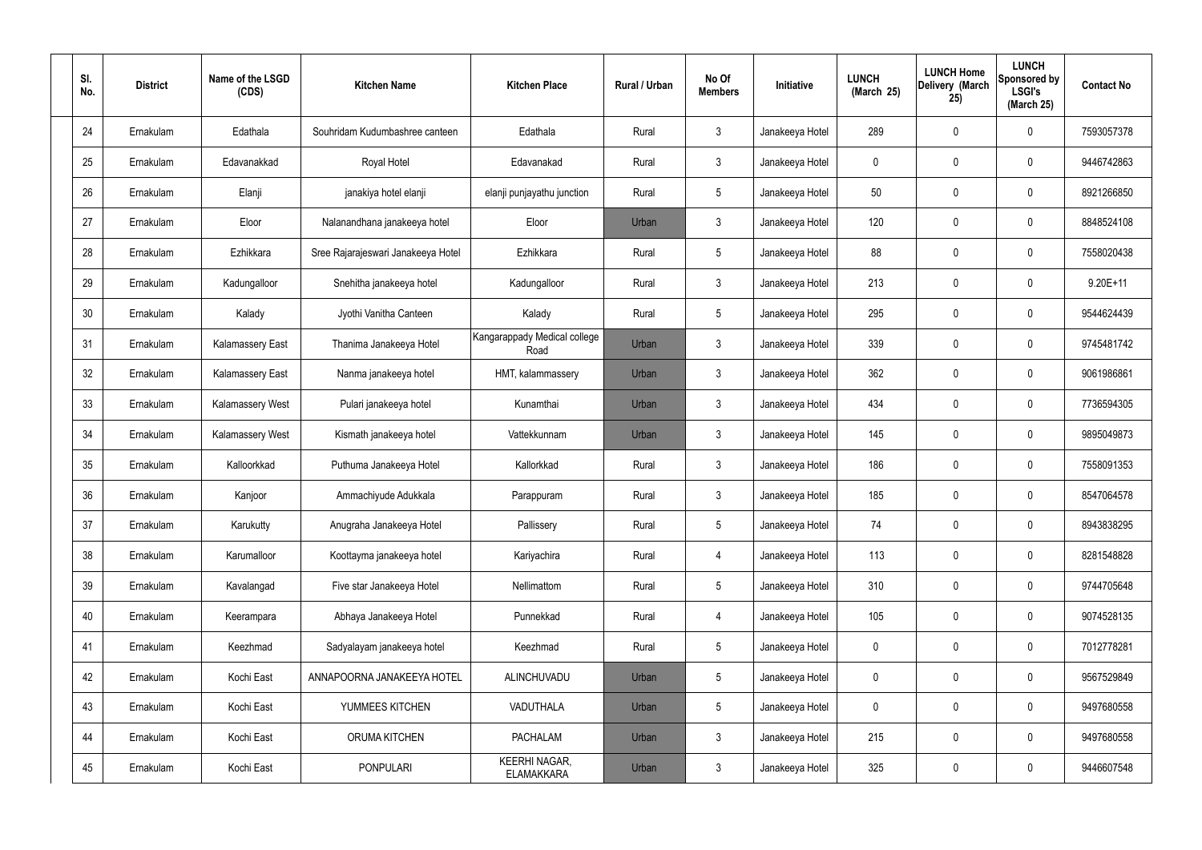| Sl. No. | District | Name of the LSGD (CDS) | Kitchen Name | Kitchen Place | Rural / Urban | No Of Members | Initiative | LUNCH (March 25) | LUNCH Home Delivery (March 25) | LUNCH Sponsored by LSGI's (March 25) | Contact No |
|---|---|---|---|---|---|---|---|---|---|---|---|
| 24 | Ernakulam | Edathala | Souhridam Kudumbashree canteen | Edathala | Rural | 3 | Janakeeya Hotel | 289 | 0 | 0 | 7593057378 |
| 25 | Ernakulam | Edavanakkad | Royal Hotel | Edavanakad | Rural | 3 | Janakeeya Hotel | 0 | 0 | 0 | 9446742863 |
| 26 | Ernakulam | Elanji | janakiya hotel elanji | elanji punjayathu junction | Rural | 5 | Janakeeya Hotel | 50 | 0 | 0 | 8921266850 |
| 27 | Ernakulam | Eloor | Nalanandhana janakeeya hotel | Eloor | Urban | 3 | Janakeeya Hotel | 120 | 0 | 0 | 8848524108 |
| 28 | Ernakulam | Ezhikkara | Sree Rajarajeswari Janakeeya Hotel | Ezhikkara | Rural | 5 | Janakeeya Hotel | 88 | 0 | 0 | 7558020438 |
| 29 | Ernakulam | Kadungalloor | Snehitha janakeeya hotel | Kadungalloor | Rural | 3 | Janakeeya Hotel | 213 | 0 | 0 | 9.20E+11 |
| 30 | Ernakulam | Kalady | Jyothi Vanitha Canteen | Kalady | Rural | 5 | Janakeeya Hotel | 295 | 0 | 0 | 9544624439 |
| 31 | Ernakulam | Kalamassery East | Thanima Janakeeya Hotel | Kangarappady Medical college Road | Urban | 3 | Janakeeya Hotel | 339 | 0 | 0 | 9745481742 |
| 32 | Ernakulam | Kalamassery East | Nanma janakeeya hotel | HMT, kalammassery | Urban | 3 | Janakeeya Hotel | 362 | 0 | 0 | 9061986861 |
| 33 | Ernakulam | Kalamassery West | Pulari janakeeya hotel | Kunamthai | Urban | 3 | Janakeeya Hotel | 434 | 0 | 0 | 7736594305 |
| 34 | Ernakulam | Kalamassery West | Kismath janakeeya hotel | Vattekkunnam | Urban | 3 | Janakeeya Hotel | 145 | 0 | 0 | 9895049873 |
| 35 | Ernakulam | Kalloorkkad | Puthuma Janakeeya Hotel | Kallorkkad | Rural | 3 | Janakeeya Hotel | 186 | 0 | 0 | 7558091353 |
| 36 | Ernakulam | Kanjoor | Ammachiyude Adukkala | Parappuram | Rural | 3 | Janakeeya Hotel | 185 | 0 | 0 | 8547064578 |
| 37 | Ernakulam | Karukutty | Anugraha Janakeeya Hotel | Pallissery | Rural | 5 | Janakeeya Hotel | 74 | 0 | 0 | 8943838295 |
| 38 | Ernakulam | Karumalloor | Koottayma janakeeya hotel | Kariyachira | Rural | 4 | Janakeeya Hotel | 113 | 0 | 0 | 8281548828 |
| 39 | Ernakulam | Kavalangad | Five star Janakeeya Hotel | Nellimattom | Rural | 5 | Janakeeya Hotel | 310 | 0 | 0 | 9744705648 |
| 40 | Ernakulam | Keerampara | Abhaya Janakeeya Hotel | Punnekkad | Rural | 4 | Janakeeya Hotel | 105 | 0 | 0 | 9074528135 |
| 41 | Ernakulam | Keezhmad | Sadyalayam janakeeya hotel | Keezhmad | Rural | 5 | Janakeeya Hotel | 0 | 0 | 0 | 7012778281 |
| 42 | Ernakulam | Kochi East | ANNAPOORNA JANAKEEYA HOTEL | ALINCHUVADU | Urban | 5 | Janakeeya Hotel | 0 | 0 | 0 | 9567529849 |
| 43 | Ernakulam | Kochi East | YUMMEES KITCHEN | VADUTHALA | Urban | 5 | Janakeeya Hotel | 0 | 0 | 0 | 9497680558 |
| 44 | Ernakulam | Kochi East | ORUMA KITCHEN | PACHALAM | Urban | 3 | Janakeeya Hotel | 215 | 0 | 0 | 9497680558 |
| 45 | Ernakulam | Kochi East | PONPULARI | KEERHI NAGAR, ELAMAKKARA | Urban | 3 | Janakeeya Hotel | 325 | 0 | 0 | 9446607548 |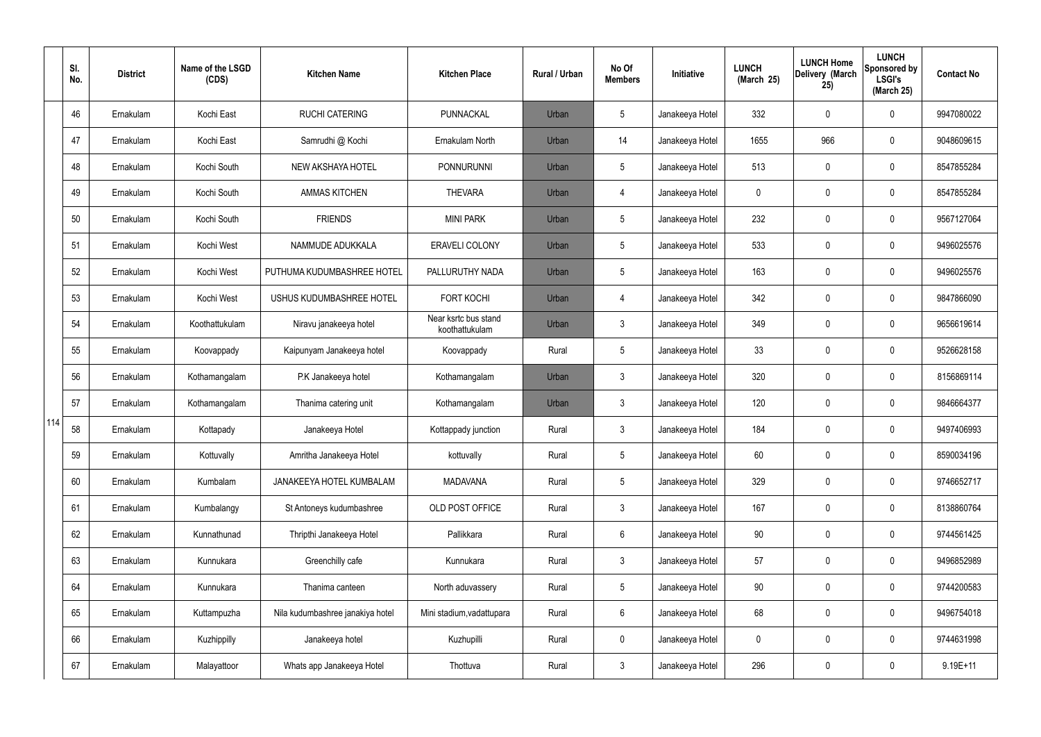| | Sl. No. | District | Name of the LSGD (CDS) | Kitchen Name | Kitchen Place | Rural / Urban | No Of Members | Initiative | LUNCH (March 25) | LUNCH Home Delivery (March 25) | LUNCH Sponsored by LSGI's (March 25) | Contact No |
|---|---|---|---|---|---|---|---|---|---|---|---|---|
| 114 | 46 | Ernakulam | Kochi East | RUCHI CATERING | PUNNACKAL | Urban | 5 | Janakeeya Hotel | 332 | 0 | 0 | 9947080022 |
| | 47 | Ernakulam | Kochi East | Samrudhi @ Kochi | Ernakulam North | Urban | 14 | Janakeeya Hotel | 1655 | 966 | 0 | 9048609615 |
| | 48 | Ernakulam | Kochi South | NEW AKSHAYA HOTEL | PONNURUNNI | Urban | 5 | Janakeeya Hotel | 513 | 0 | 0 | 8547855284 |
| | 49 | Ernakulam | Kochi South | AMMAS KITCHEN | THEVARA | Urban | 4 | Janakeeya Hotel | 0 | 0 | 0 | 8547855284 |
| | 50 | Ernakulam | Kochi South | FRIENDS | MINI PARK | Urban | 5 | Janakeeya Hotel | 232 | 0 | 0 | 9567127064 |
| | 51 | Ernakulam | Kochi West | NAMMUDE ADUKKALA | ERAVELI COLONY | Urban | 5 | Janakeeya Hotel | 533 | 0 | 0 | 9496025576 |
| | 52 | Ernakulam | Kochi West | PUTHUMA KUDUMBASHREE HOTEL | PALLURUTHY NADA | Urban | 5 | Janakeeya Hotel | 163 | 0 | 0 | 9496025576 |
| | 53 | Ernakulam | Kochi West | USHUS KUDUMBASHREE HOTEL | FORT KOCHI | Urban | 4 | Janakeeya Hotel | 342 | 0 | 0 | 9847866090 |
| | 54 | Ernakulam | Koothattukulam | Niravu janakeeya hotel | Near ksrtc bus stand koothattukulam | Urban | 3 | Janakeeya Hotel | 349 | 0 | 0 | 9656619614 |
| | 55 | Ernakulam | Koovappady | Kaipunyam Janakeeya hotel | Koovappady | Rural | 5 | Janakeeya Hotel | 33 | 0 | 0 | 9526628158 |
| | 56 | Ernakulam | Kothamangalam | P.K Janakeeya hotel | Kothamangalam | Urban | 3 | Janakeeya Hotel | 320 | 0 | 0 | 8156869114 |
| | 57 | Ernakulam | Kothamangalam | Thanima catering unit | Kothamangalam | Urban | 3 | Janakeeya Hotel | 120 | 0 | 0 | 9846664377 |
| | 58 | Ernakulam | Kottapady | Janakeeya Hotel | Kottappady junction | Rural | 3 | Janakeeya Hotel | 184 | 0 | 0 | 9497406993 |
| | 59 | Ernakulam | Kottuvally | Amritha Janakeeya Hotel | kottuvally | Rural | 5 | Janakeeya Hotel | 60 | 0 | 0 | 8590034196 |
| | 60 | Ernakulam | Kumbalam | JANAKEEYA HOTEL KUMBALAM | MADAVANA | Rural | 5 | Janakeeya Hotel | 329 | 0 | 0 | 9746652717 |
| | 61 | Ernakulam | Kumbalangy | St Antoneys kudumbashree | OLD POST OFFICE | Rural | 3 | Janakeeya Hotel | 167 | 0 | 0 | 8138860764 |
| | 62 | Ernakulam | Kunnathunad | Thripthi Janakeeya Hotel | Pallikkara | Rural | 6 | Janakeeya Hotel | 90 | 0 | 0 | 9744561425 |
| | 63 | Ernakulam | Kunnukara | Greenchilly cafe | Kunnukara | Rural | 3 | Janakeeya Hotel | 57 | 0 | 0 | 9496852989 |
| | 64 | Ernakulam | Kunnukara | Thanima canteen | North aduvassery | Rural | 5 | Janakeeya Hotel | 90 | 0 | 0 | 9744200583 |
| | 65 | Ernakulam | Kuttampuzha | Nila kudumbashree janakiya hotel | Mini stadium,vadattupara | Rural | 6 | Janakeeya Hotel | 68 | 0 | 0 | 9496754018 |
| | 66 | Ernakulam | Kuzhippilly | Janakeeya hotel | Kuzhupilli | Rural | 0 | Janakeeya Hotel | 0 | 0 | 0 | 9744631998 |
| | 67 | Ernakulam | Malayattoor | Whats app Janakeeya Hotel | Thottuva | Rural | 3 | Janakeeya Hotel | 296 | 0 | 0 | 9.19E+11 |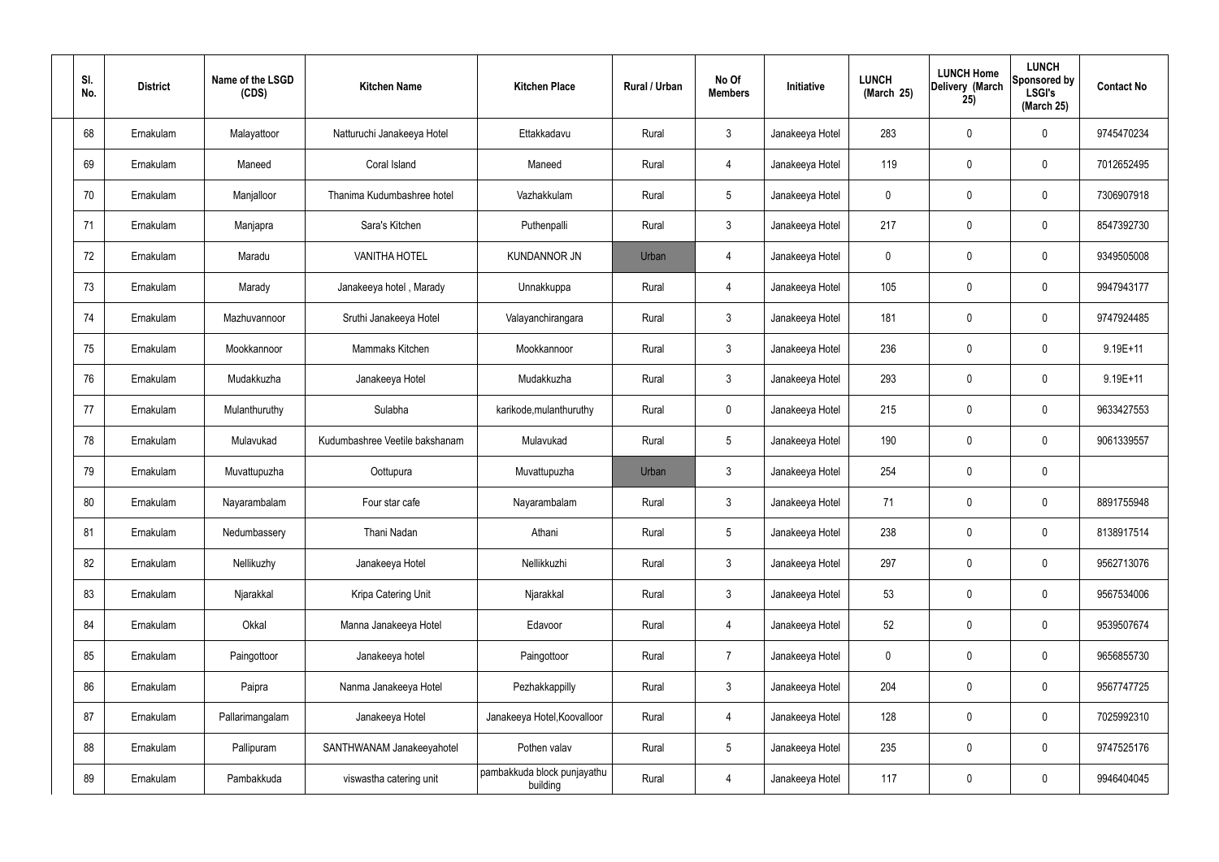| Sl. No. | District | Name of the LSGD (CDS) | Kitchen Name | Kitchen Place | Rural / Urban | No Of Members | Initiative | LUNCH (March 25) | LUNCH Home Delivery (March 25) | LUNCH Sponsored by LSGI's (March 25) | Contact No |
|---|---|---|---|---|---|---|---|---|---|---|---|
| 68 | Ernakulam | Malayattoor | Natturuchi Janakeeya Hotel | Ettakkadavu | Rural | 3 | Janakeeya Hotel | 283 | 0 | 0 | 9745470234 |
| 69 | Ernakulam | Maneed | Coral Island | Maneed | Rural | 4 | Janakeeya Hotel | 119 | 0 | 0 | 7012652495 |
| 70 | Ernakulam | Manjalloor | Thanima Kudumbashree hotel | Vazhakkulam | Rural | 5 | Janakeeya Hotel | 0 | 0 | 0 | 7306907918 |
| 71 | Ernakulam | Manjapra | Sara's Kitchen | Puthenpalli | Rural | 3 | Janakeeya Hotel | 217 | 0 | 0 | 8547392730 |
| 72 | Ernakulam | Maradu | VANITHA HOTEL | KUNDANNOR JN | Urban | 4 | Janakeeya Hotel | 0 | 0 | 0 | 9349505008 |
| 73 | Ernakulam | Marady | Janakeeya hotel , Marady | Unnakkuppa | Rural | 4 | Janakeeya Hotel | 105 | 0 | 0 | 9947943177 |
| 74 | Ernakulam | Mazhuvannoor | Sruthi Janakeeya Hotel | Valayanchirangara | Rural | 3 | Janakeeya Hotel | 181 | 0 | 0 | 9747924485 |
| 75 | Ernakulam | Mookkannoor | Mammaks Kitchen | Mookkannoor | Rural | 3 | Janakeeya Hotel | 236 | 0 | 0 | 9.19E+11 |
| 76 | Ernakulam | Mudakkuzha | Janakeeya Hotel | Mudakkuzha | Rural | 3 | Janakeeya Hotel | 293 | 0 | 0 | 9.19E+11 |
| 77 | Ernakulam | Mulanthuruthy | Sulabha | karikode,mulanthuruthy | Rural | 0 | Janakeeya Hotel | 215 | 0 | 0 | 9633427553 |
| 78 | Ernakulam | Mulavukad | Kudumbashree Veetile bakshanam | Mulavukad | Rural | 5 | Janakeeya Hotel | 190 | 0 | 0 | 9061339557 |
| 79 | Ernakulam | Muvattupuzha | Oottupura | Muvattupuzha | Urban | 3 | Janakeeya Hotel | 254 | 0 | 0 | |
| 80 | Ernakulam | Nayarambalam | Four star cafe | Nayarambalam | Rural | 3 | Janakeeya Hotel | 71 | 0 | 0 | 8891755948 |
| 81 | Ernakulam | Nedumbassery | Thani Nadan | Athani | Rural | 5 | Janakeeya Hotel | 238 | 0 | 0 | 8138917514 |
| 82 | Ernakulam | Nellikuzhy | Janakeeya Hotel | Nellikkuzhi | Rural | 3 | Janakeeya Hotel | 297 | 0 | 0 | 9562713076 |
| 83 | Ernakulam | Njarakkal | Kripa Catering Unit | Njarakkal | Rural | 3 | Janakeeya Hotel | 53 | 0 | 0 | 9567534006 |
| 84 | Ernakulam | Okkal | Manna Janakeeya Hotel | Edavoor | Rural | 4 | Janakeeya Hotel | 52 | 0 | 0 | 9539507674 |
| 85 | Ernakulam | Paingottoor | Janakeeya hotel | Paingottoor | Rural | 7 | Janakeeya Hotel | 0 | 0 | 0 | 9656855730 |
| 86 | Ernakulam | Paipra | Nanma Janakeeya Hotel | Pezhakkappilly | Rural | 3 | Janakeeya Hotel | 204 | 0 | 0 | 9567747725 |
| 87 | Ernakulam | Pallarimangalam | Janakeeya Hotel | Janakeeya Hotel,Koovalloor | Rural | 4 | Janakeeya Hotel | 128 | 0 | 0 | 7025992310 |
| 88 | Ernakulam | Pallipuram | SANTHWANAM Janakeeyahotel | Pothen valav | Rural | 5 | Janakeeya Hotel | 235 | 0 | 0 | 9747525176 |
| 89 | Ernakulam | Pambakkuda | viswastha catering unit | pambakkuda block punjayathu building | Rural | 4 | Janakeeya Hotel | 117 | 0 | 0 | 9946404045 |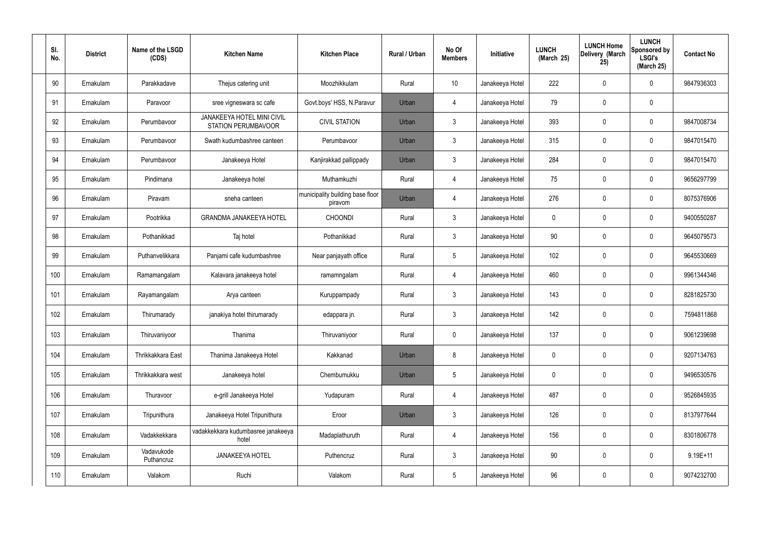| Sl. No. | District | Name of the LSGD (CDS) | Kitchen Name | Kitchen Place | Rural / Urban | No Of Members | Initiative | LUNCH (March 25) | LUNCH Home Delivery (March 25) | LUNCH Sponsored by LSGI's (March 25) | Contact No |
|---|---|---|---|---|---|---|---|---|---|---|---|
| 90 | Ernakulam | Parakkadave | Thejus catering unit | Moozhikkulam | Rural | 10 | Janakeeya Hotel | 222 | 0 | 0 | 9847936303 |
| 91 | Ernakulam | Paravoor | sree vigneswara sc cafe | Govt.boys' HSS, N.Paravur | Urban | 4 | Janakeeya Hotel | 79 | 0 | 0 | |
| 92 | Ernakulam | Perumbavoor | JANAKEEYA HOTEL MINI CIVIL STATION PERUMBAVOOR | CIVIL STATION | Urban | 3 | Janakeeya Hotel | 393 | 0 | 0 | 9847008734 |
| 93 | Ernakulam | Perumbavoor | Swath kudumbashree canteen | Perumbavoor | Urban | 3 | Janakeeya Hotel | 315 | 0 | 0 | 9847015470 |
| 94 | Ernakulam | Perumbavoor | Janakeeya Hotel | Kanjirakkad pallippady | Urban | 3 | Janakeeya Hotel | 284 | 0 | 0 | 9847015470 |
| 95 | Ernakulam | Pindimana | Janakeeya hotel | Muthamkuzhi | Rural | 4 | Janakeeya Hotel | 75 | 0 | 0 | 9656297799 |
| 96 | Ernakulam | Piravam | sneha canteen | municipality building base floor piravom | Urban | 4 | Janakeeya Hotel | 276 | 0 | 0 | 8075376906 |
| 97 | Ernakulam | Pootrikka | GRANDMA JANAKEEYA HOTEL | CHOONDI | Rural | 3 | Janakeeya Hotel | 0 | 0 | 0 | 9400550287 |
| 98 | Ernakulam | Pothanikkad | Taj hotel | Pothanikkad | Rural | 3 | Janakeeya Hotel | 90 | 0 | 0 | 9645079573 |
| 99 | Ernakulam | Puthanvelikkara | Panjami cafe kudumbashree | Near panjayath office | Rural | 5 | Janakeeya Hotel | 102 | 0 | 0 | 9645530669 |
| 100 | Ernakulam | Ramamangalam | Kalavara janakeeya hotel | ramamngalam | Rural | 4 | Janakeeya Hotel | 460 | 0 | 0 | 9961344346 |
| 101 | Ernakulam | Rayamangalam | Arya canteen | Kuruppampady | Rural | 3 | Janakeeya Hotel | 143 | 0 | 0 | 8281825730 |
| 102 | Ernakulam | Thirumarady | janakiya hotel thirumarady | edappara jn. | Rural | 3 | Janakeeya Hotel | 142 | 0 | 0 | 7594811868 |
| 103 | Ernakulam | Thiruvaniyoor | Thanima | Thiruvaniyoor | Rural | 0 | Janakeeya Hotel | 137 | 0 | 0 | 9061239698 |
| 104 | Ernakulam | Thrikkakkara East | Thanima Janakeeya Hotel | Kakkanad | Urban | 8 | Janakeeya Hotel | 0 | 0 | 0 | 9207134763 |
| 105 | Ernakulam | Thrikkakkara west | Janakeeya hotel | Chembumukku | Urban | 5 | Janakeeya Hotel | 0 | 0 | 0 | 9496530576 |
| 106 | Ernakulam | Thuravoor | e-grill Janakeeya Hotel | Yudapuram | Rural | 4 | Janakeeya Hotel | 487 | 0 | 0 | 9526845935 |
| 107 | Ernakulam | Tripunithura | Janakeeya Hotel Tripunithura | Eroor | Urban | 3 | Janakeeya Hotel | 126 | 0 | 0 | 8137977644 |
| 108 | Ernakulam | Vadakkekkara | vadakkekkara kudumbasree janakeeya hotel | Madaplathuruth | Rural | 4 | Janakeeya Hotel | 156 | 0 | 0 | 8301806778 |
| 109 | Ernakulam | Vadavukode Puthancruz | JANAKEEYA HOTEL | Puthencruz | Rural | 3 | Janakeeya Hotel | 90 | 0 | 0 | 9.19E+11 |
| 110 | Ernakulam | Valakom | Ruchi | Valakom | Rural | 5 | Janakeeya Hotel | 96 | 0 | 0 | 9074232700 |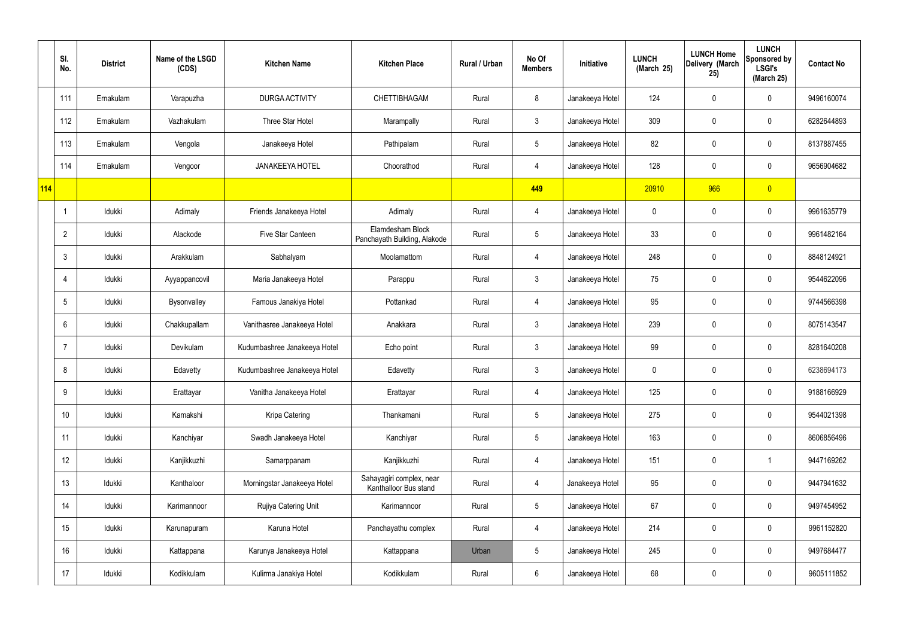| | Sl. No. | District | Name of the LSGD (CDS) | Kitchen Name | Kitchen Place | Rural / Urban | No Of Members | Initiative | LUNCH (March 25) | LUNCH Home Delivery (March 25) | LUNCH Sponsored by LSGI's (March 25) | Contact No |
|---|---|---|---|---|---|---|---|---|---|---|---|---|
| | 111 | Ernakulam | Varapuzha | DURGA ACTIVITY | CHETTIBHAGAM | Rural | 8 | Janakeeya Hotel | 124 | 0 | 0 | 9496160074 |
| | 112 | Ernakulam | Vazhakulam | Three Star Hotel | Marampally | Rural | 3 | Janakeeya Hotel | 309 | 0 | 0 | 6282644893 |
| | 113 | Ernakulam | Vengola | Janakeeya Hotel | Pathipalam | Rural | 5 | Janakeeya Hotel | 82 | 0 | 0 | 8137887455 |
| | 114 | Ernakulam | Vengoor | JANAKEEYA HOTEL | Choorathod | Rural | 4 | Janakeeya Hotel | 128 | 0 | 0 | 9656904682 |
| 114 | | | | | | | 449 | | 20910 | 966 | 0 | |
| | 1 | Idukki | Adimaly | Friends Janakeeya Hotel | Adimaly | Rural | 4 | Janakeeya Hotel | 0 | 0 | 0 | 9961635779 |
| | 2 | Idukki | Alackode | Five Star Canteen | Elamdesham Block Panchayath Building, Alakode | Rural | 5 | Janakeeya Hotel | 33 | 0 | 0 | 9961482164 |
| | 3 | Idukki | Arakkulam | Sabhalyam | Moolamattom | Rural | 4 | Janakeeya Hotel | 248 | 0 | 0 | 8848124921 |
| | 4 | Idukki | Ayyappancovil | Maria Janakeeya Hotel | Parappu | Rural | 3 | Janakeeya Hotel | 75 | 0 | 0 | 9544622096 |
| | 5 | Idukki | Bysonvalley | Famous Janakiya Hotel | Pottankad | Rural | 4 | Janakeeya Hotel | 95 | 0 | 0 | 9744566398 |
| | 6 | Idukki | Chakkupallam | Vanithasree Janakeeya Hotel | Anakkara | Rural | 3 | Janakeeya Hotel | 239 | 0 | 0 | 8075143547 |
| | 7 | Idukki | Devikulam | Kudumbashree Janakeeya Hotel | Echo point | Rural | 3 | Janakeeya Hotel | 99 | 0 | 0 | 8281640208 |
| | 8 | Idukki | Edavetty | Kudumbashree Janakeeya Hotel | Edavetty | Rural | 3 | Janakeeya Hotel | 0 | 0 | 0 | 6238694173 |
| | 9 | Idukki | Erattayar | Vanitha Janakeeya Hotel | Erattayar | Rural | 4 | Janakeeya Hotel | 125 | 0 | 0 | 9188166929 |
| | 10 | Idukki | Kamakshi | Kripa Catering | Thankamani | Rural | 5 | Janakeeya Hotel | 275 | 0 | 0 | 9544021398 |
| | 11 | Idukki | Kanchiyar | Swadh Janakeeya Hotel | Kanchiyar | Rural | 5 | Janakeeya Hotel | 163 | 0 | 0 | 8606856496 |
| | 12 | Idukki | Kanjikkuzhi | Samarppanam | Kanjikkuzhi | Rural | 4 | Janakeeya Hotel | 151 | 0 | 1 | 9447169262 |
| | 13 | Idukki | Kanthaloor | Morningstar Janakeeya Hotel | Sahayagiri complex, near Kanthalloor Bus stand | Rural | 4 | Janakeeya Hotel | 95 | 0 | 0 | 9447941632 |
| | 14 | Idukki | Karimannoor | Rujiya Catering Unit | Karimannoor | Rural | 5 | Janakeeya Hotel | 67 | 0 | 0 | 9497454952 |
| | 15 | Idukki | Karunapuram | Karuna Hotel | Panchayathu complex | Rural | 4 | Janakeeya Hotel | 214 | 0 | 0 | 9961152820 |
| | 16 | Idukki | Kattappana | Karunya Janakeeya Hotel | Kattappana | Urban | 5 | Janakeeya Hotel | 245 | 0 | 0 | 9497684477 |
| | 17 | Idukki | Kodikkulam | Kulirma Janakiya Hotel | Kodikkulam | Rural | 6 | Janakeeya Hotel | 68 | 0 | 0 | 9605111852 |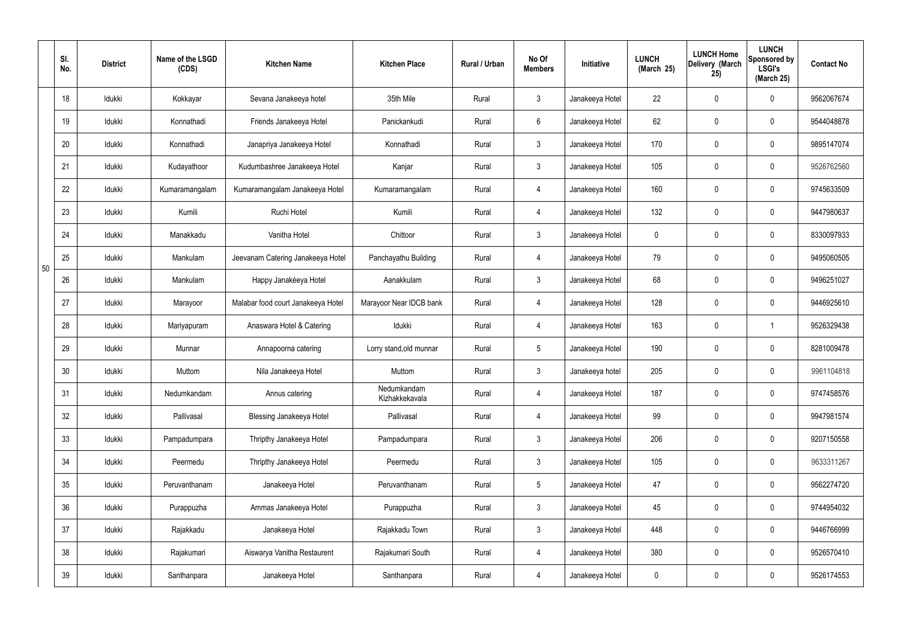|  | Sl. No. | District | Name of the LSGD (CDS) | Kitchen Name | Kitchen Place | Rural / Urban | No Of Members | Initiative | LUNCH (March 25) | LUNCH Home Delivery (March 25) | LUNCH Sponsored by LSGI's (March 25) | Contact No |
|---|---|---|---|---|---|---|---|---|---|---|---|---|
| 50 | 18 | Idukki | Kokkayar | Sevana Janakeeya hotel | 35th Mile | Rural | 3 | Janakeeya Hotel | 22 | 0 | 0 | 9562067674 |
|  | 19 | Idukki | Konnathadi | Friends Janakeeya Hotel | Panickankudi | Rural | 6 | Janakeeya Hotel | 62 | 0 | 0 | 9544048878 |
|  | 20 | Idukki | Konnathadi | Janapriya Janakeeya Hotel | Konnathadi | Rural | 3 | Janakeeya Hotel | 170 | 0 | 0 | 9895147074 |
|  | 21 | Idukki | Kudayathoor | Kudumbashree Janakeeya Hotel | Kanjar | Rural | 3 | Janakeeya Hotel | 105 | 0 | 0 | 9526762560 |
|  | 22 | Idukki | Kumaramangalam | Kumaramangalam Janakeeya Hotel | Kumaramangalam | Rural | 4 | Janakeeya Hotel | 160 | 0 | 0 | 9745633509 |
|  | 23 | Idukki | Kumili | Ruchi Hotel | Kumili | Rural | 4 | Janakeeya Hotel | 132 | 0 | 0 | 9447980637 |
|  | 24 | Idukki | Manakkadu | Vanitha Hotel | Chittoor | Rural | 3 | Janakeeya Hotel | 0 | 0 | 0 | 8330097933 |
|  | 25 | Idukki | Mankulam | Jeevanam Catering Janakeeya Hotel | Panchayathu Building | Rural | 4 | Janakeeya Hotel | 79 | 0 | 0 | 9495060505 |
|  | 26 | Idukki | Mankulam | Happy Janakéeya Hotel | Aanakkulam | Rural | 3 | Janakeeya Hotel | 68 | 0 | 0 | 9496251027 |
|  | 27 | Idukki | Marayoor | Malabar food court Janakeeya Hotel | Marayoor Near IDCB bank | Rural | 4 | Janakeeya Hotel | 128 | 0 | 0 | 9446925610 |
|  | 28 | Idukki | Mariyapuram | Anaswara Hotel & Catering | Idukki | Rural | 4 | Janakeeya Hotel | 163 | 0 | 1 | 9526329438 |
|  | 29 | Idukki | Munnar | Annapoorna catering | Lorry stand,old munnar | Rural | 5 | Janakeeya Hotel | 190 | 0 | 0 | 8281009478 |
|  | 30 | Idukki | Muttom | Nila Janakeeya Hotel | Muttom | Rural | 3 | Janakeeya hotel | 205 | 0 | 0 | 9961104818 |
|  | 31 | Idukki | Nedumkandam | Annus catering | Nedumkandam Kizhakkekavala | Rural | 4 | Janakeeya Hotel | 187 | 0 | 0 | 9747458576 |
|  | 32 | Idukki | Pallivasal | Blessing Janakeeya Hotel | Pallivasal | Rural | 4 | Janakeeya Hotel | 99 | 0 | 0 | 9947981574 |
|  | 33 | Idukki | Pampadumpara | Thripthy Janakeeya Hotel | Pampadumpara | Rural | 3 | Janakeeya Hotel | 206 | 0 | 0 | 9207150558 |
|  | 34 | Idukki | Peermedu | Thripthy Janakeeya Hotel | Peermedu | Rural | 3 | Janakeeya Hotel | 105 | 0 | 0 | 9633311267 |
|  | 35 | Idukki | Peruvanthanam | Janakeeya Hotel | Peruvanthanam | Rural | 5 | Janakeeya Hotel | 47 | 0 | 0 | 9562274720 |
|  | 36 | Idukki | Purappuzha | Ammas Janakeeya Hotel | Purappuzha | Rural | 3 | Janakeeya Hotel | 45 | 0 | 0 | 9744954032 |
|  | 37 | Idukki | Rajakkadu | Janakeeya Hotel | Rajakkadu Town | Rural | 3 | Janakeeya Hotel | 448 | 0 | 0 | 9446766999 |
|  | 38 | Idukki | Rajakumari | Aiswarya Vanitha Restaurent | Rajakumari South | Rural | 4 | Janakeeya Hotel | 380 | 0 | 0 | 9526570410 |
|  | 39 | Idukki | Santhanpara | Janakeeya Hotel | Santhanpara | Rural | 4 | Janakeeya Hotel | 0 | 0 | 0 | 9526174553 |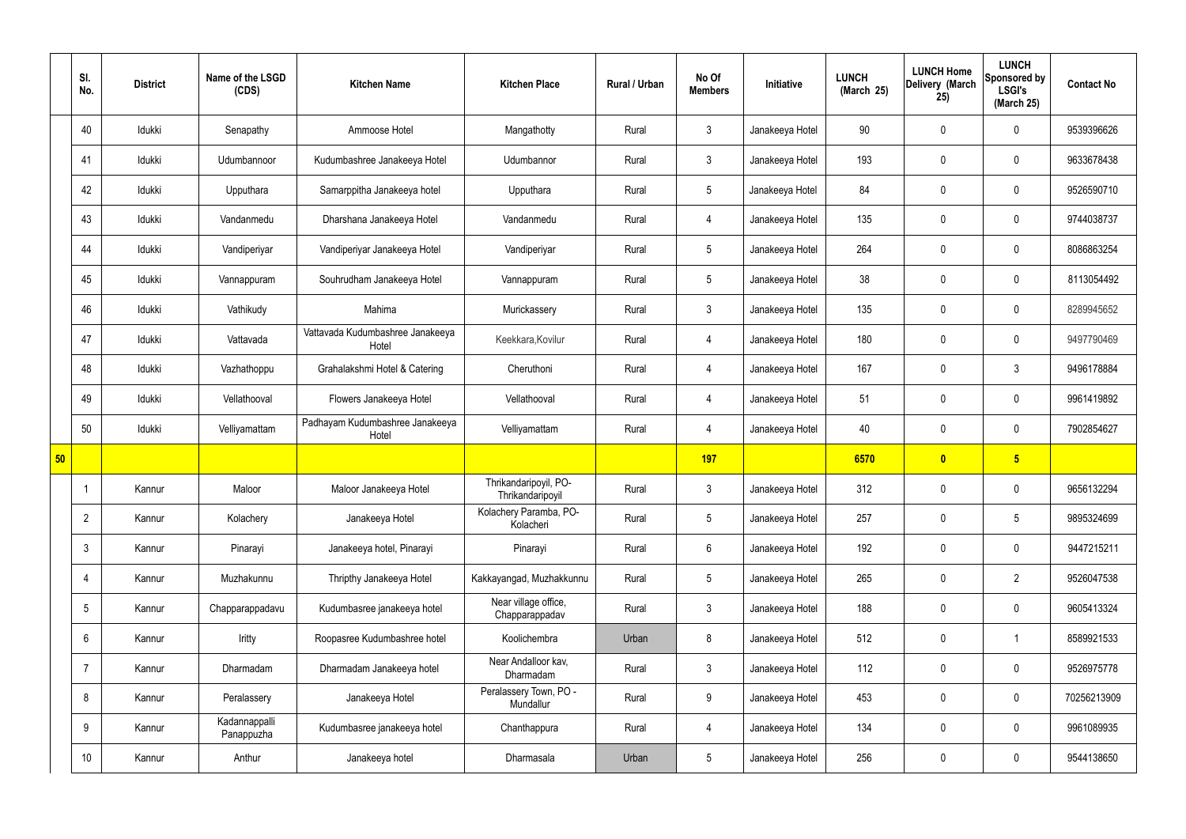|  | Sl. No. | District | Name of the LSGD (CDS) | Kitchen Name | Kitchen Place | Rural / Urban | No Of Members | Initiative | LUNCH (March 25) | LUNCH Home Delivery (March 25) | LUNCH Sponsored by LSGI's (March 25) | Contact No |
|---|---|---|---|---|---|---|---|---|---|---|---|---|
|  | 40 | Idukki | Senapathy | Ammoose Hotel | Mangathotty | Rural | 3 | Janakeeya Hotel | 90 | 0 | 0 | 9539396626 |
|  | 41 | Idukki | Udumbannoor | Kudumbashree Janakeeya Hotel | Udumbannor | Rural | 3 | Janakeeya Hotel | 193 | 0 | 0 | 9633678438 |
|  | 42 | Idukki | Upputhara | Samarppitha Janakeeya hotel | Upputhara | Rural | 5 | Janakeeya Hotel | 84 | 0 | 0 | 9526590710 |
|  | 43 | Idukki | Vandanmedu | Dharshana Janakeeya Hotel | Vandanmedu | Rural | 4 | Janakeeya Hotel | 135 | 0 | 0 | 9744038737 |
|  | 44 | Idukki | Vandiperiyar | Vandiperiyar Janakeeya Hotel | Vandiperiyar | Rural | 5 | Janakeeya Hotel | 264 | 0 | 0 | 8086863254 |
|  | 45 | Idukki | Vannappuram | Souhrudham Janakeeya Hotel | Vannappuram | Rural | 5 | Janakeeya Hotel | 38 | 0 | 0 | 8113054492 |
|  | 46 | Idukki | Vathikudy | Mahima | Murickassery | Rural | 3 | Janakeeya Hotel | 135 | 0 | 0 | 8289945652 |
|  | 47 | Idukki | Vattavada | Vattavada Kudumbashree Janakeeya Hotel | Keekkara,Kovilur | Rural | 4 | Janakeeya Hotel | 180 | 0 | 0 | 9497790469 |
|  | 48 | Idukki | Vazhathoppu | Grahalakshmi Hotel & Catering | Cheruthoni | Rural | 4 | Janakeeya Hotel | 167 | 0 | 3 | 9496178884 |
|  | 49 | Idukki | Vellathooval | Flowers Janakeeya Hotel | Vellathooval | Rural | 4 | Janakeeya Hotel | 51 | 0 | 0 | 9961419892 |
|  | 50 | Idukki | Velliyamattam | Padhayam Kudumbashree Janakeeya Hotel | Velliyamattam | Rural | 4 | Janakeeya Hotel | 40 | 0 | 0 | 7902854627 |
| **50** |  |  |  |  |  |  | **197** |  | **6570** | **0** | **5** |  |
|  | 1 | Kannur | Maloor | Maloor Janakeeya Hotel | Thrikandaripoyil, PO-Thrikandaripoyil | Rural | 3 | Janakeeya Hotel | 312 | 0 | 0 | 9656132294 |
|  | 2 | Kannur | Kolachery | Janakeeya Hotel | Kolachery Paramba, PO-Kolacheri | Rural | 5 | Janakeeya Hotel | 257 | 0 | 5 | 9895324699 |
|  | 3 | Kannur | Pinarayi | Janakeeya hotel, Pinarayi | Pinarayi | Rural | 6 | Janakeeya Hotel | 192 | 0 | 0 | 9447215211 |
|  | 4 | Kannur | Muzhakunnu | Thripthy Janakeeya Hotel | Kakkayangad, Muzhakkunnu | Rural | 5 | Janakeeya Hotel | 265 | 0 | 2 | 9526047538 |
|  | 5 | Kannur | Chapparappadavu | Kudumbasree janakeeya hotel | Near village office, Chapparappadav | Rural | 3 | Janakeeya Hotel | 188 | 0 | 0 | 9605413324 |
|  | 6 | Kannur | Iritty | Roopasree Kudumbashree hotel | Koolichembra | Urban | 8 | Janakeeya Hotel | 512 | 0 | 1 | 8589921533 |
|  | 7 | Kannur | Dharmadam | Dharmadam Janakeeya hotel | Near Andalloor kav, Dharmadam | Rural | 3 | Janakeeya Hotel | 112 | 0 | 0 | 9526975778 |
|  | 8 | Kannur | Peralassery | Janakeeya Hotel | Peralassery Town, PO - Mundallur | Rural | 9 | Janakeeya Hotel | 453 | 0 | 0 | 70256213909 |
|  | 9 | Kannur | Kadannappalli Panappuzha | Kudumbasree janakeeya hotel | Chanthappura | Rural | 4 | Janakeeya Hotel | 134 | 0 | 0 | 9961089935 |
|  | 10 | Kannur | Anthur | Janakeeya hotel | Dharmasala | Urban | 5 | Janakeeya Hotel | 256 | 0 | 0 | 9544138650 |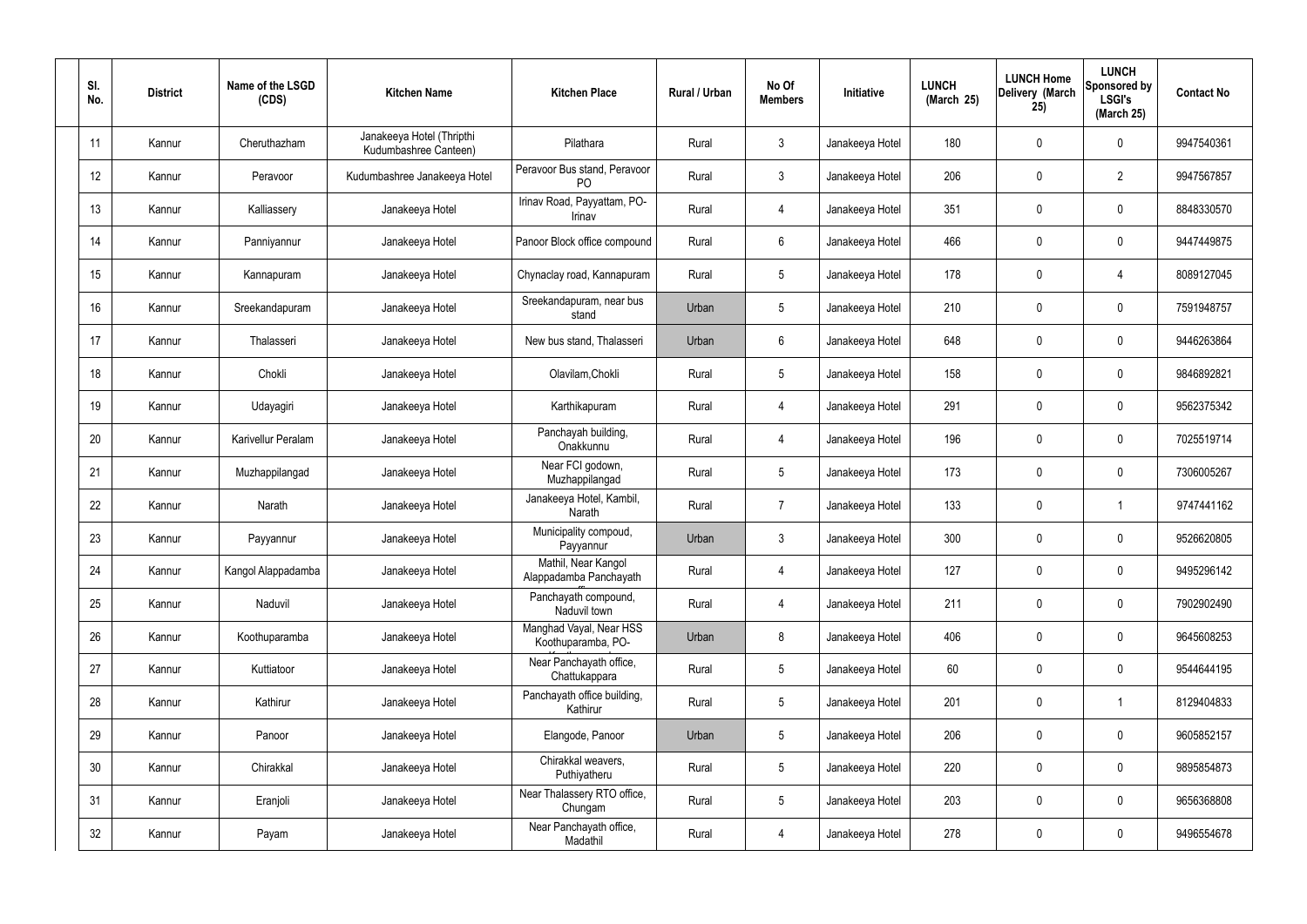| Sl. No. | District | Name of the LSGD (CDS) | Kitchen Name | Kitchen Place | Rural / Urban | No Of Members | Initiative | LUNCH (March 25) | LUNCH Home Delivery (March 25) | LUNCH Sponsored by LSGI's (March 25) | Contact No |
|---|---|---|---|---|---|---|---|---|---|---|---|
| 11 | Kannur | Cheruthazham | Janakeeya Hotel (Thripthi Kudumbashree Canteen) | Pilathara | Rural | 3 | Janakeeya Hotel | 180 | 0 | 0 | 9947540361 |
| 12 | Kannur | Peravoor | Kudumbashree Janakeeya Hotel | Peravoor Bus stand, Peravoor PO | Rural | 3 | Janakeeya Hotel | 206 | 0 | 2 | 9947567857 |
| 13 | Kannur | Kalliassery | Janakeeya Hotel | Irinav Road, Payyattam, PO-Irinav | Rural | 4 | Janakeeya Hotel | 351 | 0 | 0 | 8848330570 |
| 14 | Kannur | Panniyannur | Janakeeya Hotel | Panoor Block office compound | Rural | 6 | Janakeeya Hotel | 466 | 0 | 0 | 9447449875 |
| 15 | Kannur | Kannapuram | Janakeeya Hotel | Chynaclay road, Kannapuram | Rural | 5 | Janakeeya Hotel | 178 | 0 | 4 | 8089127045 |
| 16 | Kannur | Sreekandapuram | Janakeeya Hotel | Sreekandapuram, near bus stand | Urban | 5 | Janakeeya Hotel | 210 | 0 | 0 | 7591948757 |
| 17 | Kannur | Thalasseri | Janakeeya Hotel | New bus stand, Thalasseri | Urban | 6 | Janakeeya Hotel | 648 | 0 | 0 | 9446263864 |
| 18 | Kannur | Chokli | Janakeeya Hotel | Olavilam,Chokli | Rural | 5 | Janakeeya Hotel | 158 | 0 | 0 | 9846892821 |
| 19 | Kannur | Udayagiri | Janakeeya Hotel | Karthikapuram | Rural | 4 | Janakeeya Hotel | 291 | 0 | 0 | 9562375342 |
| 20 | Kannur | Karivellur Peralam | Janakeeya Hotel | Panchayah building, Onakkunnu | Rural | 4 | Janakeeya Hotel | 196 | 0 | 0 | 7025519714 |
| 21 | Kannur | Muzhappilangad | Janakeeya Hotel | Near FCI godown, Muzhappilangad | Rural | 5 | Janakeeya Hotel | 173 | 0 | 0 | 7306005267 |
| 22 | Kannur | Narath | Janakeeya Hotel | Janakeeya Hotel, Kambil, Narath | Rural | 7 | Janakeeya Hotel | 133 | 0 | 1 | 9747441162 |
| 23 | Kannur | Payyannur | Janakeeya Hotel | Municipality compoud, Payyannur | Urban | 3 | Janakeeya Hotel | 300 | 0 | 0 | 9526620805 |
| 24 | Kannur | Kangol Alappadamba | Janakeeya Hotel | Mathil, Near Kangol Alappadamba Panchayath | Rural | 4 | Janakeeya Hotel | 127 | 0 | 0 | 9495296142 |
| 25 | Kannur | Naduvil | Janakeeya Hotel | Panchayath compound, Naduvil town | Rural | 4 | Janakeeya Hotel | 211 | 0 | 0 | 7902902490 |
| 26 | Kannur | Koothuparamba | Janakeeya Hotel | Manghad Vayal, Near HSS Koothuparamba, PO- | Urban | 8 | Janakeeya Hotel | 406 | 0 | 0 | 9645608253 |
| 27 | Kannur | Kuttiatoor | Janakeeya Hotel | Near Panchayath office, Chattukappara | Rural | 5 | Janakeeya Hotel | 60 | 0 | 0 | 9544644195 |
| 28 | Kannur | Kathirur | Janakeeya Hotel | Panchayath office building, Kathirur | Rural | 5 | Janakeeya Hotel | 201 | 0 | 1 | 8129404833 |
| 29 | Kannur | Panoor | Janakeeya Hotel | Elangode, Panoor | Urban | 5 | Janakeeya Hotel | 206 | 0 | 0 | 9605852157 |
| 30 | Kannur | Chirakkal | Janakeeya Hotel | Chirakkal weavers, Puthiyatheru | Rural | 5 | Janakeeya Hotel | 220 | 0 | 0 | 9895854873 |
| 31 | Kannur | Eranjoli | Janakeeya Hotel | Near Thalassery RTO office, Chungam | Rural | 5 | Janakeeya Hotel | 203 | 0 | 0 | 9656368808 |
| 32 | Kannur | Payam | Janakeeya Hotel | Near Panchayath office, Madathil | Rural | 4 | Janakeeya Hotel | 278 | 0 | 0 | 9496554678 |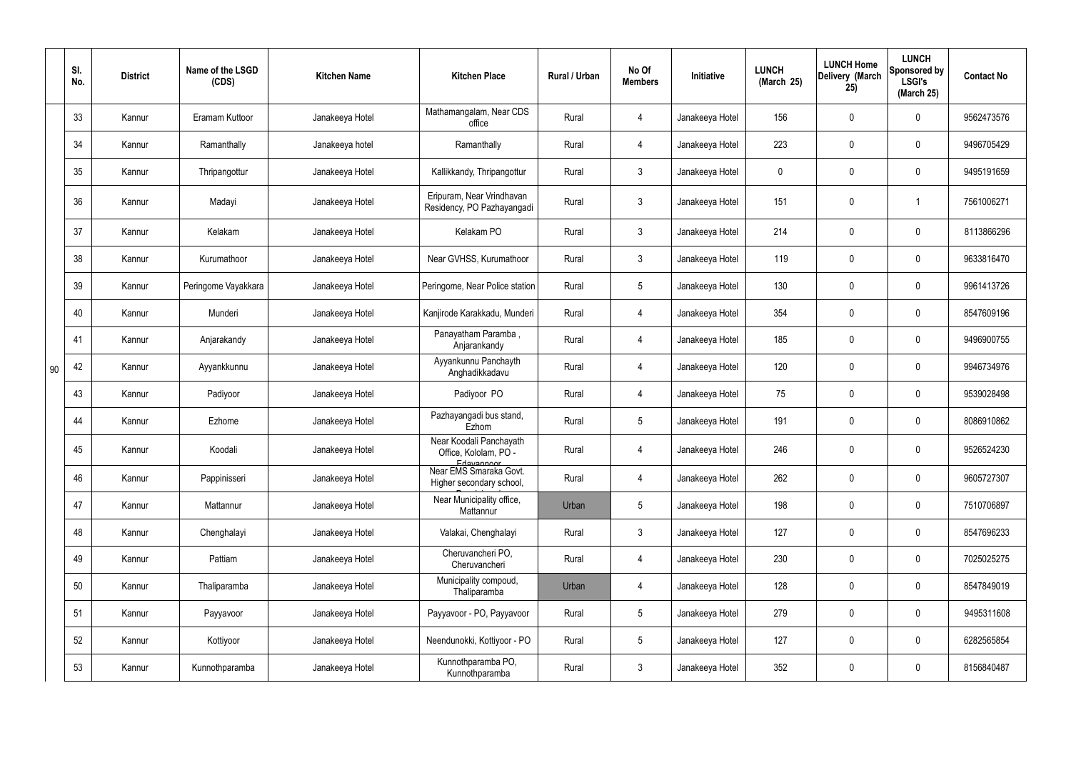| | Sl. No. | District | Name of the LSGD (CDS) | Kitchen Name | Kitchen Place | Rural / Urban | No Of Members | Initiative | LUNCH (March 25) | LUNCH Home Delivery (March 25) | LUNCH Sponsored by LSGI's (March 25) | Contact No |
|---|---|---|---|---|---|---|---|---|---|---|---|---|
| 90 | 33 | Kannur | Eramam Kuttoor | Janakeeya Hotel | Mathamangalam, Near CDS office | Rural | 4 | Janakeeya Hotel | 156 | 0 | 0 | 9562473576 |
| | 34 | Kannur | Ramanthally | Janakeeya hotel | Ramanthally | Rural | 4 | Janakeeya Hotel | 223 | 0 | 0 | 9496705429 |
| | 35 | Kannur | Thripangottur | Janakeeya Hotel | Kallikkandy, Thripangottur | Rural | 3 | Janakeeya Hotel | 0 | 0 | 0 | 9495191659 |
| | 36 | Kannur | Madayi | Janakeeya Hotel | Eripuram, Near Vrindhavan Residency, PO Pazhayangadi | Rural | 3 | Janakeeya Hotel | 151 | 0 | 1 | 7561006271 |
| | 37 | Kannur | Kelakam | Janakeeya Hotel | Kelakam PO | Rural | 3 | Janakeeya Hotel | 214 | 0 | 0 | 8113866296 |
| | 38 | Kannur | Kurumathoor | Janakeeya Hotel | Near GVHSS, Kurumathoor | Rural | 3 | Janakeeya Hotel | 119 | 0 | 0 | 9633816470 |
| | 39 | Kannur | Peringome Vayakkara | Janakeeya Hotel | Peringome, Near Police station | Rural | 5 | Janakeeya Hotel | 130 | 0 | 0 | 9961413726 |
| | 40 | Kannur | Munderi | Janakeeya Hotel | Kanjirode Karakkadu, Munderi | Rural | 4 | Janakeeya Hotel | 354 | 0 | 0 | 8547609196 |
| | 41 | Kannur | Anjarakandy | Janakeeya Hotel | Panayatham Paramba , Anjarankandy | Rural | 4 | Janakeeya Hotel | 185 | 0 | 0 | 9496900755 |
| | 42 | Kannur | Ayyankkunnu | Janakeeya Hotel | Ayyankunnu Panchayth Anghadikkadavu | Rural | 4 | Janakeeya Hotel | 120 | 0 | 0 | 9946734976 |
| | 43 | Kannur | Padiyoor | Janakeeya Hotel | Padiyoor PO | Rural | 4 | Janakeeya Hotel | 75 | 0 | 0 | 9539028498 |
| | 44 | Kannur | Ezhome | Janakeeya Hotel | Pazhayangadi bus stand, Ezhom | Rural | 5 | Janakeeya Hotel | 191 | 0 | 0 | 8086910862 |
| | 45 | Kannur | Koodali | Janakeeya Hotel | Near Koodali Panchayath Office, Kololam, PO - Edayannoor | Rural | 4 | Janakeeya Hotel | 246 | 0 | 0 | 9526524230 |
| | 46 | Kannur | Pappinisseri | Janakeeya Hotel | Near EMS Smaraka Govt. Higher secondary school, | Rural | 4 | Janakeeya Hotel | 262 | 0 | 0 | 9605727307 |
| | 47 | Kannur | Mattannur | Janakeeya Hotel | Near Municipality office, Mattannur | Urban | 5 | Janakeeya Hotel | 198 | 0 | 0 | 7510706897 |
| | 48 | Kannur | Chenghalayi | Janakeeya Hotel | Valakai, Chenghalayi | Rural | 3 | Janakeeya Hotel | 127 | 0 | 0 | 8547696233 |
| | 49 | Kannur | Pattiam | Janakeeya Hotel | Cheruvancheri PO, Cheruvancheri | Rural | 4 | Janakeeya Hotel | 230 | 0 | 0 | 7025025275 |
| | 50 | Kannur | Thaliparamba | Janakeeya Hotel | Municipality compoud, Thaliparamba | Urban | 4 | Janakeeya Hotel | 128 | 0 | 0 | 8547849019 |
| | 51 | Kannur | Payyavoor | Janakeeya Hotel | Payyavoor - PO, Payyavoor | Rural | 5 | Janakeeya Hotel | 279 | 0 | 0 | 9495311608 |
| | 52 | Kannur | Kottiyoor | Janakeeya Hotel | Neendunokki, Kottiyoor - PO | Rural | 5 | Janakeeya Hotel | 127 | 0 | 0 | 6282565854 |
| | 53 | Kannur | Kunnothparamba | Janakeeya Hotel | Kunnothparamba PO, Kunnothparamba | Rural | 3 | Janakeeya Hotel | 352 | 0 | 0 | 8156840487 |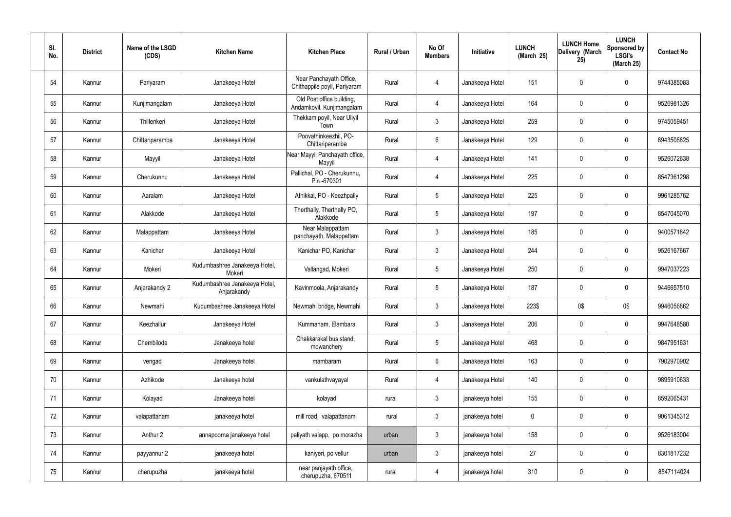| Sl. No. | District | Name of the LSGD (CDS) | Kitchen Name | Kitchen Place | Rural / Urban | No Of Members | Initiative | LUNCH (March 25) | LUNCH Home Delivery (March 25) | LUNCH Sponsored by LSGI's (March 25) | Contact No |
|---|---|---|---|---|---|---|---|---|---|---|---|
| 54 | Kannur | Pariyaram | Janakeeya Hotel | Near Panchayath Office, Chithappile poyil, Pariyaram | Rural | 4 | Janakeeya Hotel | 151 | 0 | 0 | 9744385083 |
| 55 | Kannur | Kunjimangalam | Janakeeya Hotel | Old Post office building, Andamkovil, Kunjimangalam | Rural | 4 | Janakeeya Hotel | 164 | 0 | 0 | 9526981326 |
| 56 | Kannur | Thillenkeri | Janakeeya Hotel | Thekkam poyil, Near Uliyil Town | Rural | 3 | Janakeeya Hotel | 259 | 0 | 0 | 9745059451 |
| 57 | Kannur | Chittariparamba | Janakeeya Hotel | Poovathinkeezhil, PO-Chittariparamba | Rural | 6 | Janakeeya Hotel | 129 | 0 | 0 | 8943506825 |
| 58 | Kannur | Mayyil | Janakeeya Hotel | Near Mayyil Panchayath office, Mayyil | Rural | 4 | Janakeeya Hotel | 141 | 0 | 0 | 9526072638 |
| 59 | Kannur | Cherukunnu | Janakeeya Hotel | Pallichal, PO - Cherukunnu, Pin -670301 | Rural | 4 | Janakeeya Hotel | 225 | 0 | 0 | 8547361298 |
| 60 | Kannur | Aaralam | Janakeeya Hotel | Athikkal, PO - Keezhpally | Rural | 5 | Janakeeya Hotel | 225 | 0 | 0 | 9961285762 |
| 61 | Kannur | Alakkode | Janakeeya Hotel | Therthally, Therthally PO, Alakkode | Rural | 5 | Janakeeya Hotel | 197 | 0 | 0 | 8547045070 |
| 62 | Kannur | Malappattam | Janakeeya Hotel | Near Malappattam panchayath, Malappattam | Rural | 3 | Janakeeya Hotel | 185 | 0 | 0 | 9400571842 |
| 63 | Kannur | Kanichar | Janakeeya Hotel | Kanichar PO, Kanichar | Rural | 3 | Janakeeya Hotel | 244 | 0 | 0 | 9526167667 |
| 64 | Kannur | Mokeri | Kudumbashree Janakeeya Hotel, Mokeri | Vallangad, Mokeri | Rural | 5 | Janakeeya Hotel | 250 | 0 | 0 | 9947037223 |
| 65 | Kannur | Anjarakandy 2 | Kudumbashree Janakeeya Hotel, Anjarakandy | Kavinmoola, Anjarakandy | Rural | 5 | Janakeeya Hotel | 187 | 0 | 0 | 9446657510 |
| 66 | Kannur | Newmahi | Kudumbashree Janakeeya Hotel | Newmahi bridge, Newmahi | Rural | 3 | Janakeeya Hotel | 223$ | 0$ | 0$ | 9946056862 |
| 67 | Kannur | Keezhallur | Janakeeya Hotel | Kummanam, Elambara | Rural | 3 | Janakeeya Hotel | 206 | 0 | 0 | 9947648580 |
| 68 | Kannur | Chembilode | Janakeeya hotel | Chakkarakal bus stand, mowanchery | Rural | 5 | Janakeeya Hotel | 468 | 0 | 0 | 9847951631 |
| 69 | Kannur | vengad | Janakeeya hotel | mambaram | Rural | 6 | Janakeeya Hotel | 163 | 0 | 0 | 7902970902 |
| 70 | Kannur | Azhikode | Janakeeya hotel | vankulathvayayal | Rural | 4 | Janakeeya Hotel | 140 | 0 | 0 | 9895910633 |
| 71 | Kannur | Kolayad | Janakeeya hotel | kolayad | rural | 3 | janakeeya hotel | 155 | 0 | 0 | 8592065431 |
| 72 | Kannur | valapattanam | janakeeya hotel | mill road, valapattanam | rural | 3 | janakeeya hotel | 0 | 0 | 0 | 9061345312 |
| 73 | Kannur | Anthur 2 | annapoorna janakeeya hotel | paliyath valapp, po morazha | urban | 3 | janakeeya hotel | 158 | 0 | 0 | 9526183004 |
| 74 | Kannur | payyannur 2 | janakeeya hotel | kaniyeri, po vellur | urban | 3 | janakeeya hotel | 27 | 0 | 0 | 8301817232 |
| 75 | Kannur | cherupuzha | janakeeya hotel | near panjayath office, cherupuzha, 670511 | rural | 4 | janakeeya hotel | 310 | 0 | 0 | 8547114024 |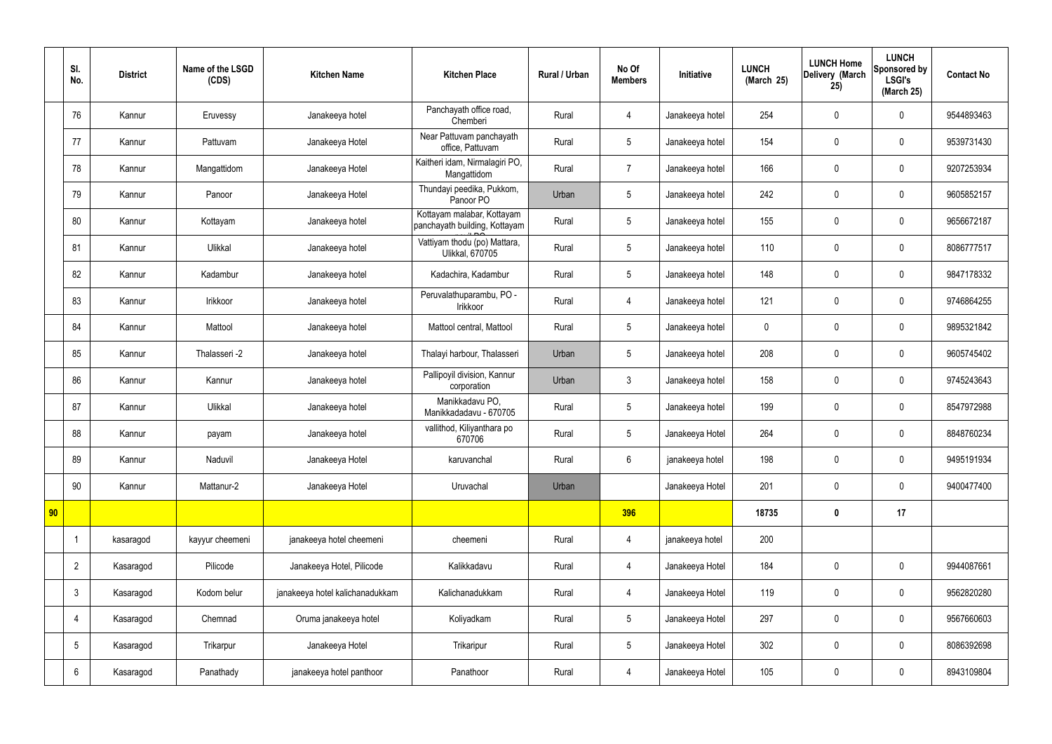| | Sl. No. | District | Name of the LSGD (CDS) | Kitchen Name | Kitchen Place | Rural / Urban | No Of Members | Initiative | LUNCH (March 25) | LUNCH Home Delivery (March 25) | LUNCH Sponsored by LSGI's (March 25) | Contact No |
|---|---|---|---|---|---|---|---|---|---|---|---|---|
| | 76 | Kannur | Eruvessy | Janakeeya hotel | Panchayath office road, Chemberi | Rural | 4 | Janakeeya hotel | 254 | 0 | 0 | 9544893463 |
| | 77 | Kannur | Pattuvam | Janakeeya Hotel | Near Pattuvam panchayath office, Pattuvam | Rural | 5 | Janakeeya hotel | 154 | 0 | 0 | 9539731430 |
| | 78 | Kannur | Mangattidom | Janakeeya Hotel | Kaitheri idam, Nirmalagiri PO, Mangattidom | Rural | 7 | Janakeeya hotel | 166 | 0 | 0 | 9207253934 |
| | 79 | Kannur | Panoor | Janakeeya Hotel | Thundayi peedika, Pukkom, Panoor PO | Urban | 5 | Janakeeya hotel | 242 | 0 | 0 | 9605852157 |
| | 80 | Kannur | Kottayam | Janakeeya hotel | Kottayam malabar, Kottayam panchayath building, Kottayam | Rural | 5 | Janakeeya hotel | 155 | 0 | 0 | 9656672187 |
| | 81 | Kannur | Ulikkal | Janakeeya hotel | Vattiyam thodu (po) Mattara, Ulikkal, 670705 | Rural | 5 | Janakeeya hotel | 110 | 0 | 0 | 8086777517 |
| | 82 | Kannur | Kadambur | Janakeeya hotel | Kadachira, Kadambur | Rural | 5 | Janakeeya hotel | 148 | 0 | 0 | 9847178332 |
| | 83 | Kannur | Irikkoor | Janakeeya hotel | Peruvalathuparambu, PO - Irikkoor | Rural | 4 | Janakeeya hotel | 121 | 0 | 0 | 9746864255 |
| | 84 | Kannur | Mattool | Janakeeya hotel | Mattool central, Mattool | Rural | 5 | Janakeeya hotel | 0 | 0 | 0 | 9895321842 |
| | 85 | Kannur | Thalasseri -2 | Janakeeya hotel | Thalayi harbour, Thalasseri | Urban | 5 | Janakeeya hotel | 208 | 0 | 0 | 9605745402 |
| | 86 | Kannur | Kannur | Janakeeya hotel | Pallipoyil division, Kannur corporation | Urban | 3 | Janakeeya hotel | 158 | 0 | 0 | 9745243643 |
| | 87 | Kannur | Ulikkal | Janakeeya hotel | Manikkadavu PO, Manikkadadavu - 670705 | Rural | 5 | Janakeeya hotel | 199 | 0 | 0 | 8547972988 |
| | 88 | Kannur | payam | Janakeeya hotel | vallithod, Kiliyanthara po 670706 | Rural | 5 | Janakeeya Hotel | 264 | 0 | 0 | 8848760234 |
| | 89 | Kannur | Naduvil | Janakeeya Hotel | karuvanchal | Rural | 6 | janakeeya hotel | 198 | 0 | 0 | 9495191934 |
| | 90 | Kannur | Mattanur-2 | Janakeeya Hotel | Uruvachal | Urban | | Janakeeya Hotel | 201 | 0 | 0 | 9400477400 |
| 90 | | | | | | | 396 | | 18735 | 0 | 17 | |
| | 1 | kasaragod | kayyur cheemeni | janakeeya hotel cheemeni | cheemeni | Rural | 4 | janakeeya hotel | 200 | | | |
| | 2 | Kasaragod | Pilicode | Janakeeya Hotel, Pilicode | Kalikkadavu | Rural | 4 | Janakeeya Hotel | 184 | 0 | 0 | 9944087661 |
| | 3 | Kasaragod | Kodom belur | janakeeya hotel kalichanadukkam | Kalichanadukkam | Rural | 4 | Janakeeya Hotel | 119 | 0 | 0 | 9562820280 |
| | 4 | Kasaragod | Chemnad | Oruma janakeeya hotel | Koliyadkam | Rural | 5 | Janakeeya Hotel | 297 | 0 | 0 | 9567660603 |
| | 5 | Kasaragod | Trikarpur | Janakeeya Hotel | Trikaripur | Rural | 5 | Janakeeya Hotel | 302 | 0 | 0 | 8086392698 |
| | 6 | Kasaragod | Panathady | janakeeya hotel panthoor | Panathoor | Rural | 4 | Janakeeya Hotel | 105 | 0 | 0 | 8943109804 |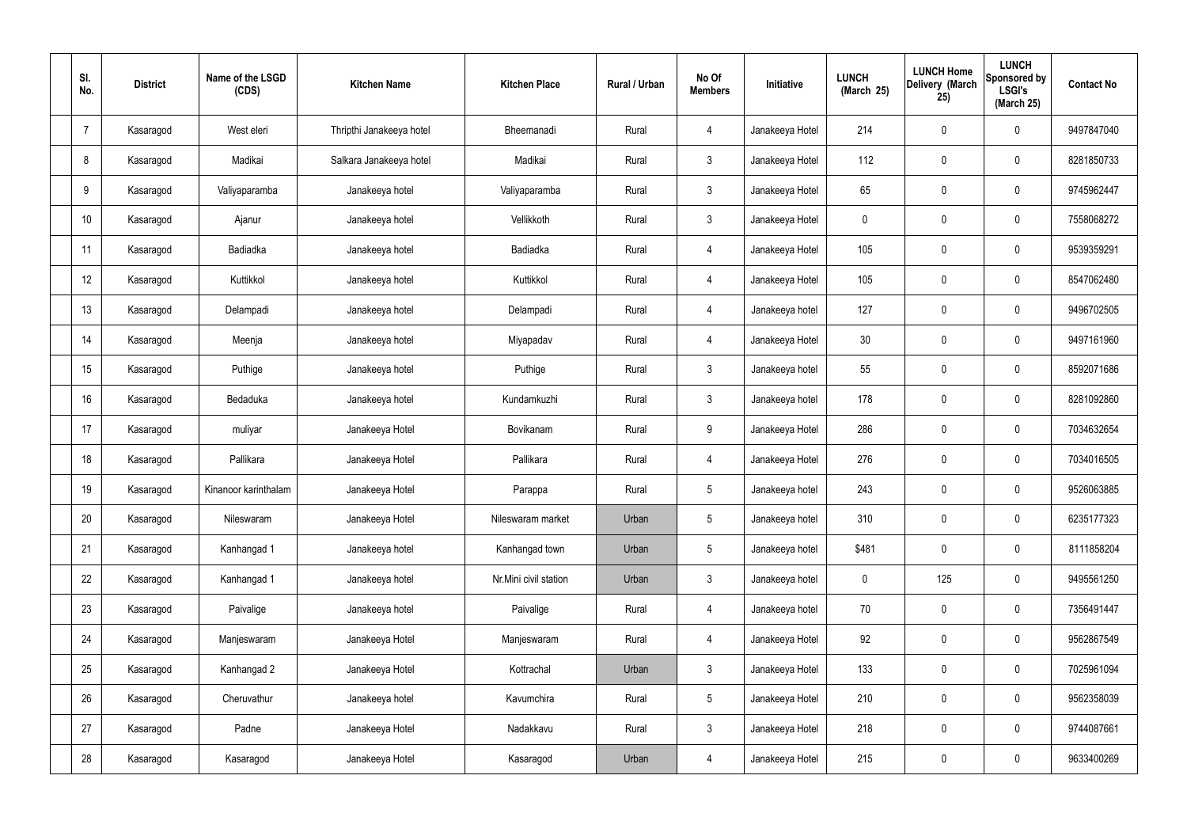| Sl. No. | District | Name of the LSGD (CDS) | Kitchen Name | Kitchen Place | Rural / Urban | No Of Members | Initiative | LUNCH (March 25) | LUNCH Home Delivery (March 25) | LUNCH Sponsored by LSGI's (March 25) | Contact No |
|---|---|---|---|---|---|---|---|---|---|---|---|
| 7 | Kasaragod | West eleri | Thripthi Janakeeya hotel | Bheemanadi | Rural | 4 | Janakeeya Hotel | 214 | 0 | 0 | 9497847040 |
| 8 | Kasaragod | Madikai | Salkara Janakeeya hotel | Madikai | Rural | 3 | Janakeeya Hotel | 112 | 0 | 0 | 8281850733 |
| 9 | Kasaragod | Valiyaparamba | Janakeeya hotel | Valiyaparamba | Rural | 3 | Janakeeya Hotel | 65 | 0 | 0 | 9745962447 |
| 10 | Kasaragod | Ajanur | Janakeeya hotel | Vellikkoth | Rural | 3 | Janakeeya Hotel | 0 | 0 | 0 | 7558068272 |
| 11 | Kasaragod | Badiadka | Janakeeya hotel | Badiadka | Rural | 4 | Janakeeya Hotel | 105 | 0 | 0 | 9539359291 |
| 12 | Kasaragod | Kuttikkol | Janakeeya hotel | Kuttikkol | Rural | 4 | Janakeeya Hotel | 105 | 0 | 0 | 8547062480 |
| 13 | Kasaragod | Delampadi | Janakeeya hotel | Delampadi | Rural | 4 | Janakeeya hotel | 127 | 0 | 0 | 9496702505 |
| 14 | Kasaragod | Meenja | Janakeeya hotel | Miyapadav | Rural | 4 | Janakeeya Hotel | 30 | 0 | 0 | 9497161960 |
| 15 | Kasaragod | Puthige | Janakeeya hotel | Puthige | Rural | 3 | Janakeeya hotel | 55 | 0 | 0 | 8592071686 |
| 16 | Kasaragod | Bedaduka | Janakeeya hotel | Kundamkuzhi | Rural | 3 | Janakeeya hotel | 178 | 0 | 0 | 8281092860 |
| 17 | Kasaragod | muliyar | Janakeeya Hotel | Bovikanam | Rural | 9 | Janakeeya Hotel | 286 | 0 | 0 | 7034632654 |
| 18 | Kasaragod | Pallikara | Janakeeya Hotel | Pallikara | Rural | 4 | Janakeeya Hotel | 276 | 0 | 0 | 7034016505 |
| 19 | Kasaragod | Kinanoor karinthalam | Janakeeya Hotel | Parappa | Rural | 5 | Janakeeya hotel | 243 | 0 | 0 | 9526063885 |
| 20 | Kasaragod | Nileswaram | Janakeeya Hotel | Nileswaram market | Urban | 5 | Janakeeya hotel | 310 | 0 | 0 | 6235177323 |
| 21 | Kasaragod | Kanhangad 1 | Janakeeya hotel | Kanhangad town | Urban | 5 | Janakeeya hotel | $481 | 0 | 0 | 8111858204 |
| 22 | Kasaragod | Kanhangad 1 | Janakeeya hotel | Nr.Mini civil station | Urban | 3 | Janakeeya hotel | 0 | 125 | 0 | 9495561250 |
| 23 | Kasaragod | Paivalige | Janakeeya hotel | Paivalige | Rural | 4 | Janakeeya hotel | 70 | 0 | 0 | 7356491447 |
| 24 | Kasaragod | Manjeswaram | Janakeeya Hotel | Manjeswaram | Rural | 4 | Janakeeya Hotel | 92 | 0 | 0 | 9562867549 |
| 25 | Kasaragod | Kanhangad 2 | Janakeeya Hotel | Kottrachal | Urban | 3 | Janakeeya Hotel | 133 | 0 | 0 | 7025961094 |
| 26 | Kasaragod | Cheruvathur | Janakeeya hotel | Kavumchira | Rural | 5 | Janakeeya Hotel | 210 | 0 | 0 | 9562358039 |
| 27 | Kasaragod | Padne | Janakeeya Hotel | Nadakkavu | Rural | 3 | Janakeeya Hotel | 218 | 0 | 0 | 9744087661 |
| 28 | Kasaragod | Kasaragod | Janakeeya Hotel | Kasaragod | Urban | 4 | Janakeeya Hotel | 215 | 0 | 0 | 9633400269 |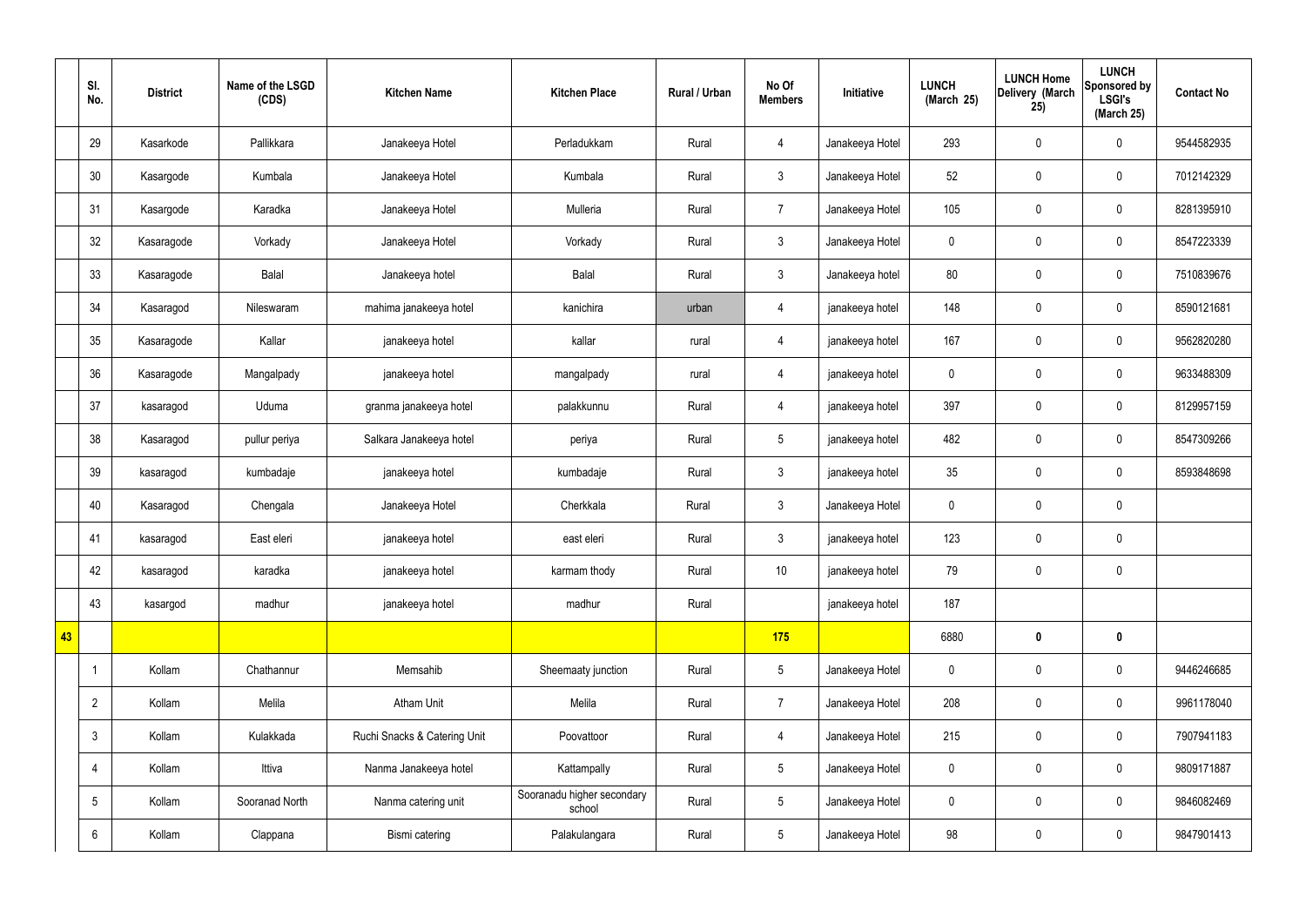| | Sl. No. | District | Name of the LSGD (CDS) | Kitchen Name | Kitchen Place | Rural / Urban | No Of Members | Initiative | LUNCH (March 25) | LUNCH Home Delivery (March 25) | LUNCH Sponsored by LSGI's (March 25) | Contact No |
|---|---|---|---|---|---|---|---|---|---|---|---|---|
| | 29 | Kasarkode | Pallikkara | Janakeeya Hotel | Perladukkam | Rural | 4 | Janakeeya Hotel | 293 | 0 | 0 | 9544582935 |
| | 30 | Kasargode | Kumbala | Janakeeya Hotel | Kumbala | Rural | 3 | Janakeeya Hotel | 52 | 0 | 0 | 7012142329 |
| | 31 | Kasargode | Karadka | Janakeeya Hotel | Mulleria | Rural | 7 | Janakeeya Hotel | 105 | 0 | 0 | 8281395910 |
| | 32 | Kasaragode | Vorkady | Janakeeya Hotel | Vorkady | Rural | 3 | Janakeeya Hotel | 0 | 0 | 0 | 8547223339 |
| | 33 | Kasaragode | Balal | Janakeeya hotel | Balal | Rural | 3 | Janakeeya hotel | 80 | 0 | 0 | 7510839676 |
| | 34 | Kasaragod | Nileswaram | mahima janakeeya hotel | kanichira | urban | 4 | janakeeya hotel | 148 | 0 | 0 | 8590121681 |
| | 35 | Kasaragode | Kallar | janakeeya hotel | kallar | rural | 4 | janakeeya hotel | 167 | 0 | 0 | 9562820280 |
| | 36 | Kasaragode | Mangalpady | janakeeya hotel | mangalpady | rural | 4 | janakeeya hotel | 0 | 0 | 0 | 9633488309 |
| | 37 | kasaragod | Uduma | granma janakeeya hotel | palakkunnu | Rural | 4 | janakeeya hotel | 397 | 0 | 0 | 8129957159 |
| | 38 | Kasaragod | pullur periya | Salkara Janakeeya hotel | periya | Rural | 5 | janakeeya hotel | 482 | 0 | 0 | 8547309266 |
| | 39 | kasaragod | kumbadaje | janakeeya hotel | kumbadaje | Rural | 3 | janakeeya hotel | 35 | 0 | 0 | 8593848698 |
| | 40 | Kasaragod | Chengala | Janakeeya Hotel | Cherkkala | Rural | 3 | Janakeeya Hotel | 0 | 0 | 0 | |
| | 41 | kasaragod | East eleri | janakeeya hotel | east eleri | Rural | 3 | janakeeya hotel | 123 | 0 | 0 | |
| | 42 | kasaragod | karadka | janakeeya hotel | karmam thody | Rural | 10 | janakeeya hotel | 79 | 0 | 0 | |
| | 43 | kasargod | madhur | janakeeya hotel | madhur | Rural | | janakeeya hotel | 187 | | | |
| **43** | | | | | | | **175** | | 6880 | **0** | **0** | |
| | 1 | Kollam | Chathannur | Memsahib | Sheemaaty junction | Rural | 5 | Janakeeya Hotel | 0 | 0 | 0 | 9446246685 |
| | 2 | Kollam | Melila | Atham Unit | Melila | Rural | 7 | Janakeeya Hotel | 208 | 0 | 0 | 9961178040 |
| | 3 | Kollam | Kulakkada | Ruchi Snacks & Catering Unit | Poovattoor | Rural | 4 | Janakeeya Hotel | 215 | 0 | 0 | 7907941183 |
| | 4 | Kollam | Ittiva | Nanma Janakeeya hotel | Kattampally | Rural | 5 | Janakeeya Hotel | 0 | 0 | 0 | 9809171887 |
| | 5 | Kollam | Sooranad North | Nanma catering unit | Sooranadu higher secondary school | Rural | 5 | Janakeeya Hotel | 0 | 0 | 0 | 9846082469 |
| | 6 | Kollam | Clappana | Bismi catering | Palakulangara | Rural | 5 | Janakeeya Hotel | 98 | 0 | 0 | 9847901413 |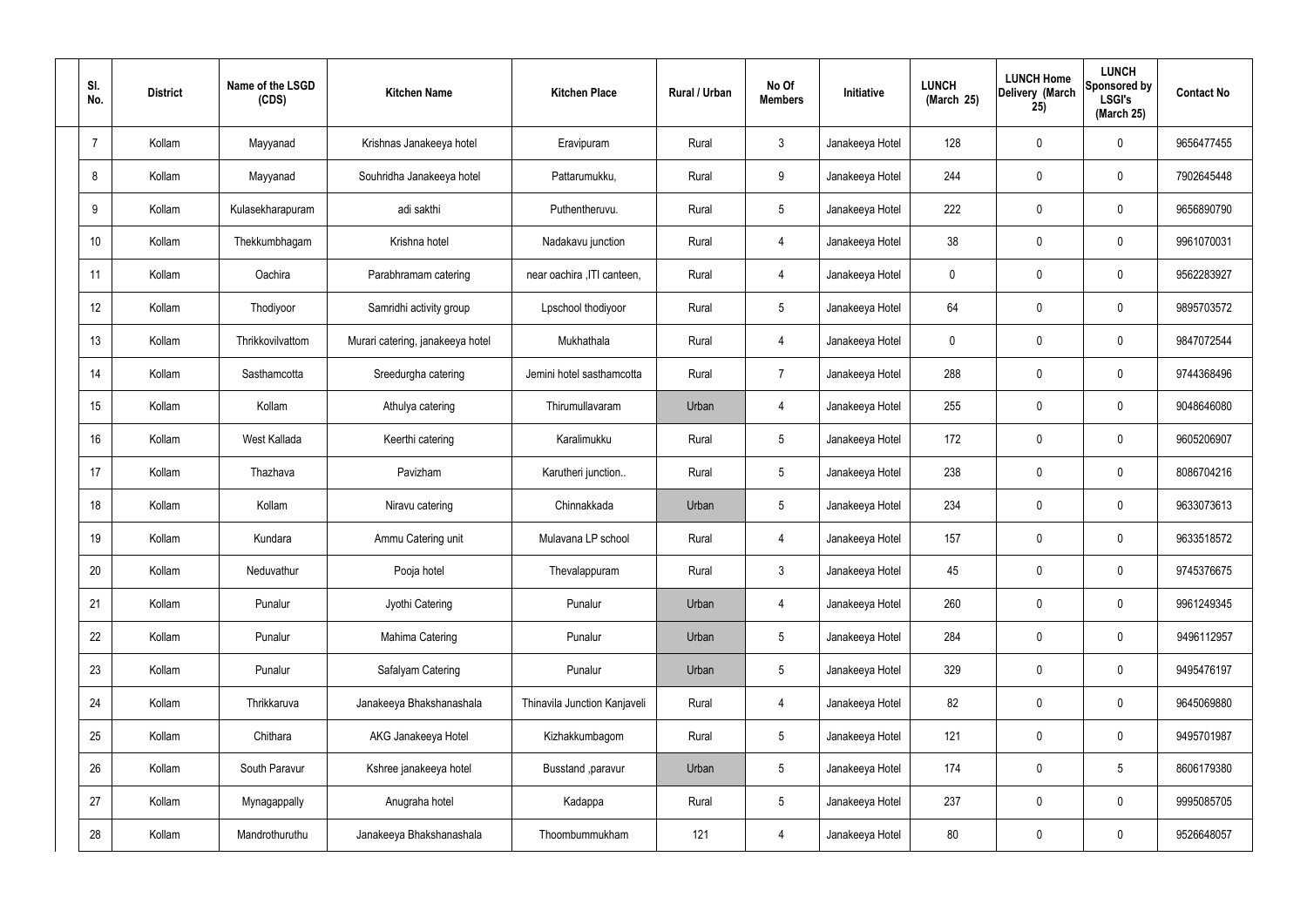| Sl. No. | District | Name of the LSGD (CDS) | Kitchen Name | Kitchen Place | Rural / Urban | No Of Members | Initiative | LUNCH (March 25) | LUNCH Home Delivery (March 25) | LUNCH Sponsored by LSGI's (March 25) | Contact No |
|---|---|---|---|---|---|---|---|---|---|---|---|
| 7 | Kollam | Mayyanad | Krishnas Janakeeya hotel | Eravipuram | Rural | 3 | Janakeeya Hotel | 128 | 0 | 0 | 9656477455 |
| 8 | Kollam | Mayyanad | Souhridha Janakeeya hotel | Pattarumukku, | Rural | 9 | Janakeeya Hotel | 244 | 0 | 0 | 7902645448 |
| 9 | Kollam | Kulasekharapuram | adi sakthi | Puthentheruvu. | Rural | 5 | Janakeeya Hotel | 222 | 0 | 0 | 9656890790 |
| 10 | Kollam | Thekkumbhagam | Krishna hotel | Nadakavu junction | Rural | 4 | Janakeeya Hotel | 38 | 0 | 0 | 9961070031 |
| 11 | Kollam | Oachira | Parabhramam catering | near oachira ,ITI canteen, | Rural | 4 | Janakeeya Hotel | 0 | 0 | 0 | 9562283927 |
| 12 | Kollam | Thodiyoor | Samridhi activity group | Lpschool thodiyoor | Rural | 5 | Janakeeya Hotel | 64 | 0 | 0 | 9895703572 |
| 13 | Kollam | Thrikkovilvattom | Murari catering, janakeeya hotel | Mukhathala | Rural | 4 | Janakeeya Hotel | 0 | 0 | 0 | 9847072544 |
| 14 | Kollam | Sasthamcotta | Sreedurgha catering | Jemini hotel sasthamcotta | Rural | 7 | Janakeeya Hotel | 288 | 0 | 0 | 9744368496 |
| 15 | Kollam | Kollam | Athulya catering | Thirumullavaram | Urban | 4 | Janakeeya Hotel | 255 | 0 | 0 | 9048646080 |
| 16 | Kollam | West Kallada | Keerthi catering | Karalimukku | Rural | 5 | Janakeeya Hotel | 172 | 0 | 0 | 9605206907 |
| 17 | Kollam | Thazhava | Pavizham | Karutheri junction.. | Rural | 5 | Janakeeya Hotel | 238 | 0 | 0 | 8086704216 |
| 18 | Kollam | Kollam | Niravu catering | Chinnakkada | Urban | 5 | Janakeeya Hotel | 234 | 0 | 0 | 9633073613 |
| 19 | Kollam | Kundara | Ammu Catering unit | Mulavana LP school | Rural | 4 | Janakeeya Hotel | 157 | 0 | 0 | 9633518572 |
| 20 | Kollam | Neduvathur | Pooja hotel | Thevalappuram | Rural | 3 | Janakeeya Hotel | 45 | 0 | 0 | 9745376675 |
| 21 | Kollam | Punalur | Jyothi Catering | Punalur | Urban | 4 | Janakeeya Hotel | 260 | 0 | 0 | 9961249345 |
| 22 | Kollam | Punalur | Mahima Catering | Punalur | Urban | 5 | Janakeeya Hotel | 284 | 0 | 0 | 9496112957 |
| 23 | Kollam | Punalur | Safalyam Catering | Punalur | Urban | 5 | Janakeeya Hotel | 329 | 0 | 0 | 9495476197 |
| 24 | Kollam | Thrikkaruva | Janakeeya Bhakshanashala | Thinavila Junction Kanjaveli | Rural | 4 | Janakeeya Hotel | 82 | 0 | 0 | 9645069880 |
| 25 | Kollam | Chithara | AKG Janakeeya Hotel | Kizhakkumbagom | Rural | 5 | Janakeeya Hotel | 121 | 0 | 0 | 9495701987 |
| 26 | Kollam | South Paravur | Kshree janakeeya hotel | Busstand ,paravur | Urban | 5 | Janakeeya Hotel | 174 | 0 | 5 | 8606179380 |
| 27 | Kollam | Mynagappally | Anugraha hotel | Kadappa | Rural | 5 | Janakeeya Hotel | 237 | 0 | 0 | 9995085705 |
| 28 | Kollam | Mandrothuruthu | Janakeeya Bhakshanashala | Thoombummukham | 121 | 4 | Janakeeya Hotel | 80 | 0 | 0 | 9526648057 |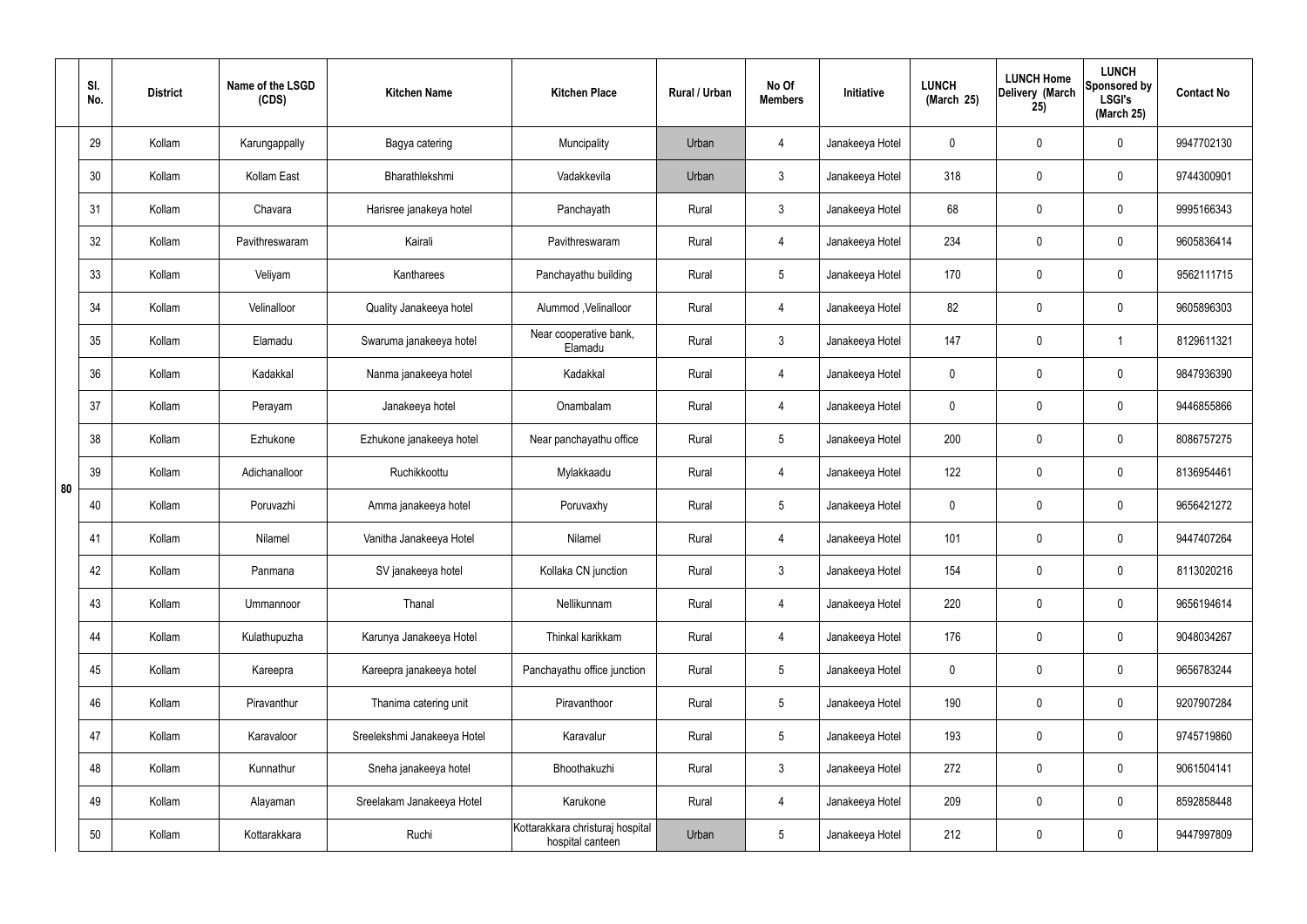| | Sl. No. | District | Name of the LSGD (CDS) | Kitchen Name | Kitchen Place | Rural / Urban | No Of Members | Initiative | LUNCH (March 25) | LUNCH Home Delivery (March 25) | LUNCH Sponsored by LSGI's (March 25) | Contact No |
|---|---|---|---|---|---|---|---|---|---|---|---|---|
| 80 | 29 | Kollam | Karungappally | Bagya catering | Muncipality | Urban | 4 | Janakeeya Hotel | 0 | 0 | 0 | 9947702130 |
| | 30 | Kollam | Kollam East | Bharathlekshmi | Vadakkevila | Urban | 3 | Janakeeya Hotel | 318 | 0 | 0 | 9744300901 |
| | 31 | Kollam | Chavara | Harisree janakeya hotel | Panchayath | Rural | 3 | Janakeeya Hotel | 68 | 0 | 0 | 9995166343 |
| | 32 | Kollam | Pavithreswaram | Kairali | Pavithreswaram | Rural | 4 | Janakeeya Hotel | 234 | 0 | 0 | 9605836414 |
| | 33 | Kollam | Veliyam | Kantharees | Panchayathu building | Rural | 5 | Janakeeya Hotel | 170 | 0 | 0 | 9562111715 |
| | 34 | Kollam | Velinalloor | Quality Janakeeya hotel | Alummod ,Velinalloor | Rural | 4 | Janakeeya Hotel | 82 | 0 | 0 | 9605896303 |
| | 35 | Kollam | Elamadu | Swaruma janakeeya hotel | Near cooperative bank, Elamadu | Rural | 3 | Janakeeya Hotel | 147 | 0 | 1 | 8129611321 |
| | 36 | Kollam | Kadakkal | Nanma janakeeya hotel | Kadakkal | Rural | 4 | Janakeeya Hotel | 0 | 0 | 0 | 9847936390 |
| | 37 | Kollam | Perayam | Janakeeya hotel | Onambalam | Rural | 4 | Janakeeya Hotel | 0 | 0 | 0 | 9446855866 |
| | 38 | Kollam | Ezhukone | Ezhukone janakeeya hotel | Near panchayathu office | Rural | 5 | Janakeeya Hotel | 200 | 0 | 0 | 8086757275 |
| | 39 | Kollam | Adichanalloor | Ruchikkoottu | Mylakkaadu | Rural | 4 | Janakeeya Hotel | 122 | 0 | 0 | 8136954461 |
| | 40 | Kollam | Poruvazhi | Amma janakeeya hotel | Poruvaxhy | Rural | 5 | Janakeeya Hotel | 0 | 0 | 0 | 9656421272 |
| | 41 | Kollam | Nilamel | Vanitha Janakeeya Hotel | Nilamel | Rural | 4 | Janakeeya Hotel | 101 | 0 | 0 | 9447407264 |
| | 42 | Kollam | Panmana | SV janakeeya hotel | Kollaka CN junction | Rural | 3 | Janakeeya Hotel | 154 | 0 | 0 | 8113020216 |
| | 43 | Kollam | Ummannoor | Thanal | Nellikunnam | Rural | 4 | Janakeeya Hotel | 220 | 0 | 0 | 9656194614 |
| | 44 | Kollam | Kulathupuzha | Karunya Janakeeya Hotel | Thinkal karikkam | Rural | 4 | Janakeeya Hotel | 176 | 0 | 0 | 9048034267 |
| | 45 | Kollam | Kareepra | Kareepra janakeeya hotel | Panchayathu office junction | Rural | 5 | Janakeeya Hotel | 0 | 0 | 0 | 9656783244 |
| | 46 | Kollam | Piravanthur | Thanima catering unit | Piravanthoor | Rural | 5 | Janakeeya Hotel | 190 | 0 | 0 | 9207907284 |
| | 47 | Kollam | Karavaloor | Sreelekshmi Janakeeya Hotel | Karavalur | Rural | 5 | Janakeeya Hotel | 193 | 0 | 0 | 9745719860 |
| | 48 | Kollam | Kunnathur | Sneha janakeeya hotel | Bhoothakuzhi | Rural | 3 | Janakeeya Hotel | 272 | 0 | 0 | 9061504141 |
| | 49 | Kollam | Alayaman | Sreelakam Janakeeya Hotel | Karukone | Rural | 4 | Janakeeya Hotel | 209 | 0 | 0 | 8592858448 |
| | 50 | Kollam | Kottarakkara | Ruchi | Kottarakkara christuraj hospital hospital canteen | Urban | 5 | Janakeeya Hotel | 212 | 0 | 0 | 9447997809 |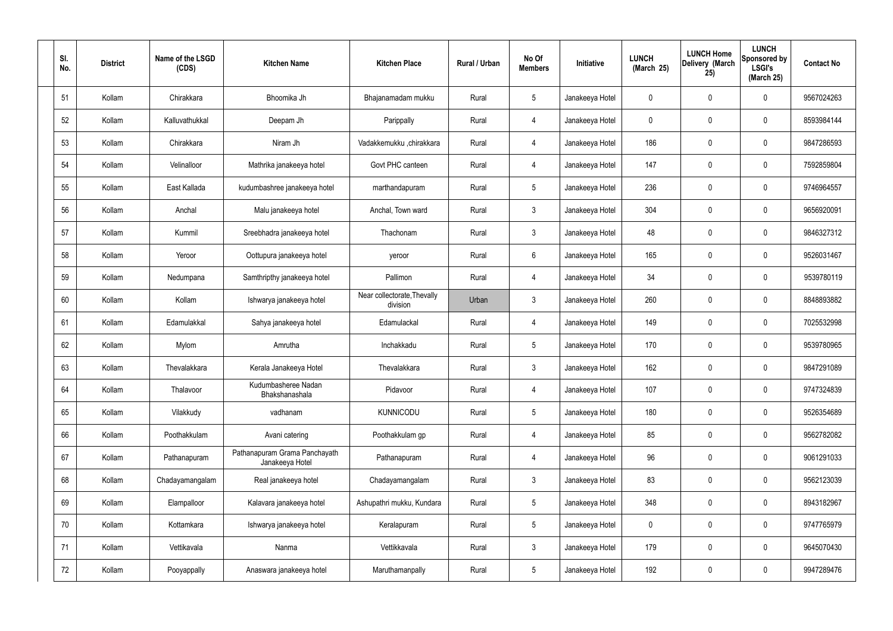| Sl. No. | District | Name of the LSGD (CDS) | Kitchen Name | Kitchen Place | Rural / Urban | No Of Members | Initiative | LUNCH (March 25) | LUNCH Home Delivery (March 25) | LUNCH Sponsored by LSGI's (March 25) | Contact No |
|---|---|---|---|---|---|---|---|---|---|---|---|
| 51 | Kollam | Chirakkara | Bhoomika Jh | Bhajanamadam mukku | Rural | 5 | Janakeeya Hotel | 0 | 0 | 0 | 9567024263 |
| 52 | Kollam | Kalluvathukkal | Deepam Jh | Parippally | Rural | 4 | Janakeeya Hotel | 0 | 0 | 0 | 8593984144 |
| 53 | Kollam | Chirakkara | Niram Jh | Vadakkemukku ,chirakkara | Rural | 4 | Janakeeya Hotel | 186 | 0 | 0 | 9847286593 |
| 54 | Kollam | Velinalloor | Mathrika janakeeya hotel | Govt PHC canteen | Rural | 4 | Janakeeya Hotel | 147 | 0 | 0 | 7592859804 |
| 55 | Kollam | East Kallada | kudumbashree janakeeya hotel | marthandapuram | Rural | 5 | Janakeeya Hotel | 236 | 0 | 0 | 9746964557 |
| 56 | Kollam | Anchal | Malu janakeeya hotel | Anchal, Town ward | Rural | 3 | Janakeeya Hotel | 304 | 0 | 0 | 9656920091 |
| 57 | Kollam | Kummil | Sreebhadra janakeeya hotel | Thachonam | Rural | 3 | Janakeeya Hotel | 48 | 0 | 0 | 9846327312 |
| 58 | Kollam | Yeroor | Oottupura janakeeya hotel | yeroor | Rural | 6 | Janakeeya Hotel | 165 | 0 | 0 | 9526031467 |
| 59 | Kollam | Nedumpana | Samthripthy janakeeya hotel | Pallimon | Rural | 4 | Janakeeya Hotel | 34 | 0 | 0 | 9539780119 |
| 60 | Kollam | Kollam | Ishwarya janakeeya hotel | Near collectorate,Thevally division | Urban | 3 | Janakeeya Hotel | 260 | 0 | 0 | 8848893882 |
| 61 | Kollam | Edamulakkal | Sahya janakeeya hotel | Edamulackal | Rural | 4 | Janakeeya Hotel | 149 | 0 | 0 | 7025532998 |
| 62 | Kollam | Mylom | Amrutha | Inchakkadu | Rural | 5 | Janakeeya Hotel | 170 | 0 | 0 | 9539780965 |
| 63 | Kollam | Thevalakkara | Kerala Janakeeya Hotel | Thevalakkara | Rural | 3 | Janakeeya Hotel | 162 | 0 | 0 | 9847291089 |
| 64 | Kollam | Thalavoor | Kudumbasheree Nadan Bhakshanashala | Pidavoor | Rural | 4 | Janakeeya Hotel | 107 | 0 | 0 | 9747324839 |
| 65 | Kollam | Vilakkudy | vadhanam | KUNNICODU | Rural | 5 | Janakeeya Hotel | 180 | 0 | 0 | 9526354689 |
| 66 | Kollam | Poothakkulam | Avani catering | Poothakkulam gp | Rural | 4 | Janakeeya Hotel | 85 | 0 | 0 | 9562782082 |
| 67 | Kollam | Pathanapuram | Pathanapuram Grama Panchayath Janakeeya Hotel | Pathanapuram | Rural | 4 | Janakeeya Hotel | 96 | 0 | 0 | 9061291033 |
| 68 | Kollam | Chadayamangalam | Real janakeeya hotel | Chadayamangalam | Rural | 3 | Janakeeya Hotel | 83 | 0 | 0 | 9562123039 |
| 69 | Kollam | Elampalloor | Kalavara janakeeya hotel | Ashupathri mukku, Kundara | Rural | 5 | Janakeeya Hotel | 348 | 0 | 0 | 8943182967 |
| 70 | Kollam | Kottamkara | Ishwarya janakeeya hotel | Keralapuram | Rural | 5 | Janakeeya Hotel | 0 | 0 | 0 | 9747765979 |
| 71 | Kollam | Vettikavala | Nanma | Vettikkavala | Rural | 3 | Janakeeya Hotel | 179 | 0 | 0 | 9645070430 |
| 72 | Kollam | Pooyappally | Anaswara janakeeya hotel | Maruthamanpally | Rural | 5 | Janakeeya Hotel | 192 | 0 | 0 | 9947289476 |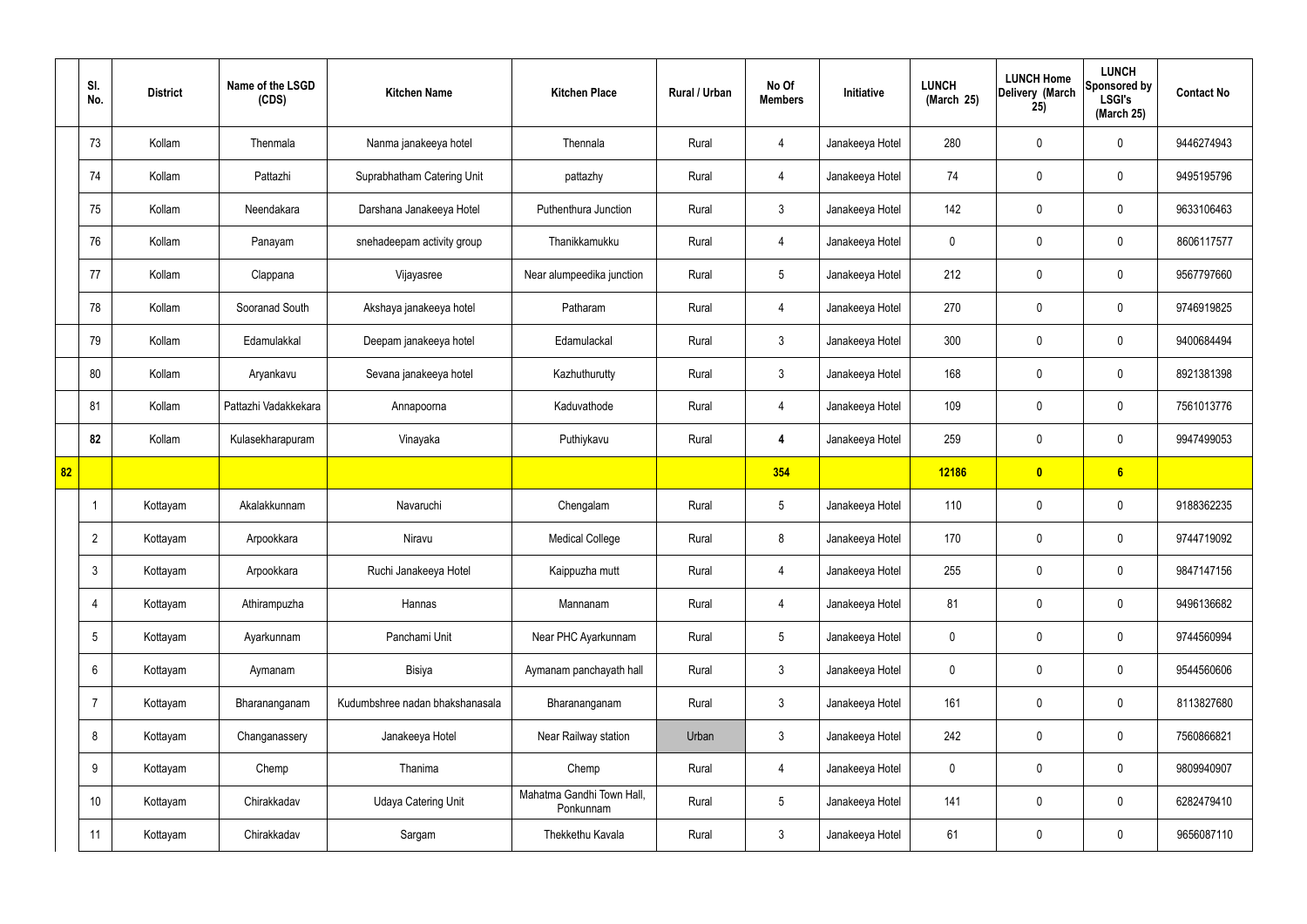| | Sl. No. | District | Name of the LSGD (CDS) | Kitchen Name | Kitchen Place | Rural / Urban | No Of Members | Initiative | LUNCH (March 25) | LUNCH Home Delivery (March 25) | LUNCH Sponsored by LSGI's (March 25) | Contact No |
|---|---|---|---|---|---|---|---|---|---|---|---|---|
| | 73 | Kollam | Thenmala | Nanma janakeeya hotel | Thennala | Rural | 4 | Janakeeya Hotel | 280 | 0 | 0 | 9446274943 |
| | 74 | Kollam | Pattazhi | Suprabhatham Catering Unit | pattazhy | Rural | 4 | Janakeeya Hotel | 74 | 0 | 0 | 9495195796 |
| | 75 | Kollam | Neendakara | Darshana Janakeeya Hotel | Puthenthura Junction | Rural | 3 | Janakeeya Hotel | 142 | 0 | 0 | 9633106463 |
| | 76 | Kollam | Panayam | snehadeepam activity group | Thanikkamukku | Rural | 4 | Janakeeya Hotel | 0 | 0 | 0 | 8606117577 |
| | 77 | Kollam | Clappana | Vijayasree | Near alumpeedika junction | Rural | 5 | Janakeeya Hotel | 212 | 0 | 0 | 9567797660 |
| | 78 | Kollam | Sooranad South | Akshaya janakeeya hotel | Patharam | Rural | 4 | Janakeeya Hotel | 270 | 0 | 0 | 9746919825 |
| | 79 | Kollam | Edamulakkal | Deepam janakeeya hotel | Edamulackal | Rural | 3 | Janakeeya Hotel | 300 | 0 | 0 | 9400684494 |
| | 80 | Kollam | Aryankavu | Sevana janakeeya hotel | Kazhuthurutty | Rural | 3 | Janakeeya Hotel | 168 | 0 | 0 | 8921381398 |
| | 81 | Kollam | Pattazhi Vadakkekara | Annapoorna | Kaduvathode | Rural | 4 | Janakeeya Hotel | 109 | 0 | 0 | 7561013776 |
| | **82** | Kollam | Kulasekharapuram | Vinayaka | Puthiykavu | Rural | **4** | Janakeeya Hotel | 259 | 0 | 0 | 9947499053 |
| **82** | | | | | | | **354** | | **12186** | **0** | **6** | |
| | 1 | Kottayam | Akalakkunnam | Navaruchi | Chengalam | Rural | 5 | Janakeeya Hotel | 110 | 0 | 0 | 9188362235 |
| | 2 | Kottayam | Arpookkara | Niravu | Medical College | Rural | 8 | Janakeeya Hotel | 170 | 0 | 0 | 9744719092 |
| | 3 | Kottayam | Arpookkara | Ruchi Janakeeya Hotel | Kaippuzha mutt | Rural | 4 | Janakeeya Hotel | 255 | 0 | 0 | 9847147156 |
| | 4 | Kottayam | Athirampuzha | Hannas | Mannanam | Rural | 4 | Janakeeya Hotel | 81 | 0 | 0 | 9496136682 |
| | 5 | Kottayam | Ayarkunnam | Panchami Unit | Near PHC Ayarkunnam | Rural | 5 | Janakeeya Hotel | 0 | 0 | 0 | 9744560994 |
| | 6 | Kottayam | Aymanam | Bisiya | Aymanam panchayath hall | Rural | 3 | Janakeeya Hotel | 0 | 0 | 0 | 9544560606 |
| | 7 | Kottayam | Bharananganam | Kudumbshree nadan bhakshanasala | Bharananganam | Rural | 3 | Janakeeya Hotel | 161 | 0 | 0 | 8113827680 |
| | 8 | Kottayam | Changanassery | Janakeeya Hotel | Near Railway station | Urban | 3 | Janakeeya Hotel | 242 | 0 | 0 | 7560866821 |
| | 9 | Kottayam | Chemp | Thanima | Chemp | Rural | 4 | Janakeeya Hotel | 0 | 0 | 0 | 9809940907 |
| | 10 | Kottayam | Chirakkadav | Udaya Catering Unit | Mahatma Gandhi Town Hall, Ponkunnam | Rural | 5 | Janakeeya Hotel | 141 | 0 | 0 | 6282479410 |
| | 11 | Kottayam | Chirakkadav | Sargam | Thekkethu Kavala | Rural | 3 | Janakeeya Hotel | 61 | 0 | 0 | 9656087110 |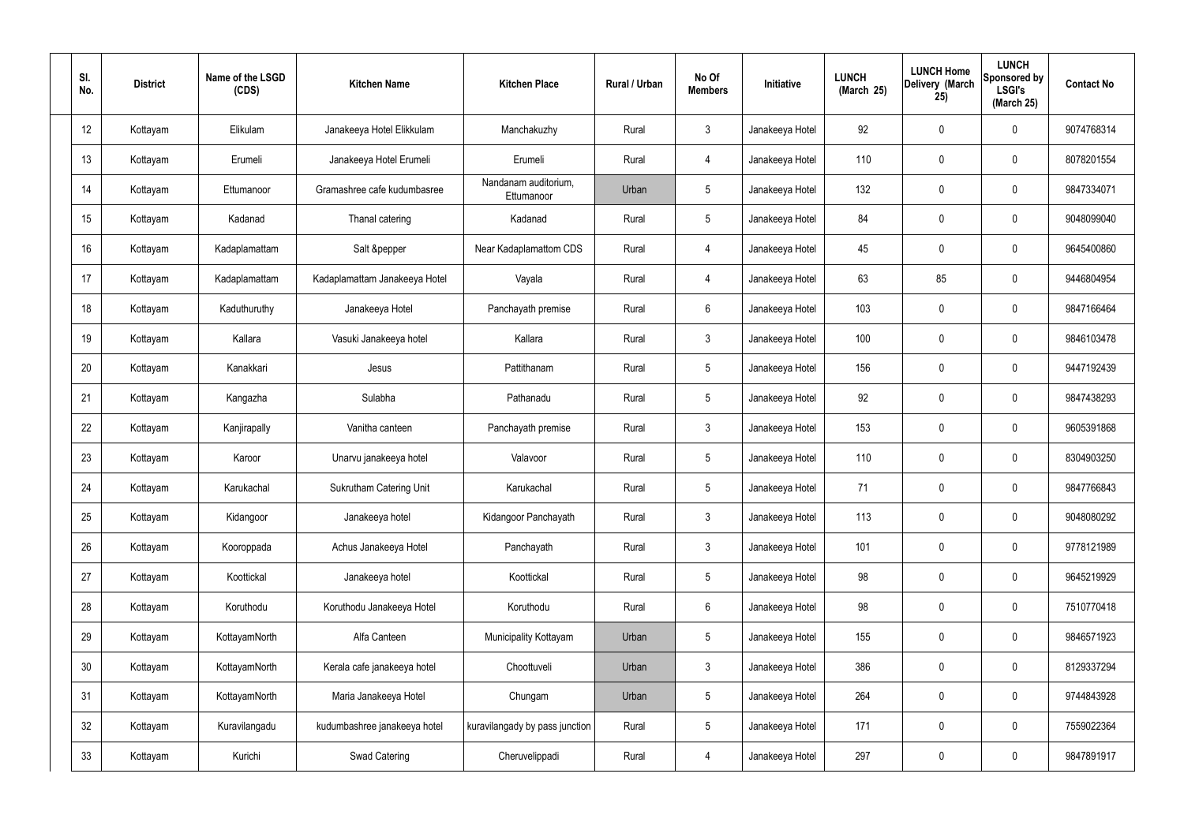| Sl. No. | District | Name of the LSGD (CDS) | Kitchen Name | Kitchen Place | Rural / Urban | No Of Members | Initiative | LUNCH (March 25) | LUNCH Home Delivery (March 25) | LUNCH Sponsored by LSGI's (March 25) | Contact No |
|---|---|---|---|---|---|---|---|---|---|---|---|
| 12 | Kottayam | Elikulam | Janakeeya Hotel Elikkulam | Manchakuzhy | Rural | 3 | Janakeeya Hotel | 92 | 0 | 0 | 9074768314 |
| 13 | Kottayam | Erumeli | Janakeeya Hotel Erumeli | Erumeli | Rural | 4 | Janakeeya Hotel | 110 | 0 | 0 | 8078201554 |
| 14 | Kottayam | Ettumanoor | Gramashree cafe kudumbasree | Nandanam auditorium, Ettumanoor | Urban | 5 | Janakeeya Hotel | 132 | 0 | 0 | 9847334071 |
| 15 | Kottayam | Kadanad | Thanal catering | Kadanad | Rural | 5 | Janakeeya Hotel | 84 | 0 | 0 | 9048099040 |
| 16 | Kottayam | Kadaplamattam | Salt &pepper | Near Kadaplamattom CDS | Rural | 4 | Janakeeya Hotel | 45 | 0 | 0 | 9645400860 |
| 17 | Kottayam | Kadaplamattam | Kadaplamattam Janakeeya Hotel | Vayala | Rural | 4 | Janakeeya Hotel | 63 | 85 | 0 | 9446804954 |
| 18 | Kottayam | Kaduthuruthy | Janakeeya Hotel | Panchayath premise | Rural | 6 | Janakeeya Hotel | 103 | 0 | 0 | 9847166464 |
| 19 | Kottayam | Kallara | Vasuki Janakeeya hotel | Kallara | Rural | 3 | Janakeeya Hotel | 100 | 0 | 0 | 9846103478 |
| 20 | Kottayam | Kanakkari | Jesus | Pattithanam | Rural | 5 | Janakeeya Hotel | 156 | 0 | 0 | 9447192439 |
| 21 | Kottayam | Kangazha | Sulabha | Pathanadu | Rural | 5 | Janakeeya Hotel | 92 | 0 | 0 | 9847438293 |
| 22 | Kottayam | Kanjirapally | Vanitha canteen | Panchayath premise | Rural | 3 | Janakeeya Hotel | 153 | 0 | 0 | 9605391868 |
| 23 | Kottayam | Karoor | Unarvu janakeeya hotel | Valavoor | Rural | 5 | Janakeeya Hotel | 110 | 0 | 0 | 8304903250 |
| 24 | Kottayam | Karukachal | Sukrutham Catering Unit | Karukachal | Rural | 5 | Janakeeya Hotel | 71 | 0 | 0 | 9847766843 |
| 25 | Kottayam | Kidangoor | Janakeeya hotel | Kidangoor Panchayath | Rural | 3 | Janakeeya Hotel | 113 | 0 | 0 | 9048080292 |
| 26 | Kottayam | Kooroppada | Achus Janakeeya Hotel | Panchayath | Rural | 3 | Janakeeya Hotel | 101 | 0 | 0 | 9778121989 |
| 27 | Kottayam | Koottickal | Janakeeya hotel | Koottickal | Rural | 5 | Janakeeya Hotel | 98 | 0 | 0 | 9645219929 |
| 28 | Kottayam | Koruthodu | Koruthodu Janakeeya Hotel | Koruthodu | Rural | 6 | Janakeeya Hotel | 98 | 0 | 0 | 7510770418 |
| 29 | Kottayam | KottayamNorth | Alfa Canteen | Municipality Kottayam | Urban | 5 | Janakeeya Hotel | 155 | 0 | 0 | 9846571923 |
| 30 | Kottayam | KottayamNorth | Kerala cafe janakeeya hotel | Choottuveli | Urban | 3 | Janakeeya Hotel | 386 | 0 | 0 | 8129337294 |
| 31 | Kottayam | KottayamNorth | Maria Janakeeya Hotel | Chungam | Urban | 5 | Janakeeya Hotel | 264 | 0 | 0 | 9744843928 |
| 32 | Kottayam | Kuravilangadu | kudumbashree janakeeya hotel | kuravilangady by pass junction | Rural | 5 | Janakeeya Hotel | 171 | 0 | 0 | 7559022364 |
| 33 | Kottayam | Kurichi | Swad Catering | Cheruvelippadi | Rural | 4 | Janakeeya Hotel | 297 | 0 | 0 | 9847891917 |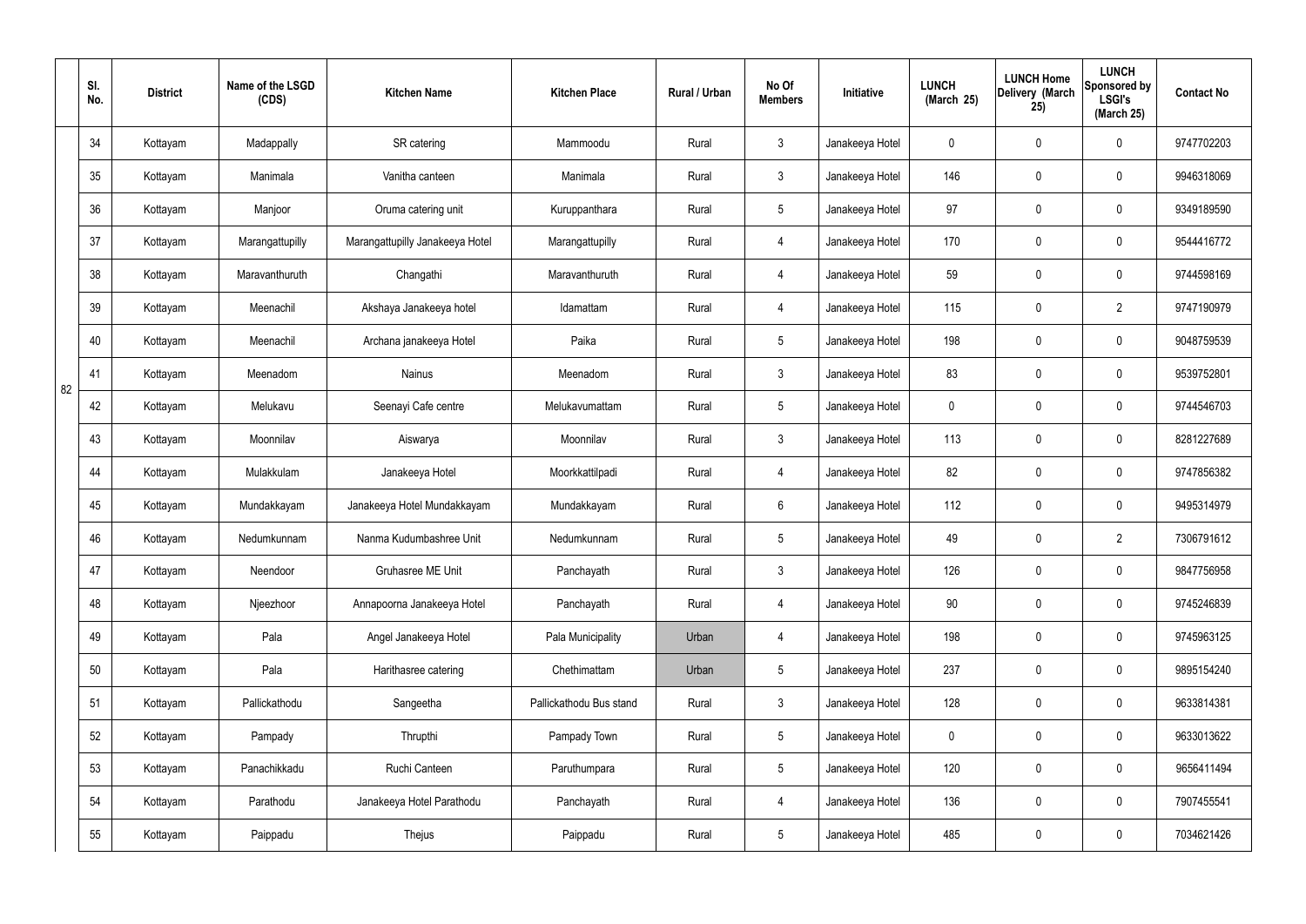| | Sl. No. | District | Name of the LSGD (CDS) | Kitchen Name | Kitchen Place | Rural / Urban | No Of Members | Initiative | LUNCH (March 25) | LUNCH Home Delivery (March 25) | LUNCH Sponsored by LSGI's (March 25) | Contact No |
|---|---|---|---|---|---|---|---|---|---|---|---|---|
| 82 | 34 | Kottayam | Madappally | SR catering | Mammoodu | Rural | 3 | Janakeeya Hotel | 0 | 0 | 0 | 9747702203 |
| | 35 | Kottayam | Manimala | Vanitha canteen | Manimala | Rural | 3 | Janakeeya Hotel | 146 | 0 | 0 | 9946318069 |
| | 36 | Kottayam | Manjoor | Oruma catering unit | Kuruppanthara | Rural | 5 | Janakeeya Hotel | 97 | 0 | 0 | 9349189590 |
| | 37 | Kottayam | Marangattupilly | Marangattupilly Janakeeya Hotel | Marangattupilly | Rural | 4 | Janakeeya Hotel | 170 | 0 | 0 | 9544416772 |
| | 38 | Kottayam | Maravanthuruth | Changathi | Maravanthuruth | Rural | 4 | Janakeeya Hotel | 59 | 0 | 0 | 9744598169 |
| | 39 | Kottayam | Meenachil | Akshaya Janakeeya hotel | Idamattam | Rural | 4 | Janakeeya Hotel | 115 | 0 | 2 | 9747190979 |
| | 40 | Kottayam | Meenachil | Archana janakeeya Hotel | Paika | Rural | 5 | Janakeeya Hotel | 198 | 0 | 0 | 9048759539 |
| | 41 | Kottayam | Meenadom | Nainus | Meenadom | Rural | 3 | Janakeeya Hotel | 83 | 0 | 0 | 9539752801 |
| | 42 | Kottayam | Melukavu | Seenayi Cafe centre | Melukavumattam | Rural | 5 | Janakeeya Hotel | 0 | 0 | 0 | 9744546703 |
| | 43 | Kottayam | Moonnilav | Aiswarya | Moonnilav | Rural | 3 | Janakeeya Hotel | 113 | 0 | 0 | 8281227689 |
| | 44 | Kottayam | Mulakkulam | Janakeeya Hotel | Moorkkattilpadi | Rural | 4 | Janakeeya Hotel | 82 | 0 | 0 | 9747856382 |
| | 45 | Kottayam | Mundakkayam | Janakeeya Hotel Mundakkayam | Mundakkayam | Rural | 6 | Janakeeya Hotel | 112 | 0 | 0 | 9495314979 |
| | 46 | Kottayam | Nedumkunnam | Nanma Kudumbashree Unit | Nedumkunnam | Rural | 5 | Janakeeya Hotel | 49 | 0 | 2 | 7306791612 |
| | 47 | Kottayam | Neendoor | Gruhasree ME Unit | Panchayath | Rural | 3 | Janakeeya Hotel | 126 | 0 | 0 | 9847756958 |
| | 48 | Kottayam | Njeezhoor | Annapoorna Janakeeya Hotel | Panchayath | Rural | 4 | Janakeeya Hotel | 90 | 0 | 0 | 9745246839 |
| | 49 | Kottayam | Pala | Angel Janakeeya Hotel | Pala Municipality | Urban | 4 | Janakeeya Hotel | 198 | 0 | 0 | 9745963125 |
| | 50 | Kottayam | Pala | Harithasree catering | Chethimattam | Urban | 5 | Janakeeya Hotel | 237 | 0 | 0 | 9895154240 |
| | 51 | Kottayam | Pallickathodu | Sangeetha | Pallickathodu Bus stand | Rural | 3 | Janakeeya Hotel | 128 | 0 | 0 | 9633814381 |
| | 52 | Kottayam | Pampady | Thrupthi | Pampady Town | Rural | 5 | Janakeeya Hotel | 0 | 0 | 0 | 9633013622 |
| | 53 | Kottayam | Panachikkadu | Ruchi Canteen | Paruthumpara | Rural | 5 | Janakeeya Hotel | 120 | 0 | 0 | 9656411494 |
| | 54 | Kottayam | Parathodu | Janakeeya Hotel Parathodu | Panchayath | Rural | 4 | Janakeeya Hotel | 136 | 0 | 0 | 7907455541 |
| | 55 | Kottayam | Paippadu | Thejus | Paippadu | Rural | 5 | Janakeeya Hotel | 485 | 0 | 0 | 7034621426 |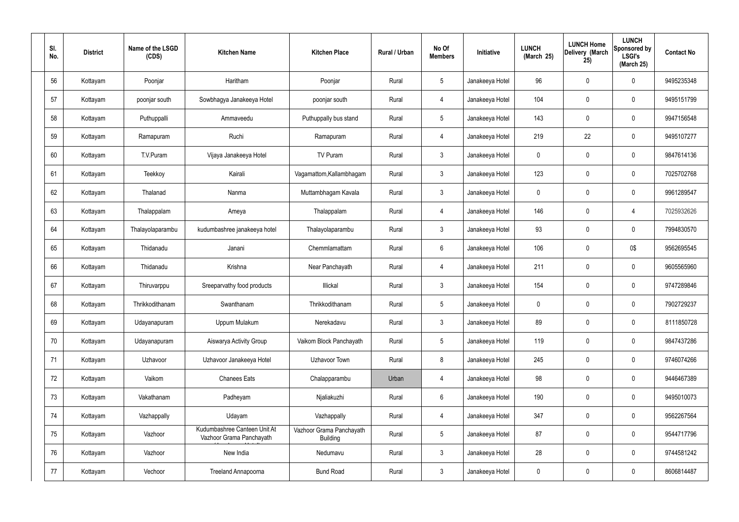| Sl. No. | District | Name of the LSGD (CDS) | Kitchen Name | Kitchen Place | Rural / Urban | No Of Members | Initiative | LUNCH (March 25) | LUNCH Home Delivery (March 25) | LUNCH Sponsored by LSGI's (March 25) | Contact No |
|---|---|---|---|---|---|---|---|---|---|---|---|
| 56 | Kottayam | Poonjar | Haritham | Poonjar | Rural | 5 | Janakeeya Hotel | 96 | 0 | 0 | 9495235348 |
| 57 | Kottayam | poonjar south | Sowbhagya Janakeeya Hotel | poonjar south | Rural | 4 | Janakeeya Hotel | 104 | 0 | 0 | 9495151799 |
| 58 | Kottayam | Puthuppalli | Ammaveedu | Puthuppally bus stand | Rural | 5 | Janakeeya Hotel | 143 | 0 | 0 | 9947156548 |
| 59 | Kottayam | Ramapuram | Ruchi | Ramapuram | Rural | 4 | Janakeeya Hotel | 219 | 22 | 0 | 9495107277 |
| 60 | Kottayam | T.V.Puram | Vijaya Janakeeya Hotel | TV Puram | Rural | 3 | Janakeeya Hotel | 0 | 0 | 0 | 9847614136 |
| 61 | Kottayam | Teekkoy | Kairali | Vagamattom,Kallambhagam | Rural | 3 | Janakeeya Hotel | 123 | 0 | 0 | 7025702768 |
| 62 | Kottayam | Thalanad | Nanma | Muttambhagam Kavala | Rural | 3 | Janakeeya Hotel | 0 | 0 | 0 | 9961289547 |
| 63 | Kottayam | Thalappalam | Ameya | Thalappalam | Rural | 4 | Janakeeya Hotel | 146 | 0 | 4 | 7025932626 |
| 64 | Kottayam | Thalayolaparambu | kudumbashree janakeeya hotel | Thalayolaparambu | Rural | 3 | Janakeeya Hotel | 93 | 0 | 0 | 7994830570 |
| 65 | Kottayam | Thidanadu | Janani | Chemmlamattam | Rural | 6 | Janakeeya Hotel | 106 | 0 | 0$ | 9562695545 |
| 66 | Kottayam | Thidanadu | Krishna | Near Panchayath | Rural | 4 | Janakeeya Hotel | 211 | 0 | 0 | 9605565960 |
| 67 | Kottayam | Thiruvarppu | Sreeparvathy food products | Illickal | Rural | 3 | Janakeeya Hotel | 154 | 0 | 0 | 9747289846 |
| 68 | Kottayam | Thrikkodithanam | Swanthanam | Thrikkodithanam | Rural | 5 | Janakeeya Hotel | 0 | 0 | 0 | 7902729237 |
| 69 | Kottayam | Udayanapuram | Uppum Mulakum | Nerekadavu | Rural | 3 | Janakeeya Hotel | 89 | 0 | 0 | 8111850728 |
| 70 | Kottayam | Udayanapuram | Aiswarya Activity Group | Vaikom Block Panchayath | Rural | 5 | Janakeeya Hotel | 119 | 0 | 0 | 9847437286 |
| 71 | Kottayam | Uzhavoor | Uzhavoor Janakeeya Hotel | Uzhavoor Town | Rural | 8 | Janakeeya Hotel | 245 | 0 | 0 | 9746074266 |
| 72 | Kottayam | Vaikom | Chanees Eats | Chalapparambu | Urban | 4 | Janakeeya Hotel | 98 | 0 | 0 | 9446467389 |
| 73 | Kottayam | Vakathanam | Padheyam | Njaliakuzhi | Rural | 6 | Janakeeya Hotel | 190 | 0 | 0 | 9495010073 |
| 74 | Kottayam | Vazhappally | Udayam | Vazhappally | Rural | 4 | Janakeeya Hotel | 347 | 0 | 0 | 9562267564 |
| 75 | Kottayam | Vazhoor | Kudumbashree Canteen Unit At Vazhoor Grama Panchayath | Vazhoor Grama Panchayath Building | Rural | 5 | Janakeeya Hotel | 87 | 0 | 0 | 9544717796 |
| 76 | Kottayam | Vazhoor | New India | Nedumavu | Rural | 3 | Janakeeya Hotel | 28 | 0 | 0 | 9744581242 |
| 77 | Kottayam | Vechoor | Treeland Annapoorna | Bund Road | Rural | 3 | Janakeeya Hotel | 0 | 0 | 0 | 8606814487 |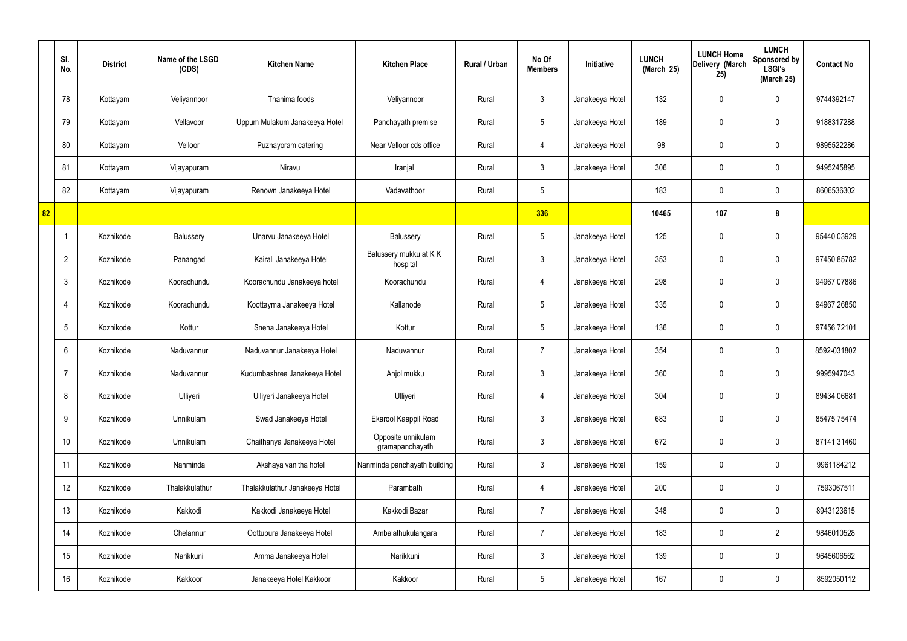| | Sl. No. | District | Name of the LSGD (CDS) | Kitchen Name | Kitchen Place | Rural / Urban | No Of Members | Initiative | LUNCH (March 25) | LUNCH Home Delivery (March 25) | LUNCH Sponsored by LSGI's (March 25) | Contact No |
|---|---|---|---|---|---|---|---|---|---|---|---|---|
| | 78 | Kottayam | Veliyannoor | Thanima foods | Veliyannoor | Rural | 3 | Janakeeya Hotel | 132 | 0 | 0 | 9744392147 |
| | 79 | Kottayam | Vellavoor | Uppum Mulakum Janakeeya Hotel | Panchayath premise | Rural | 5 | Janakeeya Hotel | 189 | 0 | 0 | 9188317288 |
| | 80 | Kottayam | Velloor | Puzhayoram catering | Near Velloor cds office | Rural | 4 | Janakeeya Hotel | 98 | 0 | 0 | 9895522286 |
| | 81 | Kottayam | Vijayapuram | Niravu | Iranjal | Rural | 3 | Janakeeya Hotel | 306 | 0 | 0 | 9495245895 |
| | 82 | Kottayam | Vijayapuram | Renown Janakeeya Hotel | Vadavathoor | Rural | 5 | | 183 | 0 | 0 | 8606536302 |
| 82 | | | | | | | 336 | | 10465 | 107 | 8 | |
| | 1 | Kozhikode | Balussery | Unarvu Janakeeya Hotel | Balussery | Rural | 5 | Janakeeya Hotel | 125 | 0 | 0 | 95440 03929 |
| | 2 | Kozhikode | Panangad | Kairali Janakeeya Hotel | Balussery mukku at K K hospital | Rural | 3 | Janakeeya Hotel | 353 | 0 | 0 | 97450 85782 |
| | 3 | Kozhikode | Koorachundu | Koorachundu Janakeeya hotel | Koorachundu | Rural | 4 | Janakeeya Hotel | 298 | 0 | 0 | 94967 07886 |
| | 4 | Kozhikode | Koorachundu | Koottayma Janakeeya Hotel | Kallanode | Rural | 5 | Janakeeya Hotel | 335 | 0 | 0 | 94967 26850 |
| | 5 | Kozhikode | Kottur | Sneha Janakeeya Hotel | Kottur | Rural | 5 | Janakeeya Hotel | 136 | 0 | 0 | 97456 72101 |
| | 6 | Kozhikode | Naduvannur | Naduvannur Janakeeya Hotel | Naduvannur | Rural | 7 | Janakeeya Hotel | 354 | 0 | 0 | 8592-031802 |
| | 7 | Kozhikode | Naduvannur | Kudumbashree Janakeeya Hotel | Anjolimukku | Rural | 3 | Janakeeya Hotel | 360 | 0 | 0 | 9995947043 |
| | 8 | Kozhikode | Ulliyeri | Ulliyeri Janakeeya Hotel | Ulliyeri | Rural | 4 | Janakeeya Hotel | 304 | 0 | 0 | 89434 06681 |
| | 9 | Kozhikode | Unnikulam | Swad Janakeeya Hotel | Ekarool Kaappil Road | Rural | 3 | Janakeeya Hotel | 683 | 0 | 0 | 85475 75474 |
| | 10 | Kozhikode | Unnikulam | Chaithanya Janakeeya Hotel | Opposite unnikulam gramapanchayath | Rural | 3 | Janakeeya Hotel | 672 | 0 | 0 | 87141 31460 |
| | 11 | Kozhikode | Nanminda | Akshaya vanitha hotel | Nanminda panchayath building | Rural | 3 | Janakeeya Hotel | 159 | 0 | 0 | 9961184212 |
| | 12 | Kozhikode | Thalakkulathur | Thalakkulathur Janakeeya Hotel | Parambath | Rural | 4 | Janakeeya Hotel | 200 | 0 | 0 | 7593067511 |
| | 13 | Kozhikode | Kakkodi | Kakkodi Janakeeya Hotel | Kakkodi Bazar | Rural | 7 | Janakeeya Hotel | 348 | 0 | 0 | 8943123615 |
| | 14 | Kozhikode | Chelannur | Oottupura Janakeeya Hotel | Ambalathukulangara | Rural | 7 | Janakeeya Hotel | 183 | 0 | 2 | 9846010528 |
| | 15 | Kozhikode | Narikkuni | Amma Janakeeya Hotel | Narikkuni | Rural | 3 | Janakeeya Hotel | 139 | 0 | 0 | 9645606562 |
| | 16 | Kozhikode | Kakkoor | Janakeeya Hotel Kakkoor | Kakkoor | Rural | 5 | Janakeeya Hotel | 167 | 0 | 0 | 8592050112 |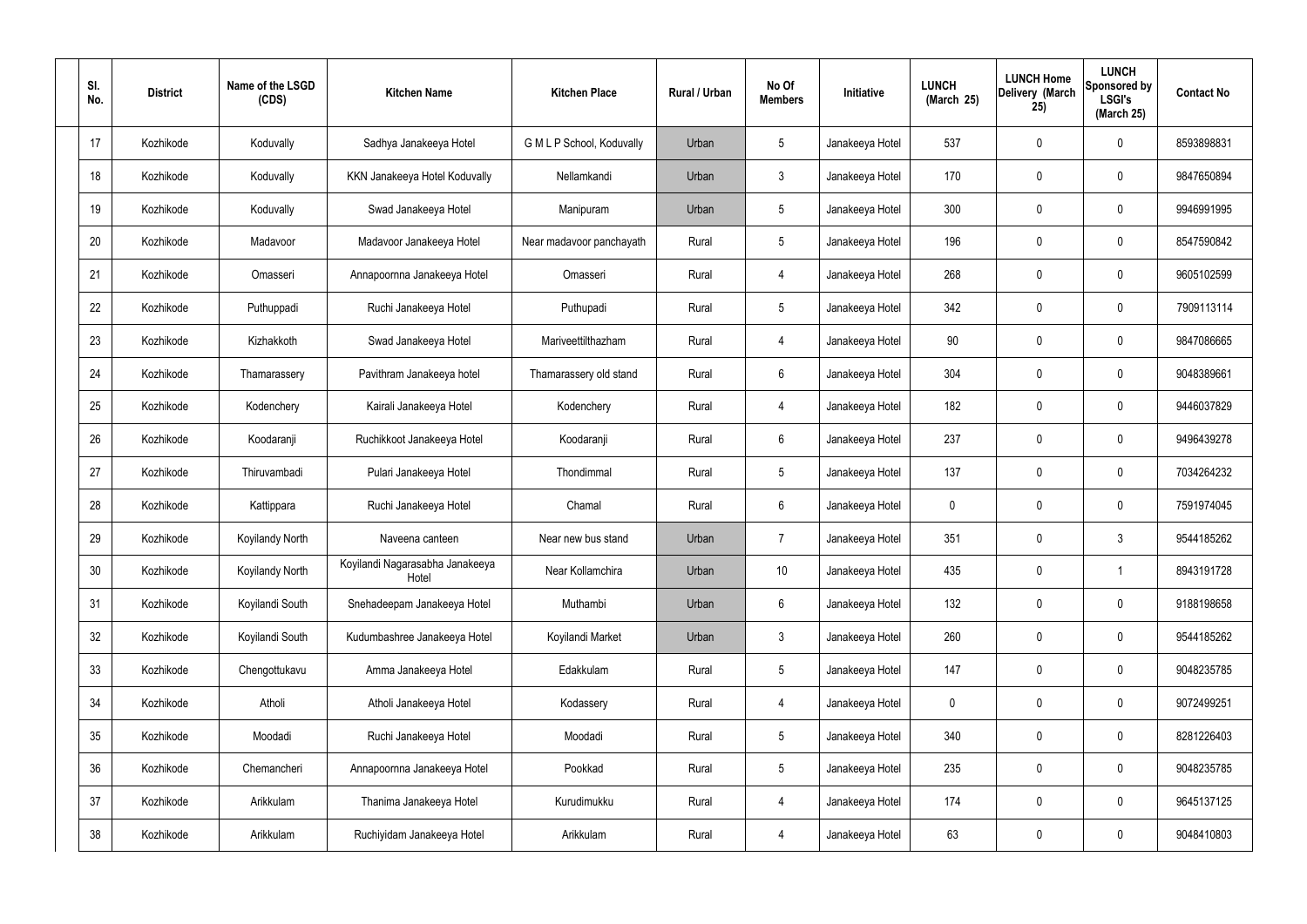| Sl. No. | District | Name of the LSGD (CDS) | Kitchen Name | Kitchen Place | Rural / Urban | No Of Members | Initiative | LUNCH (March 25) | LUNCH Home Delivery (March 25) | LUNCH Sponsored by LSGI's (March 25) | Contact No |
|---|---|---|---|---|---|---|---|---|---|---|---|
| 17 | Kozhikode | Koduvally | Sadhya Janakeeya Hotel | G M L P School, Koduvally | Urban | 5 | Janakeeya Hotel | 537 | 0 | 0 | 8593898831 |
| 18 | Kozhikode | Koduvally | KKN Janakeeya Hotel Koduvally | Nellamkandi | Urban | 3 | Janakeeya Hotel | 170 | 0 | 0 | 9847650894 |
| 19 | Kozhikode | Koduvally | Swad Janakeeya Hotel | Manipuram | Urban | 5 | Janakeeya Hotel | 300 | 0 | 0 | 9946991995 |
| 20 | Kozhikode | Madavoor | Madavoor Janakeeya Hotel | Near madavoor panchayath | Rural | 5 | Janakeeya Hotel | 196 | 0 | 0 | 8547590842 |
| 21 | Kozhikode | Omasseri | Annapoornna Janakeeya Hotel | Omasseri | Rural | 4 | Janakeeya Hotel | 268 | 0 | 0 | 9605102599 |
| 22 | Kozhikode | Puthuppadi | Ruchi Janakeeya Hotel | Puthupadi | Rural | 5 | Janakeeya Hotel | 342 | 0 | 0 | 7909113114 |
| 23 | Kozhikode | Kizhakkoth | Swad Janakeeya Hotel | Mariveettilthazham | Rural | 4 | Janakeeya Hotel | 90 | 0 | 0 | 9847086665 |
| 24 | Kozhikode | Thamarassery | Pavithram Janakeeya hotel | Thamarassery old stand | Rural | 6 | Janakeeya Hotel | 304 | 0 | 0 | 9048389661 |
| 25 | Kozhikode | Kodenchery | Kairali Janakeeya Hotel | Kodenchery | Rural | 4 | Janakeeya Hotel | 182 | 0 | 0 | 9446037829 |
| 26 | Kozhikode | Koodaranji | Ruchikkoot Janakeeya Hotel | Koodaranji | Rural | 6 | Janakeeya Hotel | 237 | 0 | 0 | 9496439278 |
| 27 | Kozhikode | Thiruvambadi | Pulari Janakeeya Hotel | Thondimmal | Rural | 5 | Janakeeya Hotel | 137 | 0 | 0 | 7034264232 |
| 28 | Kozhikode | Kattippara | Ruchi Janakeeya Hotel | Chamal | Rural | 6 | Janakeeya Hotel | 0 | 0 | 0 | 7591974045 |
| 29 | Kozhikode | Koyilandy North | Naveena canteen | Near new bus stand | Urban | 7 | Janakeeya Hotel | 351 | 0 | 3 | 9544185262 |
| 30 | Kozhikode | Koyilandy North | Koyilandi Nagarasabha Janakeeya Hotel | Near Kollamchira | Urban | 10 | Janakeeya Hotel | 435 | 0 | 1 | 8943191728 |
| 31 | Kozhikode | Koyilandi South | Snehadeepam Janakeeya Hotel | Muthambi | Urban | 6 | Janakeeya Hotel | 132 | 0 | 0 | 9188198658 |
| 32 | Kozhikode | Koyilandi South | Kudumbashree Janakeeya Hotel | Koyilandi Market | Urban | 3 | Janakeeya Hotel | 260 | 0 | 0 | 9544185262 |
| 33 | Kozhikode | Chengottukavu | Amma Janakeeya Hotel | Edakkulam | Rural | 5 | Janakeeya Hotel | 147 | 0 | 0 | 9048235785 |
| 34 | Kozhikode | Atholi | Atholi Janakeeya Hotel | Kodassery | Rural | 4 | Janakeeya Hotel | 0 | 0 | 0 | 9072499251 |
| 35 | Kozhikode | Moodadi | Ruchi Janakeeya Hotel | Moodadi | Rural | 5 | Janakeeya Hotel | 340 | 0 | 0 | 8281226403 |
| 36 | Kozhikode | Chemancheri | Annapoornna Janakeeya Hotel | Pookkad | Rural | 5 | Janakeeya Hotel | 235 | 0 | 0 | 9048235785 |
| 37 | Kozhikode | Arikkulam | Thanima Janakeeya Hotel | Kurudimukku | Rural | 4 | Janakeeya Hotel | 174 | 0 | 0 | 9645137125 |
| 38 | Kozhikode | Arikkulam | Ruchiyidam Janakeeya Hotel | Arikkulam | Rural | 4 | Janakeeya Hotel | 63 | 0 | 0 | 9048410803 |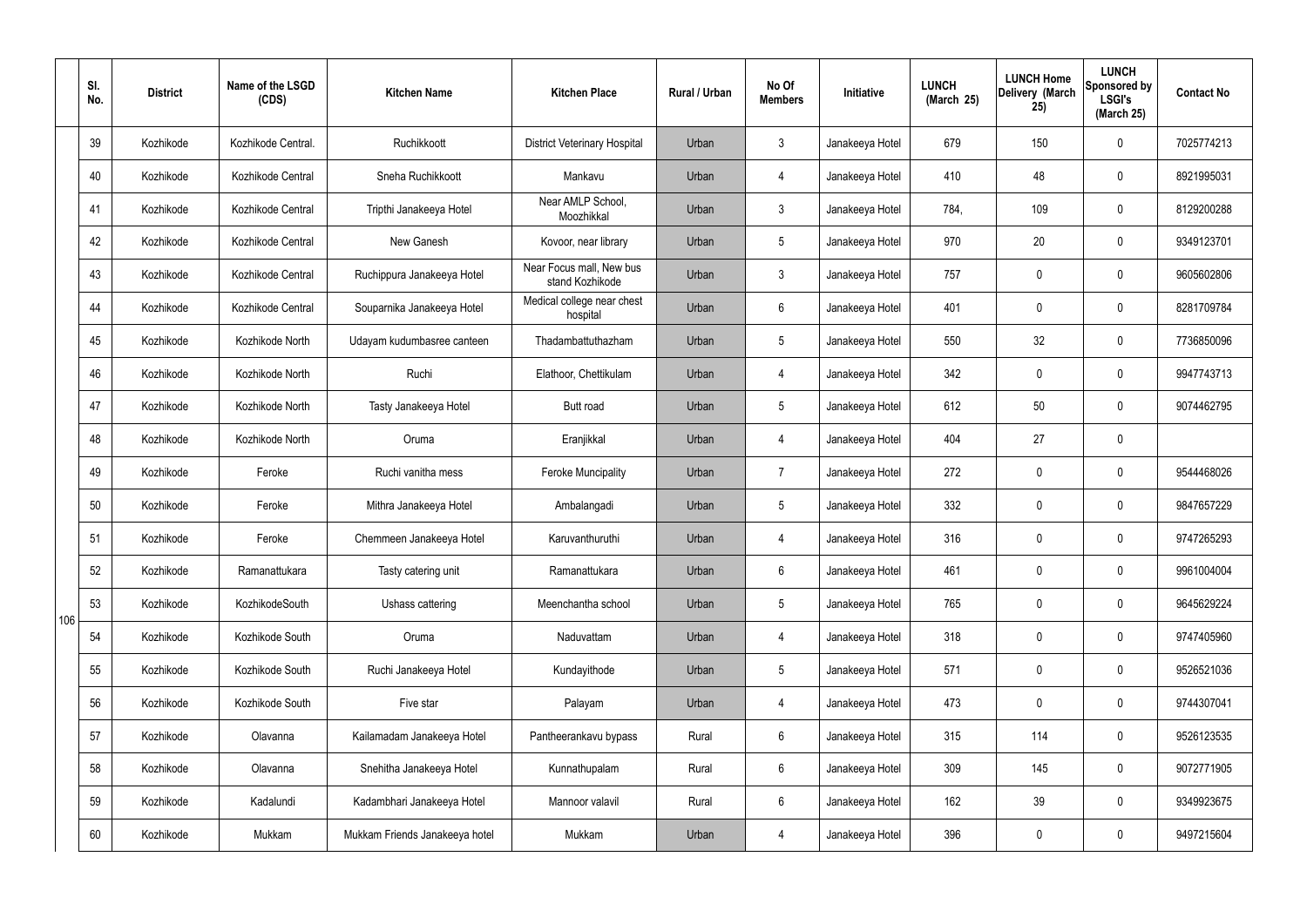|  | Sl. No. | District | Name of the LSGD (CDS) | Kitchen Name | Kitchen Place | Rural / Urban | No Of Members | Initiative | LUNCH (March 25) | LUNCH Home Delivery (March 25) | LUNCH Sponsored by LSGI's (March 25) | Contact No |
|---|---|---|---|---|---|---|---|---|---|---|---|---|
| 106 | 39 | Kozhikode | Kozhikode Central. | Ruchikkoott | District Veterinary Hospital | Urban | 3 | Janakeeya Hotel | 679 | 150 | 0 | 7025774213 |
|  | 40 | Kozhikode | Kozhikode Central | Sneha Ruchikkoott | Mankavu | Urban | 4 | Janakeeya Hotel | 410 | 48 | 0 | 8921995031 |
|  | 41 | Kozhikode | Kozhikode Central | Tripthi Janakeeya Hotel | Near AMLP School, Moozhikkal | Urban | 3 | Janakeeya Hotel | 784, | 109 | 0 | 8129200288 |
|  | 42 | Kozhikode | Kozhikode Central | New Ganesh | Kovoor, near library | Urban | 5 | Janakeeya Hotel | 970 | 20 | 0 | 9349123701 |
|  | 43 | Kozhikode | Kozhikode Central | Ruchippura Janakeeya Hotel | Near Focus mall, New bus stand Kozhikode | Urban | 3 | Janakeeya Hotel | 757 | 0 | 0 | 9605602806 |
|  | 44 | Kozhikode | Kozhikode Central | Souparnika Janakeeya Hotel | Medical college near chest hospital | Urban | 6 | Janakeeya Hotel | 401 | 0 | 0 | 8281709784 |
|  | 45 | Kozhikode | Kozhikode North | Udayam kudumbasree canteen | Thadambattuthazham | Urban | 5 | Janakeeya Hotel | 550 | 32 | 0 | 7736850096 |
|  | 46 | Kozhikode | Kozhikode North | Ruchi | Elathoor, Chettikulam | Urban | 4 | Janakeeya Hotel | 342 | 0 | 0 | 9947743713 |
|  | 47 | Kozhikode | Kozhikode North | Tasty Janakeeya Hotel | Butt road | Urban | 5 | Janakeeya Hotel | 612 | 50 | 0 | 9074462795 |
|  | 48 | Kozhikode | Kozhikode North | Oruma | Eranjikkal | Urban | 4 | Janakeeya Hotel | 404 | 27 | 0 |  |
|  | 49 | Kozhikode | Feroke | Ruchi vanitha mess | Feroke Muncipality | Urban | 7 | Janakeeya Hotel | 272 | 0 | 0 | 9544468026 |
|  | 50 | Kozhikode | Feroke | Mithra Janakeeya Hotel | Ambalangadi | Urban | 5 | Janakeeya Hotel | 332 | 0 | 0 | 9847657229 |
|  | 51 | Kozhikode | Feroke | Chemmeen Janakeeya Hotel | Karuvanthuruthi | Urban | 4 | Janakeeya Hotel | 316 | 0 | 0 | 9747265293 |
|  | 52 | Kozhikode | Ramanattukara | Tasty catering unit | Ramanattukara | Urban | 6 | Janakeeya Hotel | 461 | 0 | 0 | 9961004004 |
|  | 53 | Kozhikode | KozhikodeSouth | Ushass cattering | Meenchantha school | Urban | 5 | Janakeeya Hotel | 765 | 0 | 0 | 9645629224 |
|  | 54 | Kozhikode | Kozhikode South | Oruma | Naduvattam | Urban | 4 | Janakeeya Hotel | 318 | 0 | 0 | 9747405960 |
|  | 55 | Kozhikode | Kozhikode South | Ruchi Janakeeya Hotel | Kundayithode | Urban | 5 | Janakeeya Hotel | 571 | 0 | 0 | 9526521036 |
|  | 56 | Kozhikode | Kozhikode South | Five star | Palayam | Urban | 4 | Janakeeya Hotel | 473 | 0 | 0 | 9744307041 |
|  | 57 | Kozhikode | Olavanna | Kailamadam Janakeeya Hotel | Pantheerankavu bypass | Rural | 6 | Janakeeya Hotel | 315 | 114 | 0 | 9526123535 |
|  | 58 | Kozhikode | Olavanna | Snehitha Janakeeya Hotel | Kunnathupalam | Rural | 6 | Janakeeya Hotel | 309 | 145 | 0 | 9072771905 |
|  | 59 | Kozhikode | Kadalundi | Kadambhari Janakeeya Hotel | Mannoor valavil | Rural | 6 | Janakeeya Hotel | 162 | 39 | 0 | 9349923675 |
|  | 60 | Kozhikode | Mukkam | Mukkam Friends Janakeeya hotel | Mukkam | Urban | 4 | Janakeeya Hotel | 396 | 0 | 0 | 9497215604 |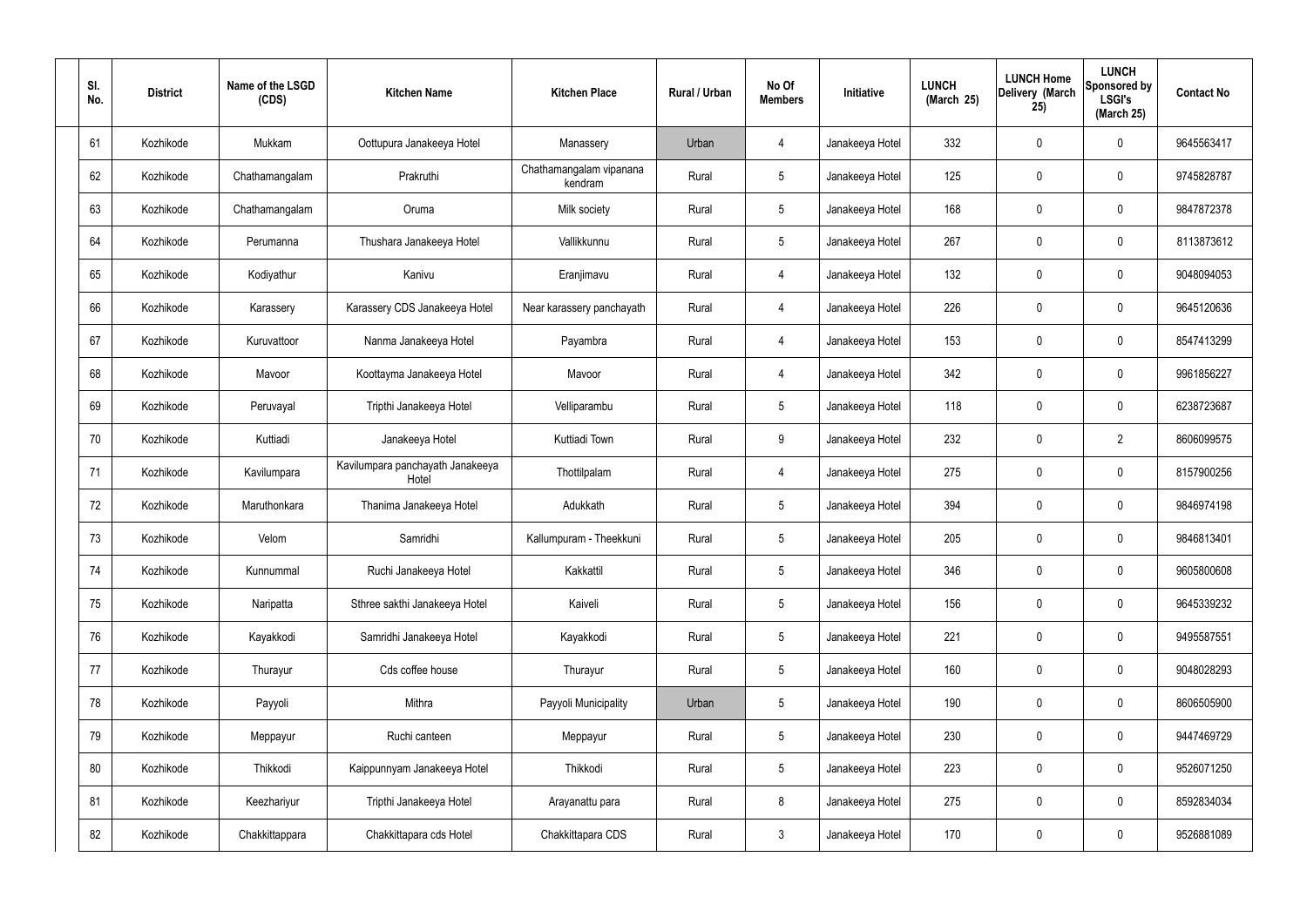| Sl. No. | District | Name of the LSGD (CDS) | Kitchen Name | Kitchen Place | Rural / Urban | No Of Members | Initiative | LUNCH (March 25) | LUNCH Home Delivery (March 25) | LUNCH Sponsored by LSGI's (March 25) | Contact No |
|---|---|---|---|---|---|---|---|---|---|---|---|
| 61 | Kozhikode | Mukkam | Oottupura Janakeeya Hotel | Manassery | Urban | 4 | Janakeeya Hotel | 332 | 0 | 0 | 9645563417 |
| 62 | Kozhikode | Chathamangalam | Prakruthi | Chathamangalam vipanana kendram | Rural | 5 | Janakeeya Hotel | 125 | 0 | 0 | 9745828787 |
| 63 | Kozhikode | Chathamangalam | Oruma | Milk society | Rural | 5 | Janakeeya Hotel | 168 | 0 | 0 | 9847872378 |
| 64 | Kozhikode | Perumanna | Thushara Janakeeya Hotel | Vallikkunnu | Rural | 5 | Janakeeya Hotel | 267 | 0 | 0 | 8113873612 |
| 65 | Kozhikode | Kodiyathur | Kanivu | Eranjimavu | Rural | 4 | Janakeeya Hotel | 132 | 0 | 0 | 9048094053 |
| 66 | Kozhikode | Karassery | Karassery CDS Janakeeya Hotel | Near karassery panchayath | Rural | 4 | Janakeeya Hotel | 226 | 0 | 0 | 9645120636 |
| 67 | Kozhikode | Kuruvattoor | Nanma Janakeeya Hotel | Payambra | Rural | 4 | Janakeeya Hotel | 153 | 0 | 0 | 8547413299 |
| 68 | Kozhikode | Mavoor | Koottayma Janakeeya Hotel | Mavoor | Rural | 4 | Janakeeya Hotel | 342 | 0 | 0 | 9961856227 |
| 69 | Kozhikode | Peruvayal | Tripthi Janakeeya Hotel | Velliparambu | Rural | 5 | Janakeeya Hotel | 118 | 0 | 0 | 6238723687 |
| 70 | Kozhikode | Kuttiadi | Janakeeya Hotel | Kuttiadi Town | Rural | 9 | Janakeeya Hotel | 232 | 0 | 2 | 8606099575 |
| 71 | Kozhikode | Kavilumpara | Kavilumpara panchayath Janakeeya Hotel | Thottilpalam | Rural | 4 | Janakeeya Hotel | 275 | 0 | 0 | 8157900256 |
| 72 | Kozhikode | Maruthonkara | Thanima Janakeeya Hotel | Adukkath | Rural | 5 | Janakeeya Hotel | 394 | 0 | 0 | 9846974198 |
| 73 | Kozhikode | Velom | Samridhi | Kallumpuram - Theekkuni | Rural | 5 | Janakeeya Hotel | 205 | 0 | 0 | 9846813401 |
| 74 | Kozhikode | Kunnummal | Ruchi Janakeeya Hotel | Kakkattil | Rural | 5 | Janakeeya Hotel | 346 | 0 | 0 | 9605800608 |
| 75 | Kozhikode | Naripatta | Sthree sakthi Janakeeya Hotel | Kaiveli | Rural | 5 | Janakeeya Hotel | 156 | 0 | 0 | 9645339232 |
| 76 | Kozhikode | Kayakkodi | Samridhi Janakeeya Hotel | Kayakkodi | Rural | 5 | Janakeeya Hotel | 221 | 0 | 0 | 9495587551 |
| 77 | Kozhikode | Thurayur | Cds coffee house | Thurayur | Rural | 5 | Janakeeya Hotel | 160 | 0 | 0 | 9048028293 |
| 78 | Kozhikode | Payyoli | Mithra | Payyoli Municipality | Urban | 5 | Janakeeya Hotel | 190 | 0 | 0 | 8606505900 |
| 79 | Kozhikode | Meppayur | Ruchi canteen | Meppayur | Rural | 5 | Janakeeya Hotel | 230 | 0 | 0 | 9447469729 |
| 80 | Kozhikode | Thikkodi | Kaippunnyam Janakeeya Hotel | Thikkodi | Rural | 5 | Janakeeya Hotel | 223 | 0 | 0 | 9526071250 |
| 81 | Kozhikode | Keezhariyur | Tripthi Janakeeya Hotel | Arayanattu para | Rural | 8 | Janakeeya Hotel | 275 | 0 | 0 | 8592834034 |
| 82 | Kozhikode | Chakkittappara | Chakkittapara cds Hotel | Chakkittapara CDS | Rural | 3 | Janakeeya Hotel | 170 | 0 | 0 | 9526881089 |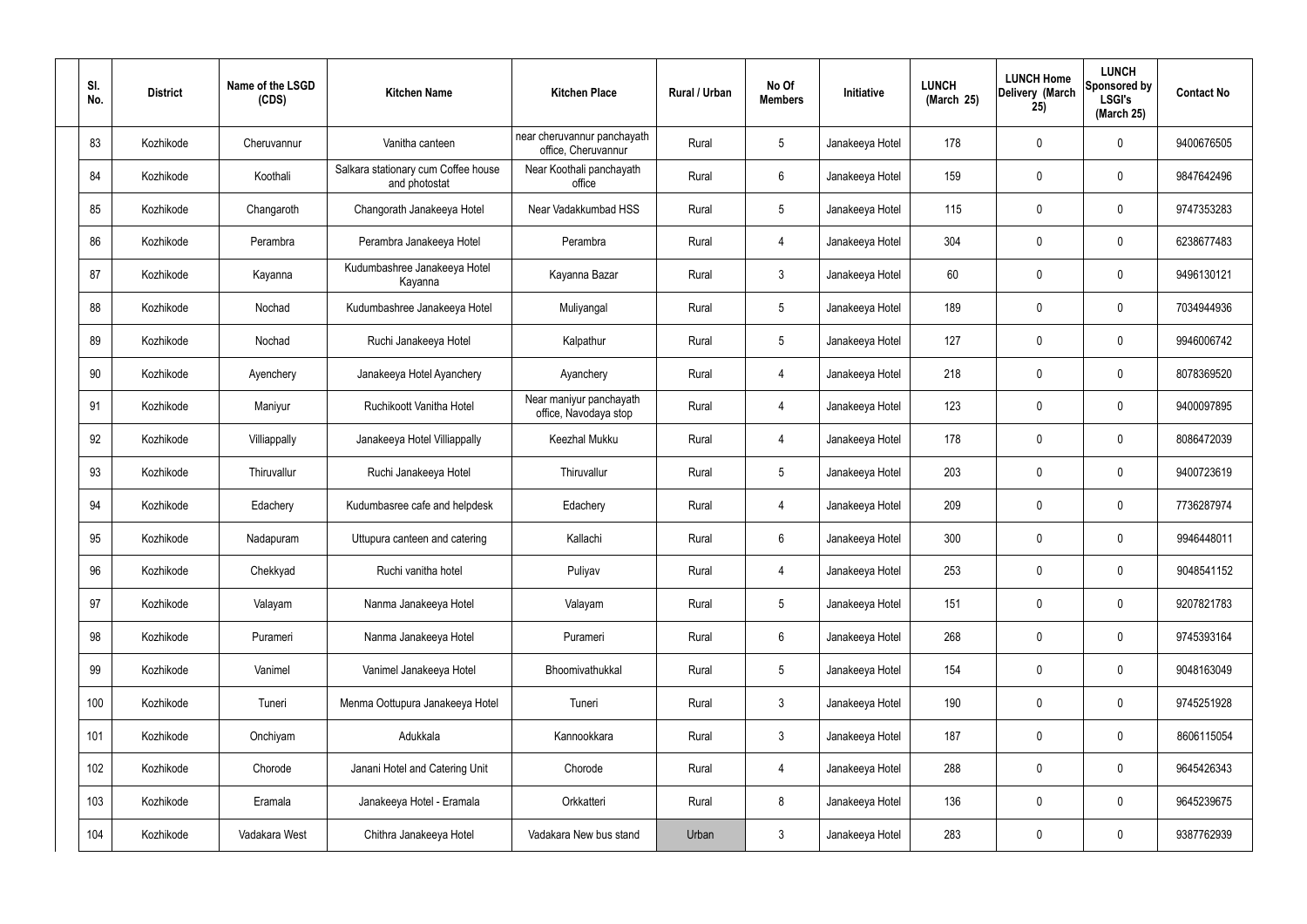| Sl. No. | District | Name of the LSGD (CDS) | Kitchen Name | Kitchen Place | Rural / Urban | No Of Members | Initiative | LUNCH (March 25) | LUNCH Home Delivery (March 25) | LUNCH Sponsored by LSGI's (March 25) | Contact No |
|---|---|---|---|---|---|---|---|---|---|---|---|
| 83 | Kozhikode | Cheruvannur | Vanitha canteen | near cheruvannur panchayath office, Cheruvannur | Rural | 5 | Janakeeya Hotel | 178 | 0 | 0 | 9400676505 |
| 84 | Kozhikode | Koothali | Salkara stationary cum Coffee house and photostat | Near Koothali panchayath office | Rural | 6 | Janakeeya Hotel | 159 | 0 | 0 | 9847642496 |
| 85 | Kozhikode | Changaroth | Changorath Janakeeya Hotel | Near Vadakkumbad HSS | Rural | 5 | Janakeeya Hotel | 115 | 0 | 0 | 9747353283 |
| 86 | Kozhikode | Perambra | Perambra Janakeeya Hotel | Perambra | Rural | 4 | Janakeeya Hotel | 304 | 0 | 0 | 6238677483 |
| 87 | Kozhikode | Kayanna | Kudumbashree Janakeeya Hotel Kayanna | Kayanna Bazar | Rural | 3 | Janakeeya Hotel | 60 | 0 | 0 | 9496130121 |
| 88 | Kozhikode | Nochad | Kudumbashree Janakeeya Hotel | Muliyangal | Rural | 5 | Janakeeya Hotel | 189 | 0 | 0 | 7034944936 |
| 89 | Kozhikode | Nochad | Ruchi Janakeeya Hotel | Kalpathur | Rural | 5 | Janakeeya Hotel | 127 | 0 | 0 | 9946006742 |
| 90 | Kozhikode | Ayenchery | Janakeeya Hotel Ayanchery | Ayanchery | Rural | 4 | Janakeeya Hotel | 218 | 0 | 0 | 8078369520 |
| 91 | Kozhikode | Maniyur | Ruchikoott Vanitha Hotel | Near maniyur panchayath office, Navodaya stop | Rural | 4 | Janakeeya Hotel | 123 | 0 | 0 | 9400097895 |
| 92 | Kozhikode | Villiappally | Janakeeya Hotel Villiappally | Keezhal Mukku | Rural | 4 | Janakeeya Hotel | 178 | 0 | 0 | 8086472039 |
| 93 | Kozhikode | Thiruvallur | Ruchi Janakeeya Hotel | Thiruvallur | Rural | 5 | Janakeeya Hotel | 203 | 0 | 0 | 9400723619 |
| 94 | Kozhikode | Edachery | Kudumbasree cafe and helpdesk | Edachery | Rural | 4 | Janakeeya Hotel | 209 | 0 | 0 | 7736287974 |
| 95 | Kozhikode | Nadapuram | Uttupura canteen and catering | Kallachi | Rural | 6 | Janakeeya Hotel | 300 | 0 | 0 | 9946448011 |
| 96 | Kozhikode | Chekkyad | Ruchi vanitha hotel | Puliyav | Rural | 4 | Janakeeya Hotel | 253 | 0 | 0 | 9048541152 |
| 97 | Kozhikode | Valayam | Nanma Janakeeya Hotel | Valayam | Rural | 5 | Janakeeya Hotel | 151 | 0 | 0 | 9207821783 |
| 98 | Kozhikode | Purameri | Nanma Janakeeya Hotel | Purameri | Rural | 6 | Janakeeya Hotel | 268 | 0 | 0 | 9745393164 |
| 99 | Kozhikode | Vanimel | Vanimel Janakeeya Hotel | Bhoomivathukkal | Rural | 5 | Janakeeya Hotel | 154 | 0 | 0 | 9048163049 |
| 100 | Kozhikode | Tuneri | Menma Oottupura Janakeeya Hotel | Tuneri | Rural | 3 | Janakeeya Hotel | 190 | 0 | 0 | 9745251928 |
| 101 | Kozhikode | Onchiyam | Adukkala | Kannookkara | Rural | 3 | Janakeeya Hotel | 187 | 0 | 0 | 8606115054 |
| 102 | Kozhikode | Chorode | Janani Hotel and Catering Unit | Chorode | Rural | 4 | Janakeeya Hotel | 288 | 0 | 0 | 9645426343 |
| 103 | Kozhikode | Eramala | Janakeeya Hotel - Eramala | Orkkatteri | Rural | 8 | Janakeeya Hotel | 136 | 0 | 0 | 9645239675 |
| 104 | Kozhikode | Vadakara West | Chithra Janakeeya Hotel | Vadakara New bus stand | Urban | 3 | Janakeeya Hotel | 283 | 0 | 0 | 9387762939 |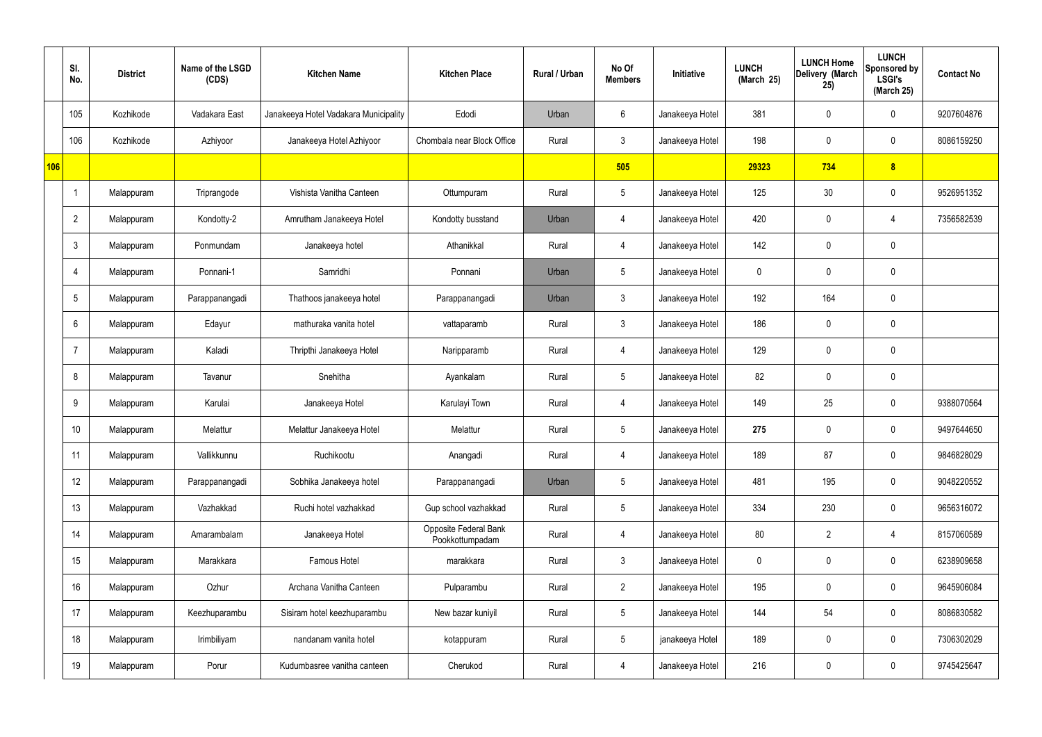| | Sl. No. | District | Name of the LSGD (CDS) | Kitchen Name | Kitchen Place | Rural / Urban | No Of Members | Initiative | LUNCH (March 25) | LUNCH Home Delivery (March 25) | LUNCH Sponsored by LSGI's (March 25) | Contact No |
|---|---|---|---|---|---|---|---|---|---|---|---|---|
| | 105 | Kozhikode | Vadakara East | Janakeeya Hotel Vadakara Municipality | Edodi | Urban | 6 | Janakeeya Hotel | 381 | 0 | 0 | 9207604876 |
| | 106 | Kozhikode | Azhiyoor | Janakeeya Hotel Azhiyoor | Chombala near Block Office | Rural | 3 | Janakeeya Hotel | 198 | 0 | 0 | 8086159250 |
| **106** | | | | | | | **505** | | **29323** | **734** | **8** | |
| | 1 | Malappuram | Triprangode | Vishista Vanitha Canteen | Ottumpuram | Rural | 5 | Janakeeya Hotel | 125 | 30 | 0 | 9526951352 |
| | 2 | Malappuram | Kondotty-2 | Amrutham Janakeeya Hotel | Kondotty busstand | Urban | 4 | Janakeeya Hotel | 420 | 0 | 4 | 7356582539 |
| | 3 | Malappuram | Ponmundam | Janakeeya hotel | Athanikkal | Rural | 4 | Janakeeya Hotel | 142 | 0 | 0 | |
| | 4 | Malappuram | Ponnani-1 | Samridhi | Ponnani | Urban | 5 | Janakeeya Hotel | 0 | 0 | 0 | |
| | 5 | Malappuram | Parappanangadi | Thathoos janakeeya hotel | Parappanangadi | Urban | 3 | Janakeeya Hotel | 192 | 164 | 0 | |
| | 6 | Malappuram | Edayur | mathuraka vanita hotel | vattaparamb | Rural | 3 | Janakeeya Hotel | 186 | 0 | 0 | |
| | 7 | Malappuram | Kaladi | Thripthi Janakeeya Hotel | Naripparamb | Rural | 4 | Janakeeya Hotel | 129 | 0 | 0 | |
| | 8 | Malappuram | Tavanur | Snehitha | Ayankalam | Rural | 5 | Janakeeya Hotel | 82 | 0 | 0 | |
| | 9 | Malappuram | Karulai | Janakeeya Hotel | Karulayi Town | Rural | 4 | Janakeeya Hotel | 149 | 25 | 0 | 9388070564 |
| | 10 | Malappuram | Melattur | Melattur Janakeeya Hotel | Melattur | Rural | 5 | Janakeeya Hotel | **275** | 0 | 0 | 9497644650 |
| | 11 | Malappuram | Vallikkunnu | Ruchikootu | Anangadi | Rural | 4 | Janakeeya Hotel | 189 | 87 | 0 | 9846828029 |
| | 12 | Malappuram | Parappanangadi | Sobhika Janakeeya hotel | Parappanangadi | Urban | 5 | Janakeeya Hotel | 481 | 195 | 0 | 9048220552 |
| | 13 | Malappuram | Vazhakkad | Ruchi hotel vazhakkad | Gup school vazhakkad | Rural | 5 | Janakeeya Hotel | 334 | 230 | 0 | 9656316072 |
| | 14 | Malappuram | Amarambalam | Janakeeya Hotel | Opposite Federal Bank Pookkottumpadam | Rural | 4 | Janakeeya Hotel | 80 | 2 | 4 | 8157060589 |
| | 15 | Malappuram | Marakkara | Famous Hotel | marakkara | Rural | 3 | Janakeeya Hotel | 0 | 0 | 0 | 6238909658 |
| | 16 | Malappuram | Ozhur | Archana Vanitha Canteen | Pulparambu | Rural | 2 | Janakeeya Hotel | 195 | 0 | 0 | 9645906084 |
| | 17 | Malappuram | Keezhuparambu | Sisiram hotel keezhuparambu | New bazar kuniyil | Rural | 5 | Janakeeya Hotel | 144 | 54 | 0 | 8086830582 |
| | 18 | Malappuram | Irimbiliyam | nandanam vanita hotel | kotappuram | Rural | 5 | janakeeya Hotel | 189 | 0 | 0 | 7306302029 |
| | 19 | Malappuram | Porur | Kudumbasree vanitha canteen | Cherukod | Rural | 4 | Janakeeya Hotel | 216 | 0 | 0 | 9745425647 |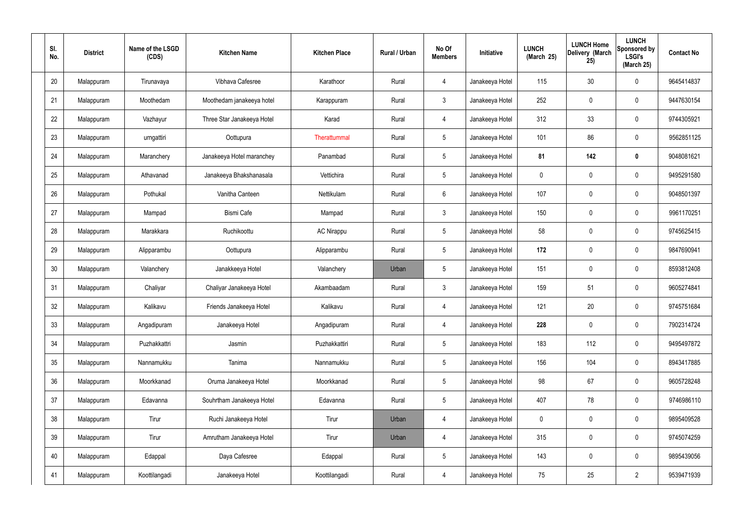| Sl. No. | District | Name of the LSGD (CDS) | Kitchen Name | Kitchen Place | Rural / Urban | No Of Members | Initiative | LUNCH (March 25) | LUNCH Home Delivery (March 25) | LUNCH Sponsored by LSGI's (March 25) | Contact No |
|---|---|---|---|---|---|---|---|---|---|---|---|
| 20 | Malappuram | Tirunavaya | Vibhava Cafesree | Karathoor | Rural | 4 | Janakeeya Hotel | 115 | 30 | 0 | 9645414837 |
| 21 | Malappuram | Moothedam | Moothedam janakeeya hotel | Karappuram | Rural | 3 | Janakeeya Hotel | 252 | 0 | 0 | 9447630154 |
| 22 | Malappuram | Vazhayur | Three Star Janakeeya Hotel | Karad | Rural | 4 | Janakeeya Hotel | 312 | 33 | 0 | 9744305921 |
| 23 | Malappuram | urngattiri | Oottupura | Therattummal | Rural | 5 | Janakeeya Hotel | 101 | 86 | 0 | 9562851125 |
| 24 | Malappuram | Maranchery | Janakeeya Hotel maranchey | Panambad | Rural | 5 | Janakeeya Hotel | **81** | **142** | **0** | 9048081621 |
| 25 | Malappuram | Athavanad | Janakeeya Bhakshanasala | Vettichira | Rural | 5 | Janakeeya Hotel | 0 | 0 | 0 | 9495291580 |
| 26 | Malappuram | Pothukal | Vanitha Canteen | Nettikulam | Rural | 6 | Janakeeya Hotel | 107 | 0 | 0 | 9048501397 |
| 27 | Malappuram | Mampad | Bismi Cafe | Mampad | Rural | 3 | Janakeeya Hotel | 150 | 0 | 0 | 9961170251 |
| 28 | Malappuram | Marakkara | Ruchikoottu | AC Nirappu | Rural | 5 | Janakeeya Hotel | 58 | 0 | 0 | 9745625415 |
| 29 | Malappuram | Alipparambu | Oottupura | Alipparambu | Rural | 5 | Janakeeya Hotel | **172** | 0 | 0 | 9847690941 |
| 30 | Malappuram | Valanchery | Janakkeeya Hotel | Valanchery | Urban | 5 | Janakeeya Hotel | 151 | 0 | 0 | 8593812408 |
| 31 | Malappuram | Chaliyar | Chaliyar Janakeeya Hotel | Akambaadam | Rural | 3 | Janakeeya Hotel | 159 | 51 | 0 | 9605274841 |
| 32 | Malappuram | Kalikavu | Friends Janakeeya Hotel | Kalikavu | Rural | 4 | Janakeeya Hotel | 121 | 20 | 0 | 9745751684 |
| 33 | Malappuram | Angadipuram | Janakeeya Hotel | Angadipuram | Rural | 4 | Janakeeya Hotel | **228** | 0 | 0 | 7902314724 |
| 34 | Malappuram | Puzhakkattri | Jasmin | Puzhakkattiri | Rural | 5 | Janakeeya Hotel | 183 | 112 | 0 | 9495497872 |
| 35 | Malappuram | Nannamukku | Tanima | Nannamukku | Rural | 5 | Janakeeya Hotel | 156 | 104 | 0 | 8943417885 |
| 36 | Malappuram | Moorkkanad | Oruma Janakeeya Hotel | Moorkkanad | Rural | 5 | Janakeeya Hotel | 98 | 67 | 0 | 9605728248 |
| 37 | Malappuram | Edavanna | Souhrtham Janakeeya Hotel | Edavanna | Rural | 5 | Janakeeya Hotel | 407 | 78 | 0 | 9746986110 |
| 38 | Malappuram | Tirur | Ruchi Janakeeya Hotel | Tirur | Urban | 4 | Janakeeya Hotel | 0 | 0 | 0 | 9895409528 |
| 39 | Malappuram | Tirur | Amrutham Janakeeya Hotel | Tirur | Urban | 4 | Janakeeya Hotel | 315 | 0 | 0 | 9745074259 |
| 40 | Malappuram | Edappal | Daya Cafesree | Edappal | Rural | 5 | Janakeeya Hotel | 143 | 0 | 0 | 9895439056 |
| 41 | Malappuram | Koottilangadi | Janakeeya Hotel | Koottilangadi | Rural | 4 | Janakeeya Hotel | 75 | 25 | 2 | 9539471939 |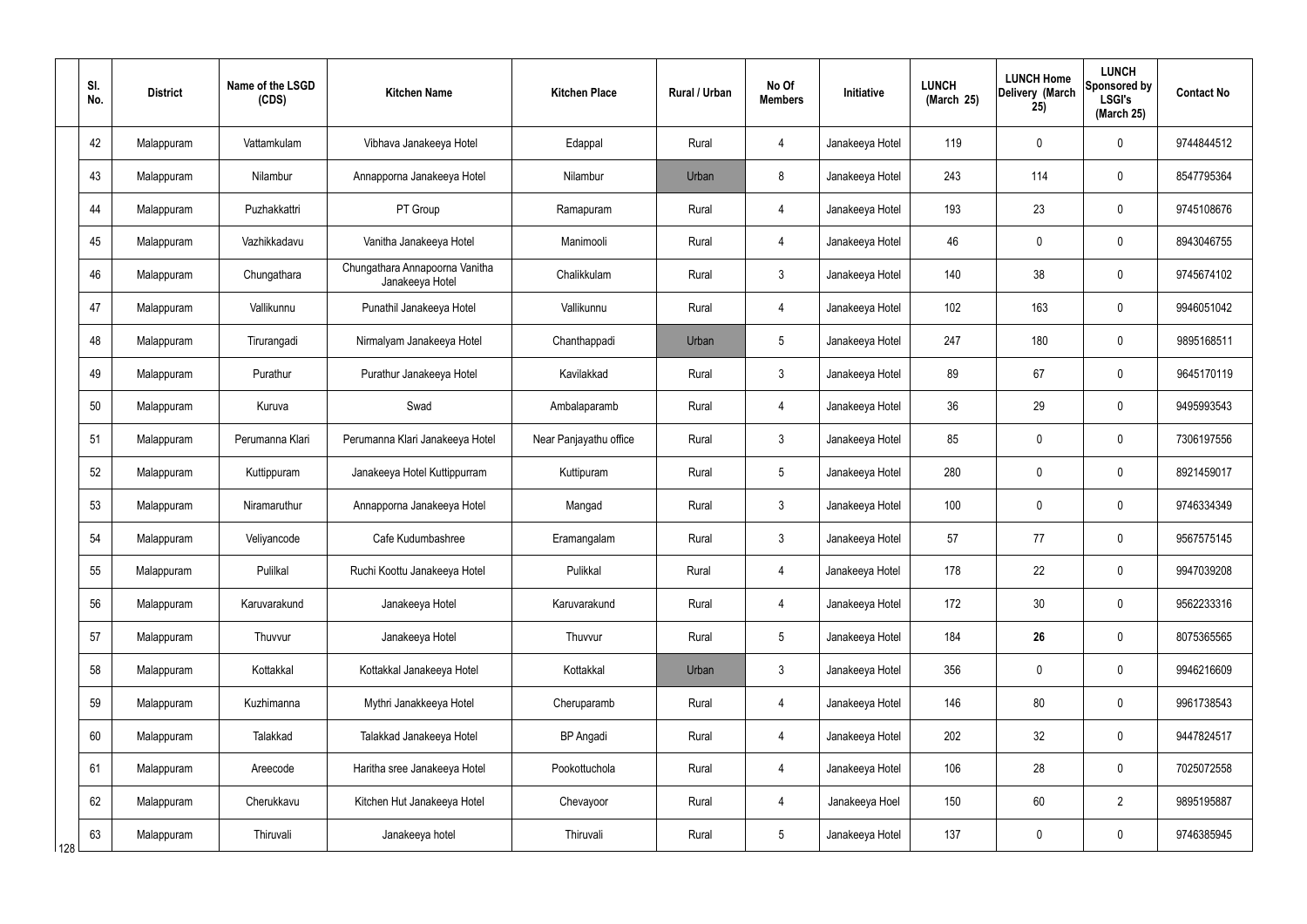| Sl. No. | District | Name of the LSGD (CDS) | Kitchen Name | Kitchen Place | Rural / Urban | No Of Members | Initiative | LUNCH (March 25) | LUNCH Home Delivery (March 25) | LUNCH Sponsored by LSGI's (March 25) | Contact No |
|---|---|---|---|---|---|---|---|---|---|---|---|
| 42 | Malappuram | Vattamkulam | Vibhava Janakeeya Hotel | Edappal | Rural | 4 | Janakeeya Hotel | 119 | 0 | 0 | 9744844512 |
| 43 | Malappuram | Nilambur | Annapporna Janakeeya Hotel | Nilambur | Urban | 8 | Janakeeya Hotel | 243 | 114 | 0 | 8547795364 |
| 44 | Malappuram | Puzhakkattri | PT Group | Ramapuram | Rural | 4 | Janakeeya Hotel | 193 | 23 | 0 | 9745108676 |
| 45 | Malappuram | Vazhikkadavu | Vanitha Janakeeya Hotel | Manimooli | Rural | 4 | Janakeeya Hotel | 46 | 0 | 0 | 8943046755 |
| 46 | Malappuram | Chungathara | Chungathara Annapoorna Vanitha Janakeeya Hotel | Chalikkulam | Rural | 3 | Janakeeya Hotel | 140 | 38 | 0 | 9745674102 |
| 47 | Malappuram | Vallikunnu | Punathil Janakeeya Hotel | Vallikunnu | Rural | 4 | Janakeeya Hotel | 102 | 163 | 0 | 9946051042 |
| 48 | Malappuram | Tirurangadi | Nirmalyam Janakeeya Hotel | Chanthappadi | Urban | 5 | Janakeeya Hotel | 247 | 180 | 0 | 9895168511 |
| 49 | Malappuram | Purathur | Purathur Janakeeya Hotel | Kavilakkad | Rural | 3 | Janakeeya Hotel | 89 | 67 | 0 | 9645170119 |
| 50 | Malappuram | Kuruva | Swad | Ambalaparamb | Rural | 4 | Janakeeya Hotel | 36 | 29 | 0 | 9495993543 |
| 51 | Malappuram | Perumanna Klari | Perumanna Klari Janakeeya Hotel | Near Panjayathu office | Rural | 3 | Janakeeya Hotel | 85 | 0 | 0 | 7306197556 |
| 52 | Malappuram | Kuttippuram | Janakeeya Hotel Kuttippurram | Kuttipuram | Rural | 5 | Janakeeya Hotel | 280 | 0 | 0 | 8921459017 |
| 53 | Malappuram | Niramaruthur | Annapporna Janakeeya Hotel | Mangad | Rural | 3 | Janakeeya Hotel | 100 | 0 | 0 | 9746334349 |
| 54 | Malappuram | Veliyancode | Cafe Kudumbashree | Eramangalam | Rural | 3 | Janakeeya Hotel | 57 | 77 | 0 | 9567575145 |
| 55 | Malappuram | Pulilkal | Ruchi Koottu Janakeeya Hotel | Pulikkal | Rural | 4 | Janakeeya Hotel | 178 | 22 | 0 | 9947039208 |
| 56 | Malappuram | Karuvarakund | Janakeeya Hotel | Karuvarakund | Rural | 4 | Janakeeya Hotel | 172 | 30 | 0 | 9562233316 |
| 57 | Malappuram | Thuvvur | Janakeeya Hotel | Thuvvur | Rural | 5 | Janakeeya Hotel | 184 | **26** | 0 | 8075365565 |
| 58 | Malappuram | Kottakkal | Kottakkal Janakeeya Hotel | Kottakkal | Urban | 3 | Janakeeya Hotel | 356 | 0 | 0 | 9946216609 |
| 59 | Malappuram | Kuzhimanna | Mythri Janakkeeya Hotel | Cheruparamb | Rural | 4 | Janakeeya Hotel | 146 | 80 | 0 | 9961738543 |
| 60 | Malappuram | Talakkad | Talakkad Janakeeya Hotel | BP Angadi | Rural | 4 | Janakeeya Hotel | 202 | 32 | 0 | 9447824517 |
| 61 | Malappuram | Areecode | Haritha sree Janakeeya Hotel | Pookottuchola | Rural | 4 | Janakeeya Hotel | 106 | 28 | 0 | 7025072558 |
| 62 | Malappuram | Cherukkavu | Kitchen Hut Janakeeya Hotel | Chevayoor | Rural | 4 | Janakeeya Hoel | 150 | 60 | 2 | 9895195887 |
| 63 | Malappuram | Thiruvali | Janakeeya hotel | Thiruvali | Rural | 5 | Janakeeya Hotel | 137 | 0 | 0 | 9746385945 |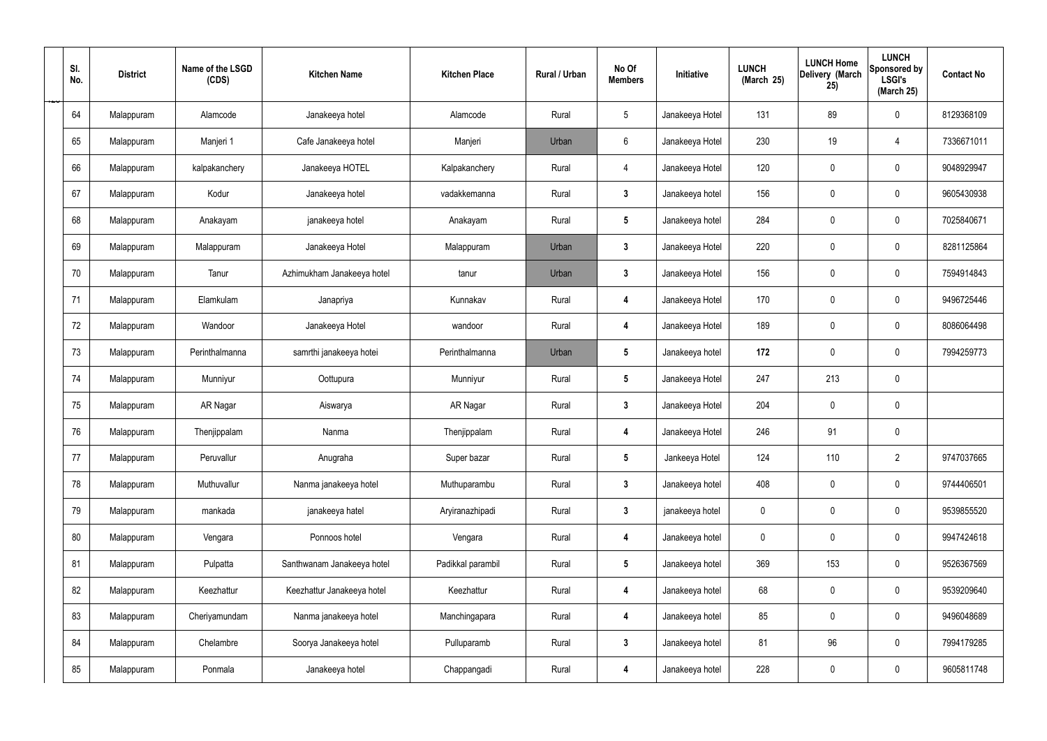| Sl. No. | District | Name of the LSGD (CDS) | Kitchen Name | Kitchen Place | Rural / Urban | No Of Members | Initiative | LUNCH (March 25) | LUNCH Home Delivery (March 25) | LUNCH Sponsored by LSGI's (March 25) | Contact No |
|---|---|---|---|---|---|---|---|---|---|---|---|
| 64 | Malappuram | Alamcode | Janakeeya hotel | Alamcode | Rural | 5 | Janakeeya Hotel | 131 | 89 | 0 | 8129368109 |
| 65 | Malappuram | Manjeri 1 | Cafe Janakeeya hotel | Manjeri | Urban | 6 | Janakeeya Hotel | 230 | 19 | 4 | 7336671011 |
| 66 | Malappuram | kalpakanchery | Janakeeya HOTEL | Kalpakanchery | Rural | 4 | Janakeeya Hotel | 120 | 0 | 0 | 9048929947 |
| 67 | Malappuram | Kodur | Janakeeya hotel | vadakkemanna | Rural | 3 | Janakeeya hotel | 156 | 0 | 0 | 9605430938 |
| 68 | Malappuram | Anakayam | janakeeya hotel | Anakayam | Rural | 5 | Janakeeya hotel | 284 | 0 | 0 | 7025840671 |
| 69 | Malappuram | Malappuram | Janakeeya Hotel | Malappuram | Urban | 3 | Janakeeya Hotel | 220 | 0 | 0 | 8281125864 |
| 70 | Malappuram | Tanur | Azhimukham Janakeeya hotel | tanur | Urban | 3 | Janakeeya Hotel | 156 | 0 | 0 | 7594914843 |
| 71 | Malappuram | Elamkulam | Janapriya | Kunnakav | Rural | 4 | Janakeeya Hotel | 170 | 0 | 0 | 9496725446 |
| 72 | Malappuram | Wandoor | Janakeeya Hotel | wandoor | Rural | 4 | Janakeeya Hotel | 189 | 0 | 0 | 8086064498 |
| 73 | Malappuram | Perinthalmanna | samrthi janakeeya hotei | Perinthalmanna | Urban | 5 | Janakeeya hotel | 172 | 0 | 0 | 7994259773 |
| 74 | Malappuram | Munniyur | Oottupura | Munniyur | Rural | 5 | Janakeeya Hotel | 247 | 213 | 0 | |
| 75 | Malappuram | AR Nagar | Aiswarya | AR Nagar | Rural | 3 | Janakeeya Hotel | 204 | 0 | 0 | |
| 76 | Malappuram | Thenjippalam | Nanma | Thenjippalam | Rural | 4 | Janakeeya Hotel | 246 | 91 | 0 | |
| 77 | Malappuram | Peruvallur | Anugraha | Super bazar | Rural | 5 | Jankeeya Hotel | 124 | 110 | 2 | 9747037665 |
| 78 | Malappuram | Muthuvallur | Nanma janakeeya hotel | Muthuparambu | Rural | 3 | Janakeeya hotel | 408 | 0 | 0 | 9744406501 |
| 79 | Malappuram | mankada | janakeeya hatel | Aryiranazhipadi | Rural | 3 | janakeeya hotel | 0 | 0 | 0 | 9539855520 |
| 80 | Malappuram | Vengara | Ponnoos hotel | Vengara | Rural | 4 | Janakeeya hotel | 0 | 0 | 0 | 9947424618 |
| 81 | Malappuram | Pulpatta | Santhwanam Janakeeya hotel | Padikkal parambil | Rural | 5 | Janakeeya hotel | 369 | 153 | 0 | 9526367569 |
| 82 | Malappuram | Keezhattur | Keezhattur Janakeeya hotel | Keezhattur | Rural | 4 | Janakeeya hotel | 68 | 0 | 0 | 9539209640 |
| 83 | Malappuram | Cheriyamundam | Nanma janakeeya hotel | Manchingapara | Rural | 4 | Janakeeya hotel | 85 | 0 | 0 | 9496048689 |
| 84 | Malappuram | Chelambre | Soorya Janakeeya hotel | Pulluparamb | Rural | 3 | Janakeeya hotel | 81 | 96 | 0 | 7994179285 |
| 85 | Malappuram | Ponmala | Janakeeya hotel | Chappangadi | Rural | 4 | Janakeeya hotel | 228 | 0 | 0 | 9605811748 |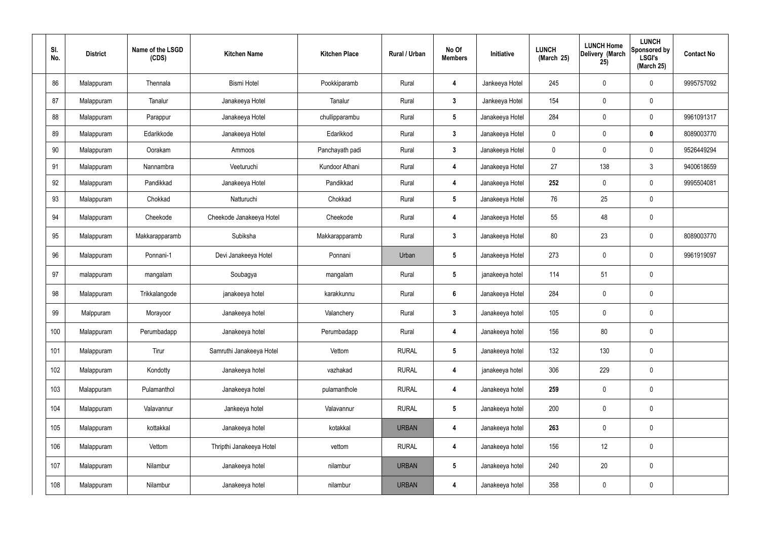| Sl. No. | District | Name of the LSGD (CDS) | Kitchen Name | Kitchen Place | Rural / Urban | No Of Members | Initiative | LUNCH (March 25) | LUNCH Home Delivery (March 25) | LUNCH Sponsored by LSGI's (March 25) | Contact No |
|---|---|---|---|---|---|---|---|---|---|---|---|
| 86 | Malappuram | Thennala | Bismi Hotel | Pookkiparamb | Rural | 4 | Jankeeya Hotel | 245 | 0 | 0 | 9995757092 |
| 87 | Malappuram | Tanalur | Janakeeya Hotel | Tanalur | Rural | 3 | Jankeeya Hotel | 154 | 0 | 0 | |
| 88 | Malappuram | Parappur | Janakeeya Hotel | chullipparambu | Rural | 5 | Janakeeya Hotel | 284 | 0 | 0 | 9961091317 |
| 89 | Malappuram | Edarikkode | Janakeeya Hotel | Edarikkod | Rural | 3 | Janakeeya Hotel | 0 | 0 | **0** | 8089003770 |
| 90 | Malappuram | Oorakam | Ammoos | Panchayath padi | Rural | 3 | Janakeeya Hotel | 0 | 0 | 0 | 9526449294 |
| 91 | Malappuram | Nannambra | Veeturuchi | Kundoor Athani | Rural | 4 | Janakeeya Hotel | 27 | 138 | 3 | 9400618659 |
| 92 | Malappuram | Pandikkad | Janakeeya Hotel | Pandikkad | Rural | 4 | Janakeeya Hotel | **252** | 0 | 0 | 9995504081 |
| 93 | Malappuram | Chokkad | Natturuchi | Chokkad | Rural | 5 | Janakeeya Hotel | 76 | 25 | 0 | |
| 94 | Malappuram | Cheekode | Cheekode Janakeeya Hotel | Cheekode | Rural | 4 | Janakeeya Hotel | 55 | 48 | 0 | |
| 95 | Malappuram | Makkarapparamb | Subiksha | Makkarapparamb | Rural | 3 | Janakeeya Hotel | 80 | 23 | 0 | 8089003770 |
| 96 | Malappuram | Ponnani-1 | Devi Janakeeya Hotel | Ponnani | Urban | 5 | Janakeeya Hotel | 273 | 0 | 0 | 9961919097 |
| 97 | malappuram | mangalam | Soubagya | mangalam | Rural | 5 | janakeeya hotel | 114 | 51 | 0 | |
| 98 | Malappuram | Trikkalangode | janakeeya hotel | karakkunnu | Rural | 6 | Janakeeya Hotel | 284 | 0 | 0 | |
| 99 | Malppuram | Morayoor | Janakeeya hotel | Valanchery | Rural | 3 | Janakeeya hotel | 105 | 0 | 0 | |
| 100 | Malappuram | Perumbadapp | Janakeeya hotel | Perumbadapp | Rural | 4 | Janakeeya hotel | 156 | 80 | 0 | |
| 101 | Malappuram | Tirur | Samruthi Janakeeya Hotel | Vettom | RURAL | 5 | Janakeeya hotel | 132 | 130 | 0 | |
| 102 | Malappuram | Kondotty | Janakeeya hotel | vazhakad | RURAL | 4 | janakeeya hotel | 306 | 229 | 0 | |
| 103 | Malappuram | Pulamanthol | Janakeeya hotel | pulamanthole | RURAL | 4 | Janakeeya hotel | **259** | 0 | 0 | |
| 104 | Malappuram | Valavannur | Jankeeya hotel | Valavannur | RURAL | 5 | Janakeeya hotel | 200 | 0 | 0 | |
| 105 | Malappuram | kottakkal | Janakeeya hotel | kotakkal | URBAN | 4 | Janakeeya hotel | **263** | 0 | 0 | |
| 106 | Malappuram | Vettom | Thripthi Janakeeya Hotel | vettom | RURAL | 4 | Janakeeya hotel | 156 | 12 | 0 | |
| 107 | Malappuram | Nilambur | Janakeeya hotel | nilambur | URBAN | 5 | Janakeeya hotel | 240 | 20 | 0 | |
| 108 | Malappuram | Nilambur | Janakeeya hotel | nilambur | URBAN | 4 | Janakeeya hotel | 358 | 0 | 0 | |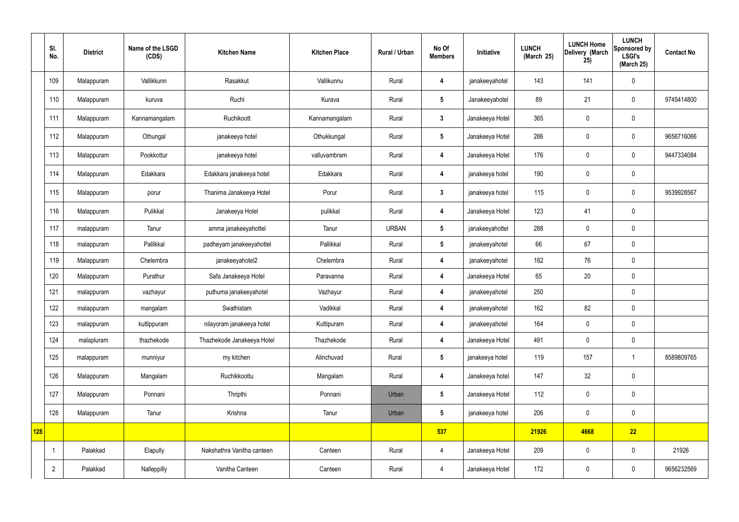| | Sl. No. | District | Name of the LSGD (CDS) | Kitchen Name | Kitchen Place | Rural / Urban | No Of Members | Initiative | LUNCH (March 25) | LUNCH Home Delivery (March 25) | LUNCH Sponsored by LSGI's (March 25) | Contact No |
|---|---|---|---|---|---|---|---|---|---|---|---|---|
| | 109 | Malappuram | Vallikkunn | Rasakkut | Vallikunnu | Rural | 4 | janakeeyahotel | 143 | 141 | 0 | |
| | 110 | Malappuram | kuruva | Ruchi | Kurava | Rural | 5 | Janakeeyahotel | 89 | 21 | 0 | 9745414800 |
| | 111 | Malappuram | Kannamangalam | Ruchikoott | Kannamangalam | Rural | 3 | Janakeeya Hotel | 365 | 0 | 0 | |
| | 112 | Malappuram | Othungal | janakeeya hotel | Othukkungal | Rural | 5 | Janakeeya Hotel | 286 | 0 | 0 | 9656716066 |
| | 113 | Malappuram | Pookkottur | janakeeya hotel | valluvambram | Rural | 4 | Janakeeya Hotel | 176 | 0 | 0 | 9447334084 |
| | 114 | Malappuram | Edakkara | Edakkara janakeeya hotel | Edakkara | Rural | 4 | janakeeya hotel | 190 | 0 | 0 | |
| | 115 | Malappuram | porur | Thanima Janakeeya Hotel | Porur | Rural | 3 | janakeeya hotel | 115 | 0 | 0 | 9539928567 |
| | 116 | Malappuram | Pulikkal | Janakeeya Hotel | pulikkal | Rural | 4 | Janakeeya Hotel | 123 | 41 | 0 | |
| | 117 | malappuram | Tanur | amma janakeeyahottel | Tanur | URBAN | 5 | janakeeyahottel | 288 | 0 | 0 | |
| | 118 | malappuram | Pallikkal | padheyam janakeeyahottel | Pallikkal | Rural | 5 | janakeeyahotel | 66 | 67 | 0 | |
| | 119 | Malappuram | Chelembra | janakeeyahotel2 | Chelembra | Rural | 4 | janakeeyahotel | 182 | 76 | 0 | |
| | 120 | Malappuram | Purathur | Safa Janakeeya Hotel | Paravanna | Rural | 4 | Janakeeya Hotel | 65 | 20 | 0 | |
| | 121 | malappuram | vazhayur | puthuma janakeeyahotel | Vazhayur | Rural | 4 | janakeeyahotel | 250 | | 0 | |
| | 122 | malappuram | mangalam | Swathistam | Vadikkal | Rural | 4 | janakeeyahotel | 162 | 82 | 0 | |
| | 123 | malappuram | kuttippuram | nilayoram janakeeya hotel | Kuttipuram | Rural | 4 | janakeeyahotel | 164 | 0 | 0 | |
| | 124 | malapluram | thazhekode | Thazhekode Janakeeya Hotel | Thazhekode | Rural | 4 | Janakeeya Hotel | 491 | 0 | 0 | |
| | 125 | malappuram | munniyur | my kitchen | Alinchuvad | Rural | 5 | janakeeya hotel | 119 | 157 | 1 | 8589809765 |
| | 126 | Malappuram | Mangalam | Ruchikkoottu | Mangalam | Rural | 4 | Janakeeya hotel | 147 | 32 | 0 | |
| | 127 | Malappuram | Ponnani | Thripthi | Ponnani | Urban | 5 | Janakeeya Hotel | 112 | 0 | 0 | |
| | 128 | Malappuram | Tanur | Krishna | Tanur | Urban | 5 | janakeeya hotel | 206 | 0 | 0 | |
| **128** | | | | | | | **537** | | **21926** | **4668** | **22** | |
| | 1 | Palakkad | Elapully | Nakshathra Vanitha canteen | Canteen | Rural | 4 | Janakeeya Hotel | 209 | 0 | 0 | 21926 |
| | 2 | Palakkad | Nalleppilly | Vanitha Canteen | Canteen | Rural | 4 | Janakeeya Hotel | 172 | 0 | 0 | 9656232569 |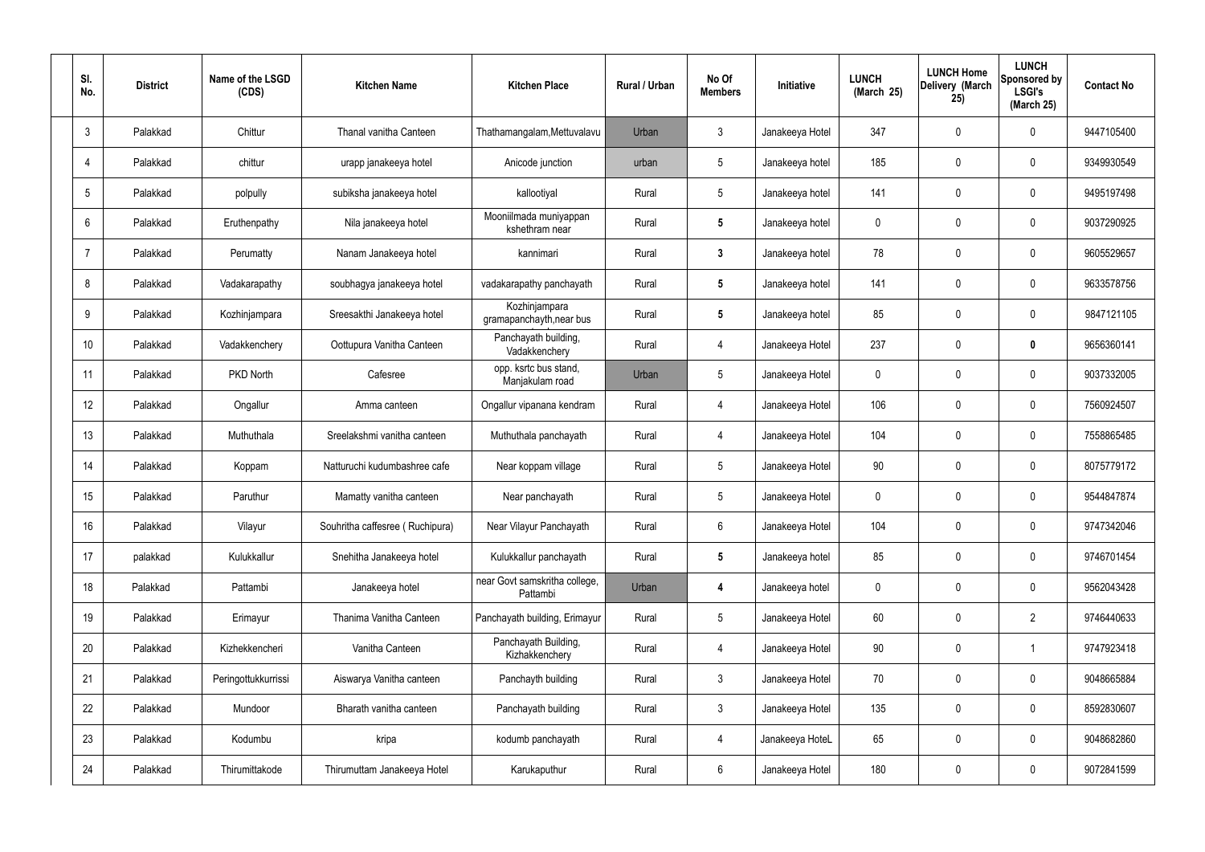| Sl. No. | District | Name of the LSGD (CDS) | Kitchen Name | Kitchen Place | Rural / Urban | No Of Members | Initiative | LUNCH (March 25) | LUNCH Home Delivery (March 25) | LUNCH Sponsored by LSGI's (March 25) | Contact No |
|---|---|---|---|---|---|---|---|---|---|---|---|
| 3 | Palakkad | Chittur | Thanal vanitha Canteen | Thathamangalam,Mettuvalavu | Urban | 3 | Janakeeya Hotel | 347 | 0 | 0 | 9447105400 |
| 4 | Palakkad | chittur | urapp janakeeya hotel | Anicode junction | urban | 5 | Janakeeya hotel | 185 | 0 | 0 | 9349930549 |
| 5 | Palakkad | polpully | subiksha janakeeya hotel | kallootiyal | Rural | 5 | Janakeeya hotel | 141 | 0 | 0 | 9495197498 |
| 6 | Palakkad | Eruthenpathy | Nila janakeeya hotel | Mooniilmada muniyappan kshethram near | Rural | 5 | Janakeeya hotel | 0 | 0 | 0 | 9037290925 |
| 7 | Palakkad | Perumatty | Nanam Janakeeya hotel | kannimari | Rural | 3 | Janakeeya hotel | 78 | 0 | 0 | 9605529657 |
| 8 | Palakkad | Vadakarapathy | soubhagya janakeeya hotel | vadakarapathy panchayath | Rural | 5 | Janakeeya hotel | 141 | 0 | 0 | 9633578756 |
| 9 | Palakkad | Kozhinjampara | Sreesakthi Janakeeya hotel | Kozhinjampara gramapanchayth,near bus | Rural | 5 | Janakeeya hotel | 85 | 0 | 0 | 9847121105 |
| 10 | Palakkad | Vadakkenchery | Oottupura Vanitha Canteen | Panchayath building, Vadakkenchery | Rural | 4 | Janakeeya Hotel | 237 | 0 | 0 | 9656360141 |
| 11 | Palakkad | PKD North | Cafesree | opp. ksrtc bus stand, Manjakulam road | Urban | 5 | Janakeeya Hotel | 0 | 0 | 0 | 9037332005 |
| 12 | Palakkad | Ongallur | Amma canteen | Ongallur vipanana kendram | Rural | 4 | Janakeeya Hotel | 106 | 0 | 0 | 7560924507 |
| 13 | Palakkad | Muthuthala | Sreelakshmi vanitha canteen | Muthuthala panchayath | Rural | 4 | Janakeeya Hotel | 104 | 0 | 0 | 7558865485 |
| 14 | Palakkad | Koppam | Natturuchi kudumbashree cafe | Near koppam village | Rural | 5 | Janakeeya Hotel | 90 | 0 | 0 | 8075779172 |
| 15 | Palakkad | Paruthur | Mamatty vanitha canteen | Near panchayath | Rural | 5 | Janakeeya Hotel | 0 | 0 | 0 | 9544847874 |
| 16 | Palakkad | Vilayur | Souhritha caffesree ( Ruchipura) | Near Vilayur Panchayath | Rural | 6 | Janakeeya Hotel | 104 | 0 | 0 | 9747342046 |
| 17 | palakkad | Kulukkallur | Snehitha Janakeeya hotel | Kulukkallur panchayath | Rural | 5 | Janakeeya hotel | 85 | 0 | 0 | 9746701454 |
| 18 | Palakkad | Pattambi | Janakeeya hotel | near Govt samskritha college, Pattambi | Urban | 4 | Janakeeya hotel | 0 | 0 | 0 | 9562043428 |
| 19 | Palakkad | Erimayur | Thanima Vanitha Canteen | Panchayath building, Erimayur | Rural | 5 | Janakeeya Hotel | 60 | 0 | 2 | 9746440633 |
| 20 | Palakkad | Kizhekkencheri | Vanitha Canteen | Panchayath Building, Kizhakkenchery | Rural | 4 | Janakeeya Hotel | 90 | 0 | 1 | 9747923418 |
| 21 | Palakkad | Peringottukkurrissi | Aiswarya Vanitha canteen | Panchayth building | Rural | 3 | Janakeeya Hotel | 70 | 0 | 0 | 9048665884 |
| 22 | Palakkad | Mundoor | Bharath vanitha canteen | Panchayath building | Rural | 3 | Janakeeya Hotel | 135 | 0 | 0 | 8592830607 |
| 23 | Palakkad | Kodumbu | kripa | kodumb panchayath | Rural | 4 | Janakeeya HoteL | 65 | 0 | 0 | 9048682860 |
| 24 | Palakkad | Thirumittakode | Thirumuttam Janakeeya Hotel | Karukaputhur | Rural | 6 | Janakeeya Hotel | 180 | 0 | 0 | 9072841599 |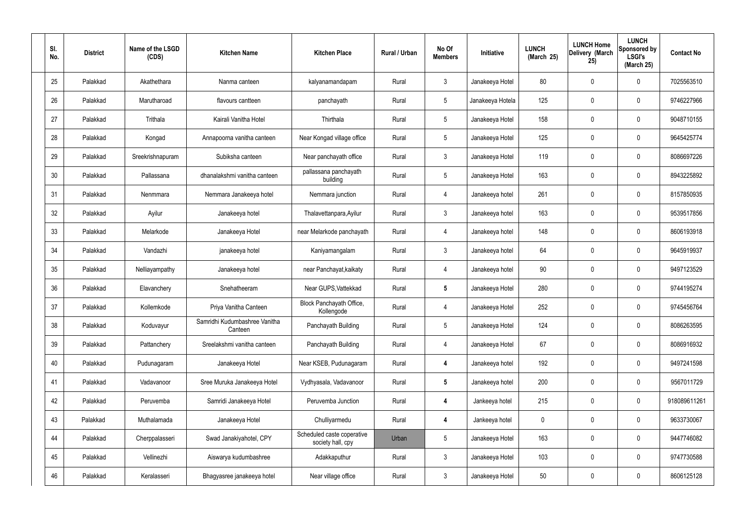| Sl. No. | District | Name of the LSGD (CDS) | Kitchen Name | Kitchen Place | Rural / Urban | No Of Members | Initiative | LUNCH (March 25) | LUNCH Home Delivery (March 25) | LUNCH Sponsored by LSGI's (March 25) | Contact No |
|---|---|---|---|---|---|---|---|---|---|---|---|
| 25 | Palakkad | Akathethara | Nanma canteen | kalyanamandapam | Rural | 3 | Janakeeya Hotel | 80 | 0 | 0 | 7025563510 |
| 26 | Palakkad | Marutharoad | flavours cantteen | panchayath | Rural | 5 | Janakeeya Hotela | 125 | 0 | 0 | 9746227966 |
| 27 | Palakkad | Trithala | Kairali Vanitha Hotel | Thirthala | Rural | 5 | Janakeeya Hotel | 158 | 0 | 0 | 9048710155 |
| 28 | Palakkad | Kongad | Annapoorna vanitha canteen | Near Kongad village office | Rural | 5 | Janakeeya Hotel | 125 | 0 | 0 | 9645425774 |
| 29 | Palakkad | Sreekrishnapuram | Subiksha canteen | Near panchayath office | Rural | 3 | Janakeeya Hotel | 119 | 0 | 0 | 8086697226 |
| 30 | Palakkad | Pallassana | dhanalakshmi vanitha canteen | pallassana panchayath building | Rural | 5 | Janakeeya Hotel | 163 | 0 | 0 | 8943225892 |
| 31 | Palakkad | Nenmmara | Nemmara Janakeeya hotel | Nemmara junction | Rural | 4 | Janakeeya hotel | 261 | 0 | 0 | 8157850935 |
| 32 | Palakkad | Ayilur | Janakeeya hotel | Thalavettanpara,Ayilur | Rural | 3 | Janakeeya hotel | 163 | 0 | 0 | 9539517856 |
| 33 | Palakkad | Melarkode | Janakeeya Hotel | near Melarkode panchayath | Rural | 4 | Janakeeya hotel | 148 | 0 | 0 | 8606193918 |
| 34 | Palakkad | Vandazhi | janakeeya hotel | Kaniyamangalam | Rural | 3 | Janakeeya hotel | 64 | 0 | 0 | 9645919937 |
| 35 | Palakkad | Nelliayampathy | Janakeeya hotel | near Panchayat,kaikaty | Rural | 4 | Janakeeya hotel | 90 | 0 | 0 | 9497123529 |
| 36 | Palakkad | Elavanchery | Snehatheeram | Near GUPS,Vattekkad | Rural | **5** | Janakeeya Hotel | 280 | 0 | 0 | 9744195274 |
| 37 | Palakkad | Kollemkode | Priya Vanitha Canteen | Block Panchayath Office, Kollengode | Rural | 4 | Janakeeya Hotel | 252 | 0 | 0 | 9745456764 |
| 38 | Palakkad | Koduvayur | Samridhi Kudumbashree Vanitha Canteen | Panchayath Building | Rural | 5 | Janakeeya Hotel | 124 | 0 | 0 | 8086263595 |
| 39 | Palakkad | Pattanchery | Sreelakshmi vanitha canteen | Panchayath Building | Rural | 4 | Janakeeya Hotel | 67 | 0 | 0 | 8086916932 |
| 40 | Palakkad | Pudunagaram | Janakeeya Hotel | Near KSEB, Pudunagaram | Rural | **4** | Janakeeya hotel | 192 | 0 | 0 | 9497241598 |
| 41 | Palakkad | Vadavanoor | Sree Muruka Janakeeya Hotel | Vydhyasala, Vadavanoor | Rural | **5** | Janakeeya hotel | 200 | 0 | 0 | 9567011729 |
| 42 | Palakkad | Peruvemba | Samridi Janakeeya Hotel | Peruvemba Junction | Rural | **4** | Jankeeya hotel | 215 | 0 | 0 | 918089611261 |
| 43 | Palakkad | Muthalamada | Janakeeya Hotel | Chulliyarmedu | Rural | **4** | Jankeeya hotel | 0 | 0 | 0 | 9633730067 |
| 44 | Palakkad | Cherppalasseri | Swad Janakiyahotel, CPY | Scheduled caste coperative society hall, cpy | Urban | 5 | Janakeeya Hotel | 163 | 0 | 0 | 9447746082 |
| 45 | Palakkad | Vellinezhi | Aiswarya kudumbashree | Adakkaputhur | Rural | 3 | Janakeeya Hotel | 103 | 0 | 0 | 9747730588 |
| 46 | Palakkad | Keralasseri | Bhagyasree janakeeya hotel | Near village office | Rural | 3 | Janakeeya Hotel | 50 | 0 | 0 | 8606125128 |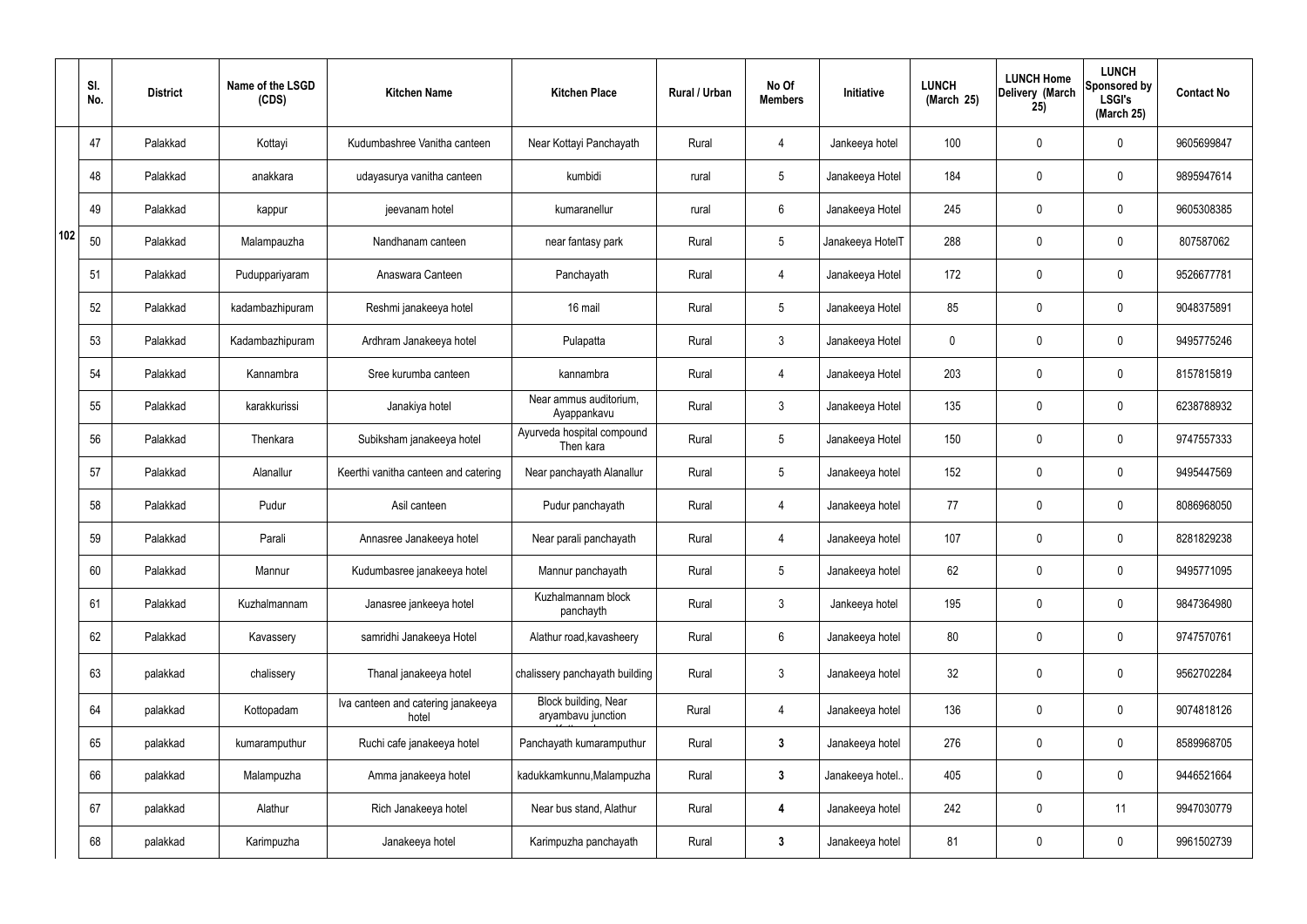| | Sl. No. | District | Name of the LSGD (CDS) | Kitchen Name | Kitchen Place | Rural / Urban | No Of Members | Initiative | LUNCH (March 25) | LUNCH Home Delivery (March 25) | LUNCH Sponsored by LSGI's (March 25) | Contact No |
|---|---|---|---|---|---|---|---|---|---|---|---|---|
| 102 | 47 | Palakkad | Kottayi | Kudumbashree Vanitha canteen | Near Kottayi Panchayath | Rural | 4 | Jankeeya hotel | 100 | 0 | 0 | 9605699847 |
| | 48 | Palakkad | anakkara | udayasurya vanitha canteen | kumbidi | rural | 5 | Janakeeya Hotel | 184 | 0 | 0 | 9895947614 |
| | 49 | Palakkad | kappur | jeevanam hotel | kumaranellur | rural | 6 | Janakeeya Hotel | 245 | 0 | 0 | 9605308385 |
| | 50 | Palakkad | Malampauzha | Nandhanam canteen | near fantasy park | Rural | 5 | Janakeeya HotelT | 288 | 0 | 0 | 807587062 |
| | 51 | Palakkad | Puduppariyaram | Anaswara Canteen | Panchayath | Rural | 4 | Janakeeya Hotel | 172 | 0 | 0 | 9526677781 |
| | 52 | Palakkad | kadambazhipuram | Reshmi janakeeya hotel | 16 mail | Rural | 5 | Janakeeya Hotel | 85 | 0 | 0 | 9048375891 |
| | 53 | Palakkad | Kadambazhipuram | Ardhram Janakeeya hotel | Pulapatta | Rural | 3 | Janakeeya Hotel | 0 | 0 | 0 | 9495775246 |
| | 54 | Palakkad | Kannambra | Sree kurumba canteen | kannambra | Rural | 4 | Janakeeya Hotel | 203 | 0 | 0 | 8157815819 |
| | 55 | Palakkad | karakkurissi | Janakiya hotel | Near ammus auditorium, Ayappankavu | Rural | 3 | Janakeeya Hotel | 135 | 0 | 0 | 6238788932 |
| | 56 | Palakkad | Thenkara | Subiksham janakeeya hotel | Ayurveda hospital compound Then kara | Rural | 5 | Janakeeya Hotel | 150 | 0 | 0 | 9747557333 |
| | 57 | Palakkad | Alanallur | Keerthi vanitha canteen and catering | Near panchayath Alanallur | Rural | 5 | Janakeeya hotel | 152 | 0 | 0 | 9495447569 |
| | 58 | Palakkad | Pudur | Asil canteen | Pudur panchayath | Rural | 4 | Janakeeya hotel | 77 | 0 | 0 | 8086968050 |
| | 59 | Palakkad | Parali | Annasree Janakeeya hotel | Near parali panchayath | Rural | 4 | Janakeeya hotel | 107 | 0 | 0 | 8281829238 |
| | 60 | Palakkad | Mannur | Kudumbasree janakeeya hotel | Mannur panchayath | Rural | 5 | Janakeeya hotel | 62 | 0 | 0 | 9495771095 |
| | 61 | Palakkad | Kuzhalmannam | Janasree jankeeya hotel | Kuzhalmannam block panchayth | Rural | 3 | Jankeeya hotel | 195 | 0 | 0 | 9847364980 |
| | 62 | Palakkad | Kavassery | samridhi Janakeeya Hotel | Alathur road,kavasheery | Rural | 6 | Janakeeya hotel | 80 | 0 | 0 | 9747570761 |
| | 63 | palakkad | chalissery | Thanal janakeeya hotel | chalissery panchayath building | Rural | 3 | Janakeeya hotel | 32 | 0 | 0 | 9562702284 |
| | 64 | palakkad | Kottopadam | Iva canteen and catering janakeeya hotel | Block building, Near aryambavu junction | Rural | 4 | Janakeeya hotel | 136 | 0 | 0 | 9074818126 |
| | 65 | palakkad | kumaramputhur | Ruchi cafe janakeeya hotel | Panchayath kumaramputhur | Rural | **3** | Janakeeya hotel | 276 | 0 | 0 | 8589968705 |
| | 66 | palakkad | Malampuzha | Amma janakeeya hotel | kadukkamkunnu,Malampuzha | Rural | **3** | Janakeeya hotel.. | 405 | 0 | 0 | 9446521664 |
| | 67 | palakkad | Alathur | Rich Janakeeya hotel | Near bus stand, Alathur | Rural | **4** | Janakeeya hotel | 242 | 0 | 11 | 9947030779 |
| | 68 | palakkad | Karimpuzha | Janakeeya hotel | Karimpuzha panchayath | Rural | **3** | Janakeeya hotel | 81 | 0 | 0 | 9961502739 |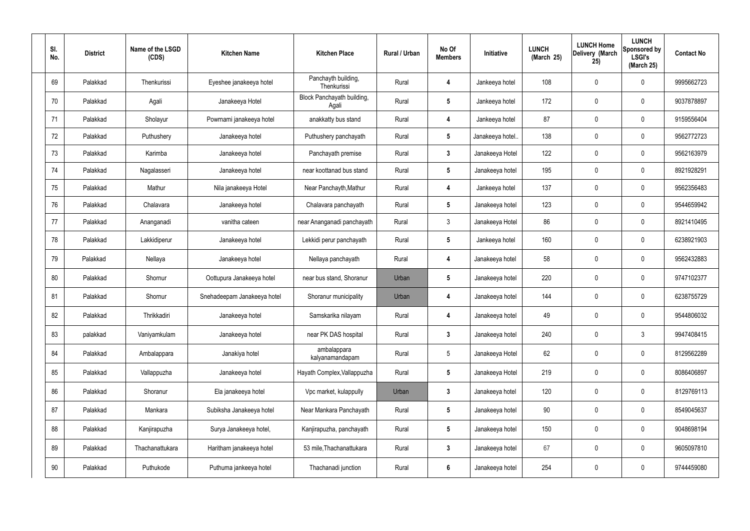| Sl. No. | District | Name of the LSGD (CDS) | Kitchen Name | Kitchen Place | Rural / Urban | No Of Members | Initiative | LUNCH (March 25) | LUNCH Home Delivery (March 25) | LUNCH Sponsored by LSGI's (March 25) | Contact No |
|---|---|---|---|---|---|---|---|---|---|---|---|
| 69 | Palakkad | Thenkurissi | Eyeshee janakeeya hotel | Panchayth building, Thenkurissi | Rural | 4 | Jankeeya hotel | 108 | 0 | 0 | 9995662723 |
| 70 | Palakkad | Agali | Janakeeya Hotel | Block Panchayath building, Agali | Rural | 5 | Jankeeya hotel | 172 | 0 | 0 | 9037878897 |
| 71 | Palakkad | Sholayur | Powrnami janakeeya hotel | anakkatty bus stand | Rural | 4 | Jankeeya hotel | 87 | 0 | 0 | 9159556404 |
| 72 | Palakkad | Puthushery | Janakeeya hotel | Puthushery panchayath | Rural | 5 | Janakeeya hotel.. | 138 | 0 | 0 | 9562772723 |
| 73 | Palakkad | Karimba | Janakeeya hotel | Panchayath premise | Rural | 3 | Janakeeya Hotel | 122 | 0 | 0 | 9562163979 |
| 74 | Palakkad | Nagalasseri | Janakeeya hotel | near koottanad bus stand | Rural | 5 | Janakeeya hotel | 195 | 0 | 0 | 8921928291 |
| 75 | Palakkad | Mathur | Nila janakeeya Hotel | Near Panchayth,Mathur | Rural | 4 | Jankeeya hotel | 137 | 0 | 0 | 9562356483 |
| 76 | Palakkad | Chalavara | Janakeeya hotel | Chalavara panchayath | Rural | 5 | Janakeeya hotel | 123 | 0 | 0 | 9544659942 |
| 77 | Palakkad | Ananganadi | vanitha cateen | near Ananganadi panchayath | Rural | 3 | Janakeeya Hotel | 86 | 0 | 0 | 8921410495 |
| 78 | Palakkad | Lakkidiperur | Janakeeya hotel | Lekkidi perur panchayath | Rural | 5 | Jankeeya hotel | 160 | 0 | 0 | 6238921903 |
| 79 | Palakkad | Nellaya | Janakeeya hotel | Nellaya panchayath | Rural | 4 | Janakeeya hotel | 58 | 0 | 0 | 9562432883 |
| 80 | Palakkad | Shornur | Oottupura Janakeeya hotel | near bus stand, Shoranur | Urban | 5 | Janakeeya hotel | 220 | 0 | 0 | 9747102377 |
| 81 | Palakkad | Shornur | Snehadeepam Janakeeya hotel | Shoranur municipality | Urban | 4 | Janakeeya hotel | 144 | 0 | 0 | 6238755729 |
| 82 | Palakkad | Thrikkadiri | Janakeeya hotel | Samskarika nilayam | Rural | 4 | Janakeeya hotel | 49 | 0 | 0 | 9544806032 |
| 83 | palakkad | Vaniyamkulam | Janakeeya hotel | near PK DAS hospital | Rural | 3 | Janakeeya hotel | 240 | 0 | 3 | 9947408415 |
| 84 | Palakkad | Ambalappara | Janakiya hotel | ambalappara kalyanamandapam | Rural | 5 | Janakeeya Hotel | 62 | 0 | 0 | 8129562289 |
| 85 | Palakkad | Vallappuzha | Janakeeya hotel | Hayath Complex,Vallappuzha | Rural | 5 | Janakeeya Hotel | 219 | 0 | 0 | 8086406897 |
| 86 | Palakkad | Shoranur | Ela janakeeya hotel | Vpc market, kulappully | Urban | 3 | Janakeeya hotel | 120 | 0 | 0 | 8129769113 |
| 87 | Palakkad | Mankara | Subiksha Janakeeya hotel | Near Mankara Panchayath | Rural | 5 | Janakeeya hotel | 90 | 0 | 0 | 8549045637 |
| 88 | Palakkad | Kanjirapuzha | Surya Janakeeya hotel, | Kanjirapuzha, panchayath | Rural | 5 | Janakeeya hotel | 150 | 0 | 0 | 9048698194 |
| 89 | Palakkad | Thachanattukara | Haritham janakeeya hotel | 53 mile,Thachanattukara | Rural | 3 | Janakeeya hotel | 67 | 0 | 0 | 9605097810 |
| 90 | Palakkad | Puthukode | Puthuma jankeeya hotel | Thachanadi junction | Rural | 6 | Janakeeya hotel | 254 | 0 | 0 | 9744459080 |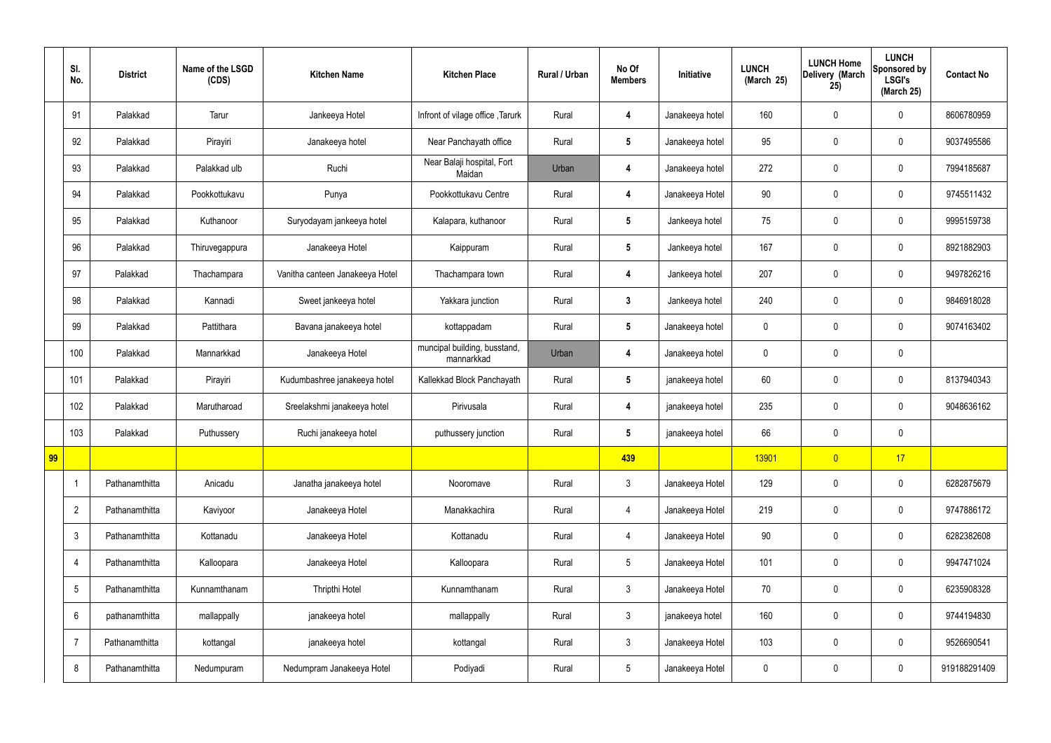| | Sl. No. | District | Name of the LSGD (CDS) | Kitchen Name | Kitchen Place | Rural / Urban | No Of Members | Initiative | LUNCH (March 25) | LUNCH Home Delivery (March 25) | LUNCH Sponsored by LSGI's (March 25) | Contact No |
|---|---|---|---|---|---|---|---|---|---|---|---|---|
| | 91 | Palakkad | Tarur | Jankeeya Hotel | Infront of vilage office ,Tarurk | Rural | 4 | Janakeeya hotel | 160 | 0 | 0 | 8606780959 |
| | 92 | Palakkad | Pirayiri | Janakeeya hotel | Near Panchayath office | Rural | 5 | Janakeeya hotel | 95 | 0 | 0 | 9037495586 |
| | 93 | Palakkad | Palakkad ulb | Ruchi | Near Balaji hospital, Fort Maidan | Urban | 4 | Janakeeya hotel | 272 | 0 | 0 | 7994185687 |
| | 94 | Palakkad | Pookkottukavu | Punya | Pookkottukavu Centre | Rural | 4 | Janakeeya Hotel | 90 | 0 | 0 | 9745511432 |
| | 95 | Palakkad | Kuthanoor | Suryodayam jankeeya hotel | Kalapara, kuthanoor | Rural | 5 | Jankeeya hotel | 75 | 0 | 0 | 9995159738 |
| | 96 | Palakkad | Thiruvegappura | Janakeeya Hotel | Kaippuram | Rural | 5 | Jankeeya hotel | 167 | 0 | 0 | 8921882903 |
| | 97 | Palakkad | Thachampara | Vanitha canteen Janakeeya Hotel | Thachampara town | Rural | 4 | Jankeeya hotel | 207 | 0 | 0 | 9497826216 |
| | 98 | Palakkad | Kannadi | Sweet jankeeya hotel | Yakkara junction | Rural | 3 | Jankeeya hotel | 240 | 0 | 0 | 9846918028 |
| | 99 | Palakkad | Pattithara | Bavana janakeeya hotel | kottappadam | Rural | 5 | Janakeeya hotel | 0 | 0 | 0 | 9074163402 |
| | 100 | Palakkad | Mannarkkad | Janakeeya Hotel | muncipal building, busstand, mannarkkad | Urban | 4 | Janakeeya hotel | 0 | 0 | 0 | |
| | 101 | Palakkad | Pirayiri | Kudumbashree janakeeya hotel | Kallekkad Block Panchayath | Rural | 5 | janakeeya hotel | 60 | 0 | 0 | 8137940343 |
| | 102 | Palakkad | Marutharoad | Sreelakshmi janakeeya hotel | Pirivusala | Rural | 4 | janakeeya hotel | 235 | 0 | 0 | 9048636162 |
| | 103 | Palakkad | Puthussery | Ruchi janakeeya hotel | puthussery junction | Rural | 5 | janakeeya hotel | 66 | 0 | 0 | |
| 99 | | | | | | | 439 | | 13901 | 0 | 17 | |
| | 1 | Pathanamthitta | Anicadu | Janatha janakeeya hotel | Nooromave | Rural | 3 | Janakeeya Hotel | 129 | 0 | 0 | 6282875679 |
| | 2 | Pathanamthitta | Kaviyoor | Janakeeya Hotel | Manakkachira | Rural | 4 | Janakeeya Hotel | 219 | 0 | 0 | 9747886172 |
| | 3 | Pathanamthitta | Kottanadu | Janakeeya Hotel | Kottanadu | Rural | 4 | Janakeeya Hotel | 90 | 0 | 0 | 6282382608 |
| | 4 | Pathanamthitta | Kalloopara | Janakeeya Hotel | Kalloopara | Rural | 5 | Janakeeya Hotel | 101 | 0 | 0 | 9947471024 |
| | 5 | Pathanamthitta | Kunnamthanam | Thripthi Hotel | Kunnamthanam | Rural | 3 | Janakeeya Hotel | 70 | 0 | 0 | 6235908328 |
| | 6 | pathanamthitta | mallappally | janakeeya hotel | mallappally | Rural | 3 | janakeeya hotel | 160 | 0 | 0 | 9744194830 |
| | 7 | Pathanamthitta | kottangal | janakeeya hotel | kottangal | Rural | 3 | Janakeeya Hotel | 103 | 0 | 0 | 9526690541 |
| | 8 | Pathanamthitta | Nedumpuram | Nedumpram Janakeeya Hotel | Podiyadi | Rural | 5 | Janakeeya Hotel | 0 | 0 | 0 | 919188291409 |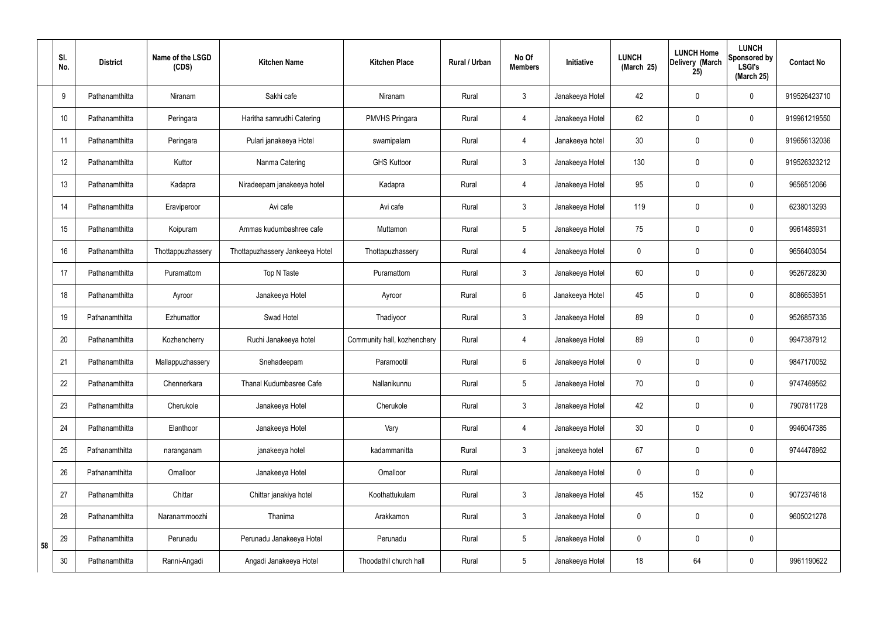| | Sl. No. | District | Name of the LSGD (CDS) | Kitchen Name | Kitchen Place | Rural / Urban | No Of Members | Initiative | LUNCH (March 25) | LUNCH Home Delivery (March 25) | LUNCH Sponsored by LSGI's (March 25) | Contact No |
|---|---|---|---|---|---|---|---|---|---|---|---|---|
| | 9 | Pathanamthitta | Niranam | Sakhi cafe | Niranam | Rural | 3 | Janakeeya Hotel | 42 | 0 | 0 | 919526423710 |
| | 10 | Pathanamthitta | Peringara | Haritha samrudhi Catering | PMVHS Pringara | Rural | 4 | Janakeeya Hotel | 62 | 0 | 0 | 919961219550 |
| | 11 | Pathanamthitta | Peringara | Pulari janakeeya Hotel | swamipalam | Rural | 4 | Janakeeya hotel | 30 | 0 | 0 | 919656132036 |
| | 12 | Pathanamthitta | Kuttor | Nanma Catering | GHS Kuttoor | Rural | 3 | Janakeeya Hotel | 130 | 0 | 0 | 919526323212 |
| | 13 | Pathanamthitta | Kadapra | Niradeepam janakeeya hotel | Kadapra | Rural | 4 | Janakeeya Hotel | 95 | 0 | 0 | 9656512066 |
| | 14 | Pathanamthitta | Eraviperoor | Avi cafe | Avi cafe | Rural | 3 | Janakeeya Hotel | 119 | 0 | 0 | 6238013293 |
| | 15 | Pathanamthitta | Koipuram | Ammas kudumbashree cafe | Muttamon | Rural | 5 | Janakeeya Hotel | 75 | 0 | 0 | 9961485931 |
| | 16 | Pathanamthitta | Thottappuzhassery | Thottapuzhassery Jankeeya Hotel | Thottapuzhassery | Rural | 4 | Janakeeya Hotel | 0 | 0 | 0 | 9656403054 |
| | 17 | Pathanamthitta | Puramattom | Top N Taste | Puramattom | Rural | 3 | Janakeeya Hotel | 60 | 0 | 0 | 9526728230 |
| | 18 | Pathanamthitta | Ayroor | Janakeeya Hotel | Ayroor | Rural | 6 | Janakeeya Hotel | 45 | 0 | 0 | 8086653951 |
| | 19 | Pathanamthitta | Ezhumattor | Swad Hotel | Thadiyoor | Rural | 3 | Janakeeya Hotel | 89 | 0 | 0 | 9526857335 |
| | 20 | Pathanamthitta | Kozhencherry | Ruchi Janakeeya hotel | Community hall, kozhenchery | Rural | 4 | Janakeeya Hotel | 89 | 0 | 0 | 9947387912 |
| | 21 | Pathanamthitta | Mallappuzhassery | Snehadeepam | Paramootil | Rural | 6 | Janakeeya Hotel | 0 | 0 | 0 | 9847170052 |
| | 22 | Pathanamthitta | Chennerkara | Thanal Kudumbasree Cafe | Nallanikunnu | Rural | 5 | Janakeeya Hotel | 70 | 0 | 0 | 9747469562 |
| | 23 | Pathanamthitta | Cherukole | Janakeeya Hotel | Cherukole | Rural | 3 | Janakeeya Hotel | 42 | 0 | 0 | 7907811728 |
| | 24 | Pathanamthitta | Elanthoor | Janakeeya Hotel | Vary | Rural | 4 | Janakeeya Hotel | 30 | 0 | 0 | 9946047385 |
| | 25 | Pathanamthitta | naranganam | janakeeya hotel | kadammanitta | Rural | 3 | janakeeya hotel | 67 | 0 | 0 | 9744478962 |
| | 26 | Pathanamthitta | Omalloor | Janakeeya Hotel | Omalloor | Rural | | Janakeeya Hotel | 0 | 0 | 0 | |
| | 27 | Pathanamthitta | Chittar | Chittar janakiya hotel | Koothattukulam | Rural | 3 | Janakeeya Hotel | 45 | 152 | 0 | 9072374618 |
| | 28 | Pathanamthitta | Naranammoozhi | Thanima | Arakkamon | Rural | 3 | Janakeeya Hotel | 0 | 0 | 0 | 9605021278 |
| 58 | 29 | Pathanamthitta | Perunadu | Perunadu Janakeeya Hotel | Perunadu | Rural | 5 | Janakeeya Hotel | 0 | 0 | 0 | |
| | 30 | Pathanamthitta | Ranni-Angadi | Angadi Janakeeya Hotel | Thoodathil church hall | Rural | 5 | Janakeeya Hotel | 18 | 64 | 0 | 9961190622 |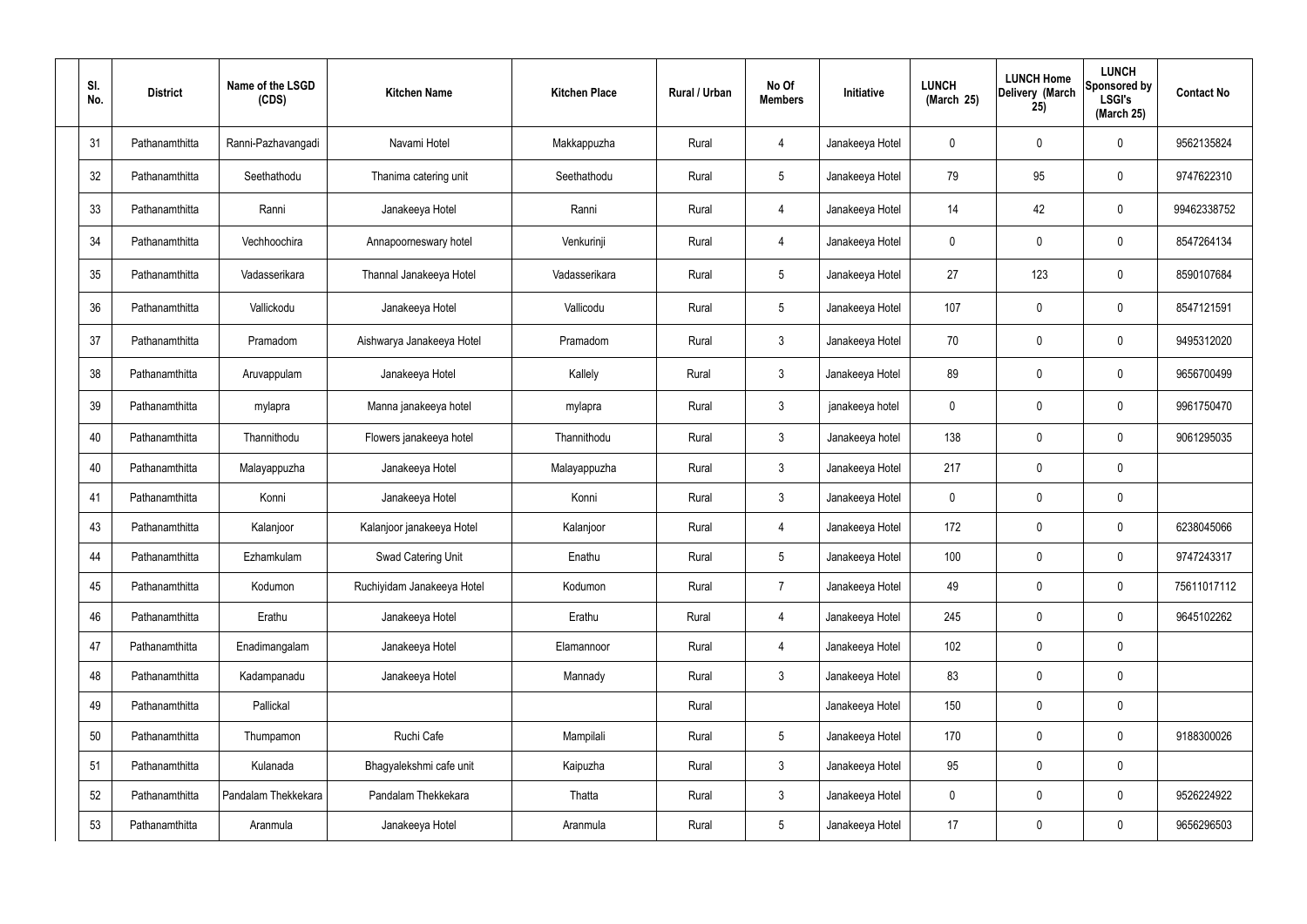| Sl. No. | District | Name of the LSGD (CDS) | Kitchen Name | Kitchen Place | Rural / Urban | No Of Members | Initiative | LUNCH (March 25) | LUNCH Home Delivery (March 25) | LUNCH Sponsored by LSGI's (March 25) | Contact No |
|---|---|---|---|---|---|---|---|---|---|---|---|
| 31 | Pathanamthitta | Ranni-Pazhavangadi | Navami Hotel | Makkappuzha | Rural | 4 | Janakeeya Hotel | 0 | 0 | 0 | 9562135824 |
| 32 | Pathanamthitta | Seethathodu | Thanima catering unit | Seethathodu | Rural | 5 | Janakeeya Hotel | 79 | 95 | 0 | 9747622310 |
| 33 | Pathanamthitta | Ranni | Janakeeya Hotel | Ranni | Rural | 4 | Janakeeya Hotel | 14 | 42 | 0 | 99462338752 |
| 34 | Pathanamthitta | Vechhoochira | Annapoorneswary hotel | Venkurinji | Rural | 4 | Janakeeya Hotel | 0 | 0 | 0 | 8547264134 |
| 35 | Pathanamthitta | Vadasserikara | Thannal Janakeeya Hotel | Vadasserikara | Rural | 5 | Janakeeya Hotel | 27 | 123 | 0 | 8590107684 |
| 36 | Pathanamthitta | Vallickodu | Janakeeya Hotel | Vallicodu | Rural | 5 | Janakeeya Hotel | 107 | 0 | 0 | 8547121591 |
| 37 | Pathanamthitta | Pramadom | Aishwarya Janakeeya Hotel | Pramadom | Rural | 3 | Janakeeya Hotel | 70 | 0 | 0 | 9495312020 |
| 38 | Pathanamthitta | Aruvappulam | Janakeeya Hotel | Kallely | Rural | 3 | Janakeeya Hotel | 89 | 0 | 0 | 9656700499 |
| 39 | Pathanamthitta | mylapra | Manna janakeeya hotel | mylapra | Rural | 3 | janakeeya hotel | 0 | 0 | 0 | 9961750470 |
| 40 | Pathanamthitta | Thannithodu | Flowers janakeeya hotel | Thannithodu | Rural | 3 | Janakeeya hotel | 138 | 0 | 0 | 9061295035 |
| 40 | Pathanamthitta | Malayappuzha | Janakeeya Hotel | Malayappuzha | Rural | 3 | Janakeeya Hotel | 217 | 0 | 0 | |
| 41 | Pathanamthitta | Konni | Janakeeya Hotel | Konni | Rural | 3 | Janakeeya Hotel | 0 | 0 | 0 | |
| 43 | Pathanamthitta | Kalanjoor | Kalanjoor janakeeya Hotel | Kalanjoor | Rural | 4 | Janakeeya Hotel | 172 | 0 | 0 | 6238045066 |
| 44 | Pathanamthitta | Ezhamkulam | Swad Catering Unit | Enathu | Rural | 5 | Janakeeya Hotel | 100 | 0 | 0 | 9747243317 |
| 45 | Pathanamthitta | Kodumon | Ruchiyidam Janakeeya Hotel | Kodumon | Rural | 7 | Janakeeya Hotel | 49 | 0 | 0 | 75611017112 |
| 46 | Pathanamthitta | Erathu | Janakeeya Hotel | Erathu | Rural | 4 | Janakeeya Hotel | 245 | 0 | 0 | 9645102262 |
| 47 | Pathanamthitta | Enadimangalam | Janakeeya Hotel | Elamannoor | Rural | 4 | Janakeeya Hotel | 102 | 0 | 0 | |
| 48 | Pathanamthitta | Kadampanadu | Janakeeya Hotel | Mannady | Rural | 3 | Janakeeya Hotel | 83 | 0 | 0 | |
| 49 | Pathanamthitta | Pallickal | | | Rural | | Janakeeya Hotel | 150 | 0 | 0 | |
| 50 | Pathanamthitta | Thumpamon | Ruchi Cafe | Mampilali | Rural | 5 | Janakeeya Hotel | 170 | 0 | 0 | 9188300026 |
| 51 | Pathanamthitta | Kulanada | Bhagyalekshmi cafe unit | Kaipuzha | Rural | 3 | Janakeeya Hotel | 95 | 0 | 0 | |
| 52 | Pathanamthitta | Pandalam Thekkekara | Pandalam Thekkekara | Thatta | Rural | 3 | Janakeeya Hotel | 0 | 0 | 0 | 9526224922 |
| 53 | Pathanamthitta | Aranmula | Janakeeya Hotel | Aranmula | Rural | 5 | Janakeeya Hotel | 17 | 0 | 0 | 9656296503 |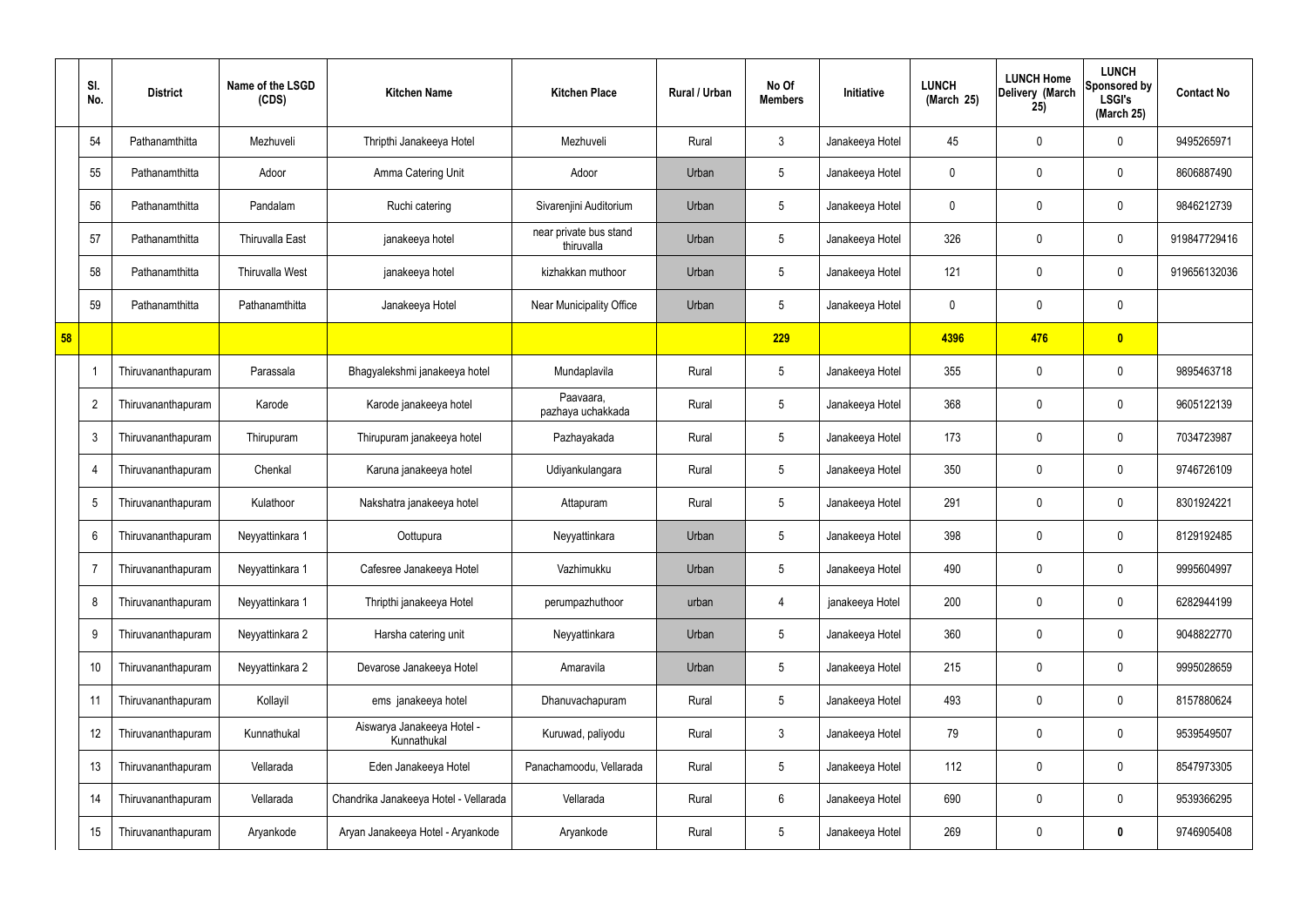| | Sl. No. | District | Name of the LSGD (CDS) | Kitchen Name | Kitchen Place | Rural / Urban | No Of Members | Initiative | LUNCH (March 25) | LUNCH Home Delivery (March 25) | LUNCH Sponsored by LSGI's (March 25) | Contact No |
|---|---|---|---|---|---|---|---|---|---|---|---|---|
| | 54 | Pathanamthitta | Mezhuveli | Thripthi Janakeeya Hotel | Mezhuveli | Rural | 3 | Janakeeya Hotel | 45 | 0 | 0 | 9495265971 |
| | 55 | Pathanamthitta | Adoor | Amma Catering Unit | Adoor | Urban | 5 | Janakeeya Hotel | 0 | 0 | 0 | 8606887490 |
| | 56 | Pathanamthitta | Pandalam | Ruchi catering | Sivarenjini Auditorium | Urban | 5 | Janakeeya Hotel | 0 | 0 | 0 | 9846212739 |
| | 57 | Pathanamthitta | Thiruvalla East | janakeeya hotel | near private bus stand thiruvalla | Urban | 5 | Janakeeya Hotel | 326 | 0 | 0 | 919847729416 |
| | 58 | Pathanamthitta | Thiruvalla West | janakeeya hotel | kizhakkan muthoor | Urban | 5 | Janakeeya Hotel | 121 | 0 | 0 | 919656132036 |
| | 59 | Pathanamthitta | Pathanamthitta | Janakeeya Hotel | Near Municipality Office | Urban | 5 | Janakeeya Hotel | 0 | 0 | 0 | |
| **58** | | | | | | | **229** | | **4396** | **476** | **0** | |
| | 1 | Thiruvananthapuram | Parassala | Bhagyalekshmi janakeeya hotel | Mundaplavila | Rural | 5 | Janakeeya Hotel | 355 | 0 | 0 | 9895463718 |
| | 2 | Thiruvananthapuram | Karode | Karode janakeeya hotel | Paavaara, pazhaya uchakkada | Rural | 5 | Janakeeya Hotel | 368 | 0 | 0 | 9605122139 |
| | 3 | Thiruvananthapuram | Thirupuram | Thirupuram janakeeya hotel | Pazhayakada | Rural | 5 | Janakeeya Hotel | 173 | 0 | 0 | 7034723987 |
| | 4 | Thiruvananthapuram | Chenkal | Karuna janakeeya hotel | Udiyankulangara | Rural | 5 | Janakeeya Hotel | 350 | 0 | 0 | 9746726109 |
| | 5 | Thiruvananthapuram | Kulathoor | Nakshatra janakeeya hotel | Attapuram | Rural | 5 | Janakeeya Hotel | 291 | 0 | 0 | 8301924221 |
| | 6 | Thiruvananthapuram | Neyyattinkara 1 | Oottupura | Neyyattinkara | Urban | 5 | Janakeeya Hotel | 398 | 0 | 0 | 8129192485 |
| | 7 | Thiruvananthapuram | Neyyattinkara 1 | Cafesree Janakeeya Hotel | Vazhimukku | Urban | 5 | Janakeeya Hotel | 490 | 0 | 0 | 9995604997 |
| | 8 | Thiruvananthapuram | Neyyattinkara 1 | Thripthi janakeeya Hotel | perumpazhuthoor | urban | 4 | janakeeya Hotel | 200 | 0 | 0 | 6282944199 |
| | 9 | Thiruvananthapuram | Neyyattinkara 2 | Harsha catering unit | Neyyattinkara | Urban | 5 | Janakeeya Hotel | 360 | 0 | 0 | 9048822770 |
| | 10 | Thiruvananthapuram | Neyyattinkara 2 | Devarose Janakeeya Hotel | Amaravila | Urban | 5 | Janakeeya Hotel | 215 | 0 | 0 | 9995028659 |
| | 11 | Thiruvananthapuram | Kollayil | ems janakeeya hotel | Dhanuvachapuram | Rural | 5 | Janakeeya Hotel | 493 | 0 | 0 | 8157880624 |
| | 12 | Thiruvananthapuram | Kunnathukal | Aiswarya Janakeeya Hotel - Kunnathukal | Kuruwad, paliyodu | Rural | 3 | Janakeeya Hotel | 79 | 0 | 0 | 9539549507 |
| | 13 | Thiruvananthapuram | Vellarada | Eden Janakeeya Hotel | Panachamoodu, Vellarada | Rural | 5 | Janakeeya Hotel | 112 | 0 | 0 | 8547973305 |
| | 14 | Thiruvananthapuram | Vellarada | Chandrika Janakeeya Hotel - Vellarada | Vellarada | Rural | 6 | Janakeeya Hotel | 690 | 0 | 0 | 9539366295 |
| | 15 | Thiruvananthapuram | Aryankode | Aryan Janakeeya Hotel - Aryankode | Aryankode | Rural | 5 | Janakeeya Hotel | 269 | 0 | **0** | 9746905408 |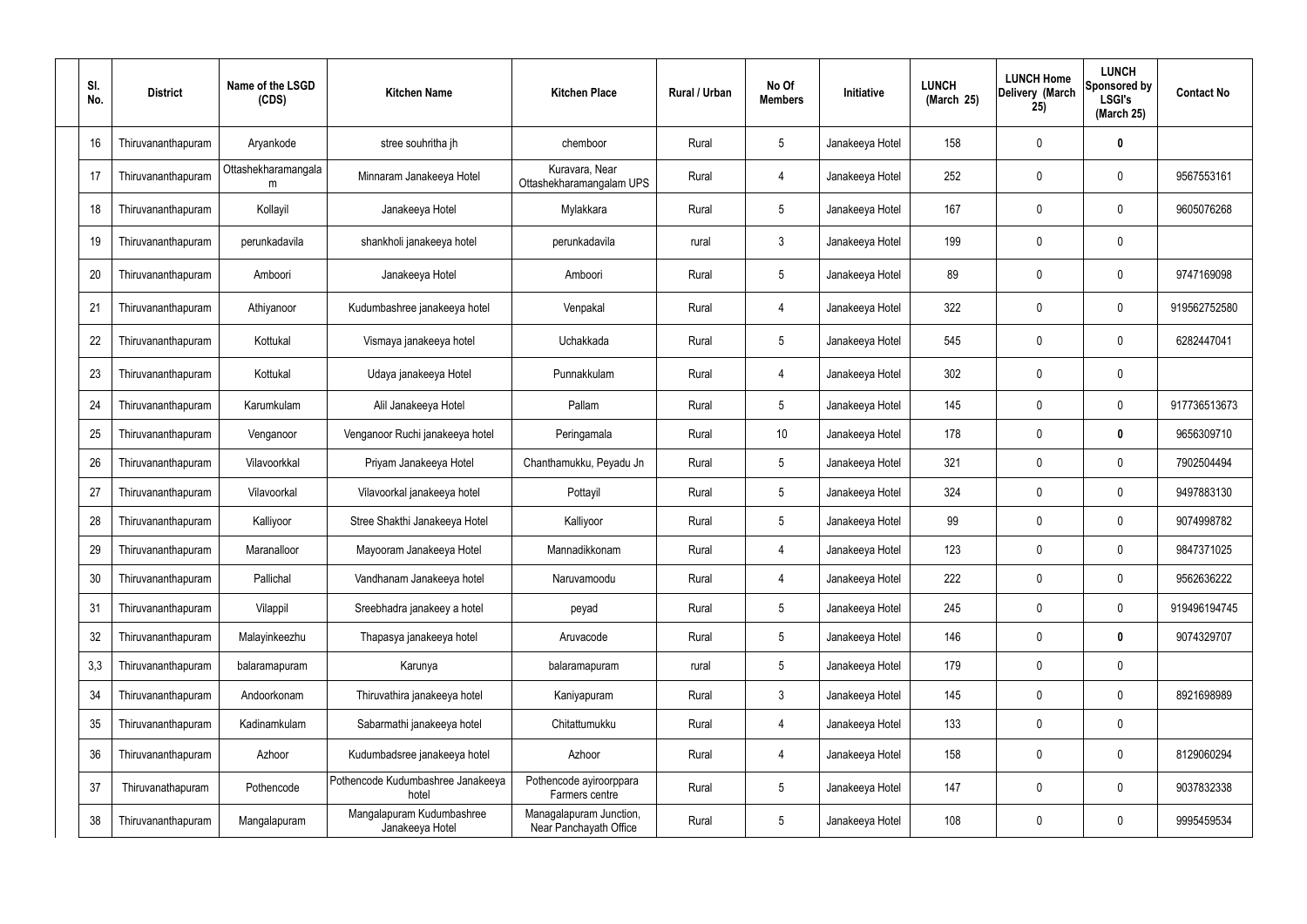| Sl. No. | District | Name of the LSGD (CDS) | Kitchen Name | Kitchen Place | Rural / Urban | No Of Members | Initiative | LUNCH (March 25) | LUNCH Home Delivery (March 25) | LUNCH Sponsored by LSGI's (March 25) | Contact No |
|---|---|---|---|---|---|---|---|---|---|---|---|
| 16 | Thiruvananthapuram | Aryankode | stree souhritha jh | chemboor | Rural | 5 | Janakeeya Hotel | 158 | 0 | **0** | |
| 17 | Thiruvananthapuram | Ottashekharamangalam | Minnaram Janakeeya Hotel | Kuravara, Near Ottashekharamangalam UPS | Rural | 4 | Janakeeya Hotel | 252 | 0 | 0 | 9567553161 |
| 18 | Thiruvananthapuram | Kollayil | Janakeeya Hotel | Mylakkara | Rural | 5 | Janakeeya Hotel | 167 | 0 | 0 | 9605076268 |
| 19 | Thiruvananthapuram | perunkadavila | shankholi janakeeya hotel | perunkadavila | rural | 3 | Janakeeya Hotel | 199 | 0 | 0 | |
| 20 | Thiruvananthapuram | Amboori | Janakeeya Hotel | Amboori | Rural | 5 | Janakeeya Hotel | 89 | 0 | 0 | 9747169098 |
| 21 | Thiruvananthapuram | Athiyanoor | Kudumbashree janakeeya hotel | Venpakal | Rural | 4 | Janakeeya Hotel | 322 | 0 | 0 | 919562752580 |
| 22 | Thiruvananthapuram | Kottukal | Vismaya janakeeya hotel | Uchakkada | Rural | 5 | Janakeeya Hotel | 545 | 0 | 0 | 6282447041 |
| 23 | Thiruvananthapuram | Kottukal | Udaya janakeeya Hotel | Punnakkulam | Rural | 4 | Janakeeya Hotel | 302 | 0 | 0 | |
| 24 | Thiruvananthapuram | Karumkulam | Alil Janakeeya Hotel | Pallam | Rural | 5 | Janakeeya Hotel | 145 | 0 | 0 | 917736513673 |
| 25 | Thiruvananthapuram | Venganoor | Venganoor Ruchi janakeeya hotel | Peringamala | Rural | 10 | Janakeeya Hotel | 178 | 0 | **0** | 9656309710 |
| 26 | Thiruvananthapuram | Vilavoorkkal | Priyam Janakeeya Hotel | Chanthamukku, Peyadu Jn | Rural | 5 | Janakeeya Hotel | 321 | 0 | 0 | 7902504494 |
| 27 | Thiruvananthapuram | Vilavoorkal | Vilavoorkal janakeeya hotel | Pottayil | Rural | 5 | Janakeeya Hotel | 324 | 0 | 0 | 9497883130 |
| 28 | Thiruvananthapuram | Kalliyoor | Stree Shakthi Janakeeya Hotel | Kalliyoor | Rural | 5 | Janakeeya Hotel | 99 | 0 | 0 | 9074998782 |
| 29 | Thiruvananthapuram | Maranalloor | Mayooram Janakeeya Hotel | Mannadikkonam | Rural | 4 | Janakeeya Hotel | 123 | 0 | 0 | 9847371025 |
| 30 | Thiruvananthapuram | Pallichal | Vandhanam Janakeeya hotel | Naruvamoodu | Rural | 4 | Janakeeya Hotel | 222 | 0 | 0 | 9562636222 |
| 31 | Thiruvananthapuram | Vilappil | Sreebhadra janakeey a hotel | peyad | Rural | 5 | Janakeeya Hotel | 245 | 0 | 0 | 919496194745 |
| 32 | Thiruvananthapuram | Malayinkeezhu | Thapasya janakeeya hotel | Aruvacode | Rural | 5 | Janakeeya Hotel | 146 | 0 | **0** | 9074329707 |
| 3,3 | Thiruvananthapuram | balaramapuram | Karunya | balaramapuram | rural | 5 | Janakeeya Hotel | 179 | 0 | 0 | |
| 34 | Thiruvananthapuram | Andoorkonam | Thiruvathira janakeeya hotel | Kaniyapuram | Rural | 3 | Janakeeya Hotel | 145 | 0 | 0 | 8921698989 |
| 35 | Thiruvananthapuram | Kadinamkulam | Sabarmathi janakeeya hotel | Chitattumukku | Rural | 4 | Janakeeya Hotel | 133 | 0 | 0 | |
| 36 | Thiruvananthapuram | Azhoor | Kudumbadsree janakeeya hotel | Azhoor | Rural | 4 | Janakeeya Hotel | 158 | 0 | 0 | 8129060294 |
| 37 | Thiruvanathapuram | Pothencode | Pothencode Kudumbashree Janakeeya hotel | Pothencode ayiroorppara Farmers centre | Rural | 5 | Janakeeya Hotel | 147 | 0 | 0 | 9037832338 |
| 38 | Thiruvananthapuram | Mangalapuram | Mangalapuram Kudumbashree Janakeeya Hotel | Managalapuram Junction, Near Panchayath Office | Rural | 5 | Janakeeya Hotel | 108 | 0 | 0 | 9995459534 |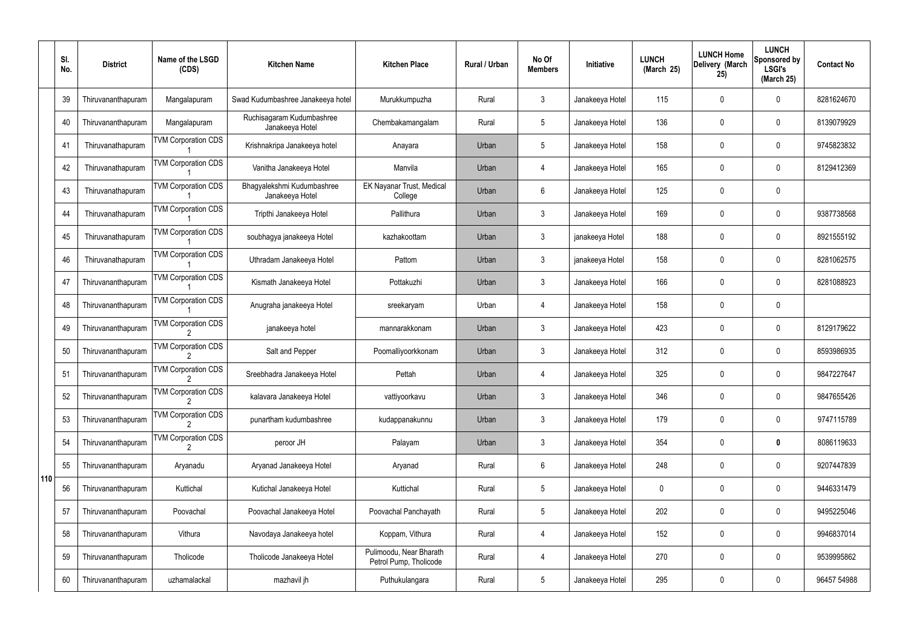| | Sl. No. | District | Name of the LSGD (CDS) | Kitchen Name | Kitchen Place | Rural / Urban | No Of Members | Initiative | LUNCH (March 25) | LUNCH Home Delivery (March 25) | LUNCH Sponsored by LSGI's (March 25) | Contact No |
|---|---|---|---|---|---|---|---|---|---|---|---|---|
| 110 | 39 | Thiruvananthapuram | Mangalapuram | Swad Kudumbashree Janakeeya hotel | Murukkumpuzha | Rural | 3 | Janakeeya Hotel | 115 | 0 | 0 | 8281624670 |
| | 40 | Thiruvananthapuram | Mangalapuram | Ruchisagaram Kudumbashree Janakeeya Hotel | Chembakamangalam | Rural | 5 | Janakeeya Hotel | 136 | 0 | 0 | 8139079929 |
| | 41 | Thiruvanathapuram | TVM Corporation CDS 1 | Krishnakripa Janakeeya hotel | Anayara | Urban | 5 | Janakeeya Hotel | 158 | 0 | 0 | 9745823832 |
| | 42 | Thiruvanathapuram | TVM Corporation CDS 1 | Vanitha Janakeeya Hotel | Manvila | Urban | 4 | Janakeeya Hotel | 165 | 0 | 0 | 8129412369 |
| | 43 | Thiruvanathapuram | TVM Corporation CDS 1 | Bhagyalekshmi Kudumbashree Janakeeya Hotel | EK Nayanar Trust, Medical College | Urban | 6 | Janakeeya Hotel | 125 | 0 | 0 | |
| | 44 | Thiruvanathapuram | TVM Corporation CDS 1 | Tripthi Janakeeya Hotel | Pallithura | Urban | 3 | Janakeeya Hotel | 169 | 0 | 0 | 9387738568 |
| | 45 | Thiruvanathapuram | TVM Corporation CDS 1 | soubhagya janakeeya Hotel | kazhakoottam | Urban | 3 | janakeeya Hotel | 188 | 0 | 0 | 8921555192 |
| | 46 | Thiruvanathapuram | TVM Corporation CDS 1 | Uthradam Janakeeya Hotel | Pattom | Urban | 3 | janakeeya Hotel | 158 | 0 | 0 | 8281062575 |
| | 47 | Thiruvananthapuram | TVM Corporation CDS 1 | Kismath Janakeeya Hotel | Pottakuzhi | Urban | 3 | Janakeeya Hotel | 166 | 0 | 0 | 8281088923 |
| | 48 | Thiruvananthapuram | TVM Corporation CDS 1 | Anugraha janakeeya Hotel | sreekaryam | Urban | 4 | Janakeeya Hotel | 158 | 0 | 0 | |
| | 49 | Thiruvananthapuram | TVM Corporation CDS 2 | janakeeya hotel | mannarakkonam | Urban | 3 | Janakeeya Hotel | 423 | 0 | 0 | 8129179622 |
| | 50 | Thiruvananthapuram | TVM Corporation CDS 2 | Salt and Pepper | Poomalliyoorkkonam | Urban | 3 | Janakeeya Hotel | 312 | 0 | 0 | 8593986935 |
| | 51 | Thiruvananthapuram | TVM Corporation CDS 2 | Sreebhadra Janakeeya Hotel | Pettah | Urban | 4 | Janakeeya Hotel | 325 | 0 | 0 | 9847227647 |
| | 52 | Thiruvananthapuram | TVM Corporation CDS 2 | kalavara Janakeeya Hotel | vattiyoorkavu | Urban | 3 | Janakeeya Hotel | 346 | 0 | 0 | 9847655426 |
| | 53 | Thiruvananthapuram | TVM Corporation CDS 2 | punartham kudumbashree | kudappanakunnu | Urban | 3 | Janakeeya Hotel | 179 | 0 | 0 | 9747115789 |
| | 54 | Thiruvananthapuram | TVM Corporation CDS 2 | peroor JH | Palayam | Urban | 3 | Janakeeya Hotel | 354 | 0 | **0** | 8086119633 |
| | 55 | Thiruvananthapuram | Aryanadu | Aryanad Janakeeya Hotel | Aryanad | Rural | 6 | Janakeeya Hotel | 248 | 0 | 0 | 9207447839 |
| | 56 | Thiruvananthapuram | Kuttichal | Kutichal Janakeeya Hotel | Kuttichal | Rural | 5 | Janakeeya Hotel | 0 | 0 | 0 | 9446331479 |
| | 57 | Thiruvananthapuram | Poovachal | Poovachal Janakeeya Hotel | Poovachal Panchayath | Rural | 5 | Janakeeya Hotel | 202 | 0 | 0 | 9495225046 |
| | 58 | Thiruvananthapuram | Vithura | Navodaya Janakeeya hotel | Koppam, Vithura | Rural | 4 | Janakeeya Hotel | 152 | 0 | 0 | 9946837014 |
| | 59 | Thiruvananthapuram | Tholicode | Tholicode Janakeeya Hotel | Pulimoodu, Near Bharath Petrol Pump, Tholicode | Rural | 4 | Janakeeya Hotel | 270 | 0 | 0 | 9539995862 |
| | 60 | Thiruvananthapuram | uzhamalackal | mazhavil jh | Puthukulangara | Rural | 5 | Janakeeya Hotel | 295 | 0 | 0 | 96457 54988 |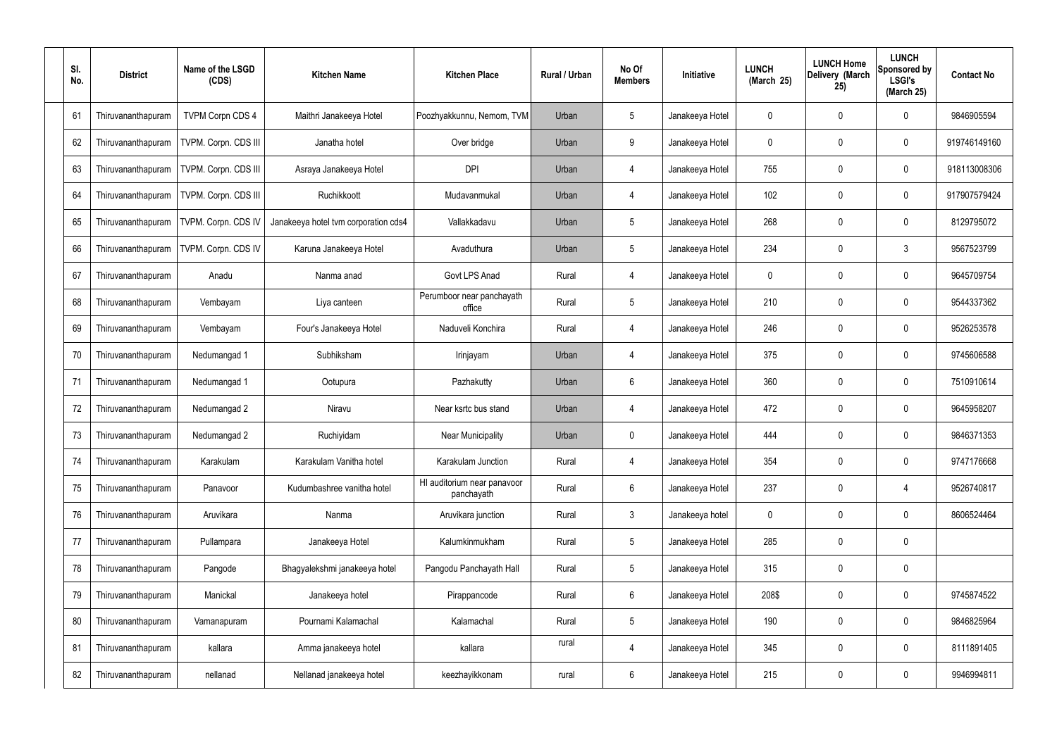| Sl. No. | District | Name of the LSGD (CDS) | Kitchen Name | Kitchen Place | Rural / Urban | No Of Members | Initiative | LUNCH (March 25) | LUNCH Home Delivery (March 25) | LUNCH Sponsored by LSGI's (March 25) | Contact No |
|---|---|---|---|---|---|---|---|---|---|---|---|
| 61 | Thiruvananthapuram | TVPM Corpn CDS 4 | Maithri Janakeeya Hotel | Poozhyakkunnu, Nemom, TVM | Urban | 5 | Janakeeya Hotel | 0 | 0 | 0 | 9846905594 |
| 62 | Thiruvananthapuram | TVPM. Corpn. CDS III | Janatha hotel | Over bridge | Urban | 9 | Janakeeya Hotel | 0 | 0 | 0 | 919746149160 |
| 63 | Thiruvananthapuram | TVPM. Corpn. CDS III | Asraya Janakeeya Hotel | DPI | Urban | 4 | Janakeeya Hotel | 755 | 0 | 0 | 918113008306 |
| 64 | Thiruvananthapuram | TVPM. Corpn. CDS III | Ruchikkoott | Mudavanmukal | Urban | 4 | Janakeeya Hotel | 102 | 0 | 0 | 917907579424 |
| 65 | Thiruvananthapuram | TVPM. Corpn. CDS IV | Janakeeya hotel tvm corporation cds4 | Vallakkadavu | Urban | 5 | Janakeeya Hotel | 268 | 0 | 0 | 8129795072 |
| 66 | Thiruvananthapuram | TVPM. Corpn. CDS IV | Karuna Janakeeya Hotel | Avaduthura | Urban | 5 | Janakeeya Hotel | 234 | 0 | 3 | 9567523799 |
| 67 | Thiruvananthapuram | Anadu | Nanma anad | Govt LPS Anad | Rural | 4 | Janakeeya Hotel | 0 | 0 | 0 | 9645709754 |
| 68 | Thiruvananthapuram | Vembayam | Liya canteen | Perumboor near panchayath office | Rural | 5 | Janakeeya Hotel | 210 | 0 | 0 | 9544337362 |
| 69 | Thiruvananthapuram | Vembayam | Four's Janakeeya Hotel | Naduveli Konchira | Rural | 4 | Janakeeya Hotel | 246 | 0 | 0 | 9526253578 |
| 70 | Thiruvananthapuram | Nedumangad 1 | Subhiksham | Irinjayam | Urban | 4 | Janakeeya Hotel | 375 | 0 | 0 | 9745606588 |
| 71 | Thiruvananthapuram | Nedumangad 1 | Ootupura | Pazhakutty | Urban | 6 | Janakeeya Hotel | 360 | 0 | 0 | 7510910614 |
| 72 | Thiruvananthapuram | Nedumangad 2 | Niravu | Near ksrtc bus stand | Urban | 4 | Janakeeya Hotel | 472 | 0 | 0 | 9645958207 |
| 73 | Thiruvananthapuram | Nedumangad 2 | Ruchiyidam | Near Municipality | Urban | 0 | Janakeeya Hotel | 444 | 0 | 0 | 9846371353 |
| 74 | Thiruvananthapuram | Karakulam | Karakulam Vanitha hotel | Karakulam Junction | Rural | 4 | Janakeeya Hotel | 354 | 0 | 0 | 9747176668 |
| 75 | Thiruvananthapuram | Panavoor | Kudumbashree vanitha hotel | HI auditorium near panavoor panchayath | Rural | 6 | Janakeeya Hotel | 237 | 0 | 4 | 9526740817 |
| 76 | Thiruvananthapuram | Aruvikara | Nanma | Aruvikara junction | Rural | 3 | Janakeeya hotel | 0 | 0 | 0 | 8606524464 |
| 77 | Thiruvananthapuram | Pullampara | Janakeeya Hotel | Kalumkinmukham | Rural | 5 | Janakeeya Hotel | 285 | 0 | 0 | |
| 78 | Thiruvananthapuram | Pangode | Bhagyalekshmi janakeeya hotel | Pangodu Panchayath Hall | Rural | 5 | Janakeeya Hotel | 315 | 0 | 0 | |
| 79 | Thiruvananthapuram | Manickal | Janakeeya hotel | Pirappancode | Rural | 6 | Janakeeya Hotel | 208$ | 0 | 0 | 9745874522 |
| 80 | Thiruvananthapuram | Vamanapuram | Pournami Kalamachal | Kalamachal | Rural | 5 | Janakeeya Hotel | 190 | 0 | 0 | 9846825964 |
| 81 | Thiruvananthapuram | kallara | Amma janakeeya hotel | kallara | rural | 4 | Janakeeya Hotel | 345 | 0 | 0 | 8111891405 |
| 82 | Thiruvananthapuram | nellanad | Nellanad janakeeya hotel | keezhayikkonam | rural | 6 | Janakeeya Hotel | 215 | 0 | 0 | 9946994811 |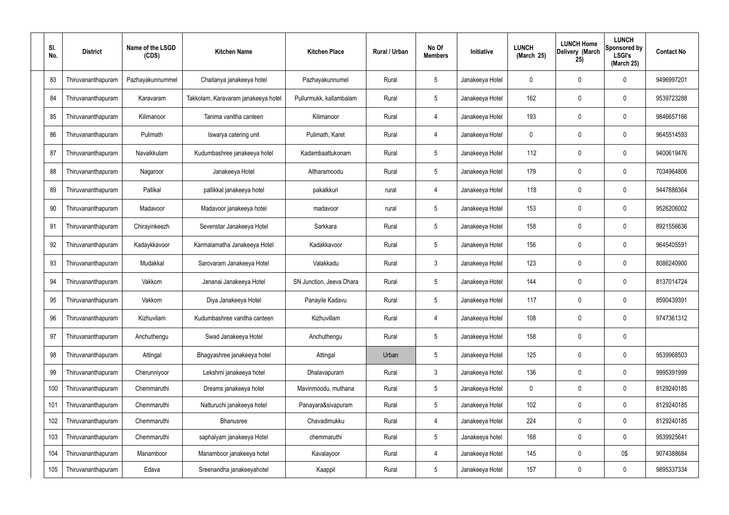| Sl. No. | District | Name of the LSGD (CDS) | Kitchen Name | Kitchen Place | Rural / Urban | No Of Members | Initiative | LUNCH (March 25) | LUNCH Home Delivery (March 25) | LUNCH Sponsored by LSGI's (March 25) | Contact No |
|---|---|---|---|---|---|---|---|---|---|---|---|
| 83 | Thiruvananthapuram | Pazhayakunnummel | Chaitanya janakeeya hotel | Pazhayakunnumel | Rural | 5 | Janakeeya Hotel | 0 | 0 | 0 | 9496997201 |
| 84 | Thiruvananthapuram | Karavaram | Takkolam, Karavaram janakeeya hotel | Pullurmukk, kallambalam | Rural | 5 | Janakeeya Hotel | 162 | 0 | 0 | 9539723288 |
| 85 | Thiruvananthapuram | Kilimanoor | Tanima vanitha canteen | Kilimanoor | Rural | 4 | Janakeeya Hotel | 193 | 0 | 0 | 9846657166 |
| 86 | Thiruvananthapuram | Pulimath | Iswarya catering unit | Pulimath, Karet | Rural | 4 | Janakeeya Hotel | 0 | 0 | 0 | 9645514593 |
| 87 | Thiruvananthapuram | Navaikkulam | Kudumbashree janakeeya hotel | Kadambaattukonam | Rural | 5 | Janakeeya Hotel | 112 | 0 | 0 | 9400619476 |
| 88 | Thiruvananthapuram | Nagaroor | Janakeeya Hotel | Altharamoodu | Rural | 5 | Janakeeya Hotel | 179 | 0 | 0 | 7034964806 |
| 89 | Thiruvananthapuram | Pallikal | pallikkal janakeeya hotel | pakalkkuri | rural | 4 | Janakeeya Hotel | 118 | 0 | 0 | 9447886364 |
| 90 | Thiruvananthapuram | Madavoor | Madavoor janakeeya hotel | madavoor | rural | 5 | Janakeeya Hotel | 153 | 0 | 0 | 9526206002 |
| 91 | Thiruvananthapuram | Chirayinkeezh | Sevenstar Janakeeya Hotel | Sarkkara | Rural | 5 | Janakeeya Hotel | 158 | 0 | 0 | 8921556636 |
| 92 | Thiruvananthapuram | Kadaykkavoor | Karmalamatha Janakeeya Hotel | Kadakkavoor | Rural | 5 | Janakeeya Hotel | 156 | 0 | 0 | 9645405591 |
| 93 | Thiruvananthapuram | Mudakkal | Sarovaram Janakeeya Hotel | Valakkadu | Rural | 3 | Janakeeya Hotel | 123 | 0 | 0 | 8086240900 |
| 94 | Thiruvananthapuram | Vakkom | Jananai Janakeeya Hotel | SN Junction, Jeeva Dhara | Rural | 5 | Janakeeya Hotel | 144 | 0 | 0 | 8137014724 |
| 95 | Thiruvananthapuram | Vakkom | Diya Janakeeya Hotel | Panayile Kadavu | Rural | 5 | Janakeeya Hotel | 117 | 0 | 0 | 8590439391 |
| 96 | Thiruvananthapuram | Kizhuvilam | Kudumbashree vanitha canteen | Kizhuvillam | Rural | 4 | Janakeeya Hotel | 108 | 0 | 0 | 9747361312 |
| 97 | Thiruvananthapuram | Anchuthengu | Swad Janakeeya Hotel | Anchuthengu | Rural | 5 | Janakeeya Hotel | 158 | 0 | 0 | |
| 98 | Thiruvananthapuram | Attingal | Bhagyashree janakeeya hotel | Attingal | Urban | 5 | Janakeeya Hotel | 125 | 0 | 0 | 9539968503 |
| 99 | Thiruvananthapuram | Cherunniyoor | Lekshmi janakeeya hotel | Dhalavapuram | Rural | 3 | Janakeeya Hotel | 136 | 0 | 0 | 9995391999 |
| 100 | Thiruvananthapuram | Chemmaruthi | Dreams janakeeya hotel | Mavinmoodu, muthana | Rural | 5 | Janakeeya Hotel | 0 | 0 | 0 | 8129240185 |
| 101 | Thiruvananthapuram | Chemmaruthi | Natturuchi janakeeya hotel | Panayara&sivapuram | Rural | 5 | Janakeeya Hotel | 102 | 0 | 0 | 8129240185 |
| 102 | Thiruvananthapuram | Chemmaruthi | Bhanusree | Chavadimukku | Rural | 4 | Janakeeya Hotel | 224 | 0 | 0 | 8129240185 |
| 103 | Thiruvananthapuram | Chemmaruthi | saphalyam janakeeya Hotel | chemmaruthi | Rural | 5 | Janakeeya hotel | 168 | 0 | 0 | 9539925641 |
| 104 | Thiruvananthapuram | Manamboor | Manamboor janakeeya hotel | Kavalayoor | Rural | 4 | Janakeeya Hotel | 145 | 0 | 0$ | 9074388684 |
| 105 | Thiruvananthapuram | Edava | Sreenandha janakeeyahotel | Kaappil | Rural | 5 | Janakeeya Hotel | 157 | 0 | 0 | 9895337334 |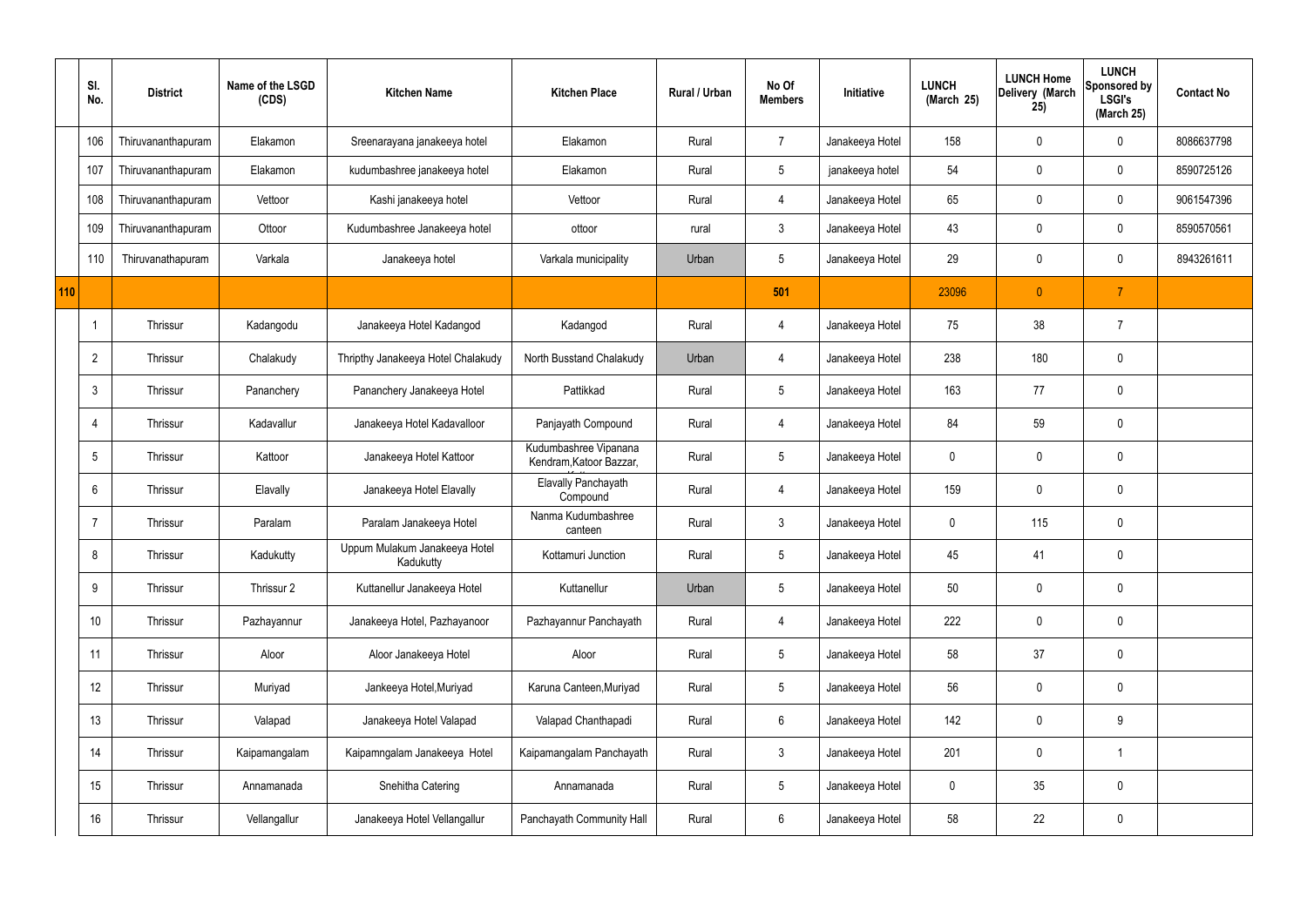| | Sl. No. | District | Name of the LSGD (CDS) | Kitchen Name | Kitchen Place | Rural / Urban | No Of Members | Initiative | LUNCH (March 25) | LUNCH Home Delivery (March 25) | LUNCH Sponsored by LSGI's (March 25) | Contact No |
|---|---|---|---|---|---|---|---|---|---|---|---|---|
| | 106 | Thiruvananthapuram | Elakamon | Sreenarayana janakeeya hotel | Elakamon | Rural | 7 | Janakeeya Hotel | 158 | 0 | 0 | 8086637798 |
| | 107 | Thiruvananthapuram | Elakamon | kudumbashree janakeeya hotel | Elakamon | Rural | 5 | janakeeya hotel | 54 | 0 | 0 | 8590725126 |
| | 108 | Thiruvananthapuram | Vettoor | Kashi janakeeya hotel | Vettoor | Rural | 4 | Janakeeya Hotel | 65 | 0 | 0 | 9061547396 |
| | 109 | Thiruvananthapuram | Ottoor | Kudumbashree Janakeeya hotel | ottoor | rural | 3 | Janakeeya Hotel | 43 | 0 | 0 | 8590570561 |
| | 110 | Thiruvanathapuram | Varkala | Janakeeya hotel | Varkala municipality | Urban | 5 | Janakeeya Hotel | 29 | 0 | 0 | 8943261611 |
| 110 | | | | | | | 501 | | 23096 | 0 | 7 | |
| | 1 | Thrissur | Kadangodu | Janakeeya Hotel Kadangod | Kadangod | Rural | 4 | Janakeeya Hotel | 75 | 38 | 7 | |
| | 2 | Thrissur | Chalakudy | Thripthy Janakeeya Hotel Chalakudy | North Busstand Chalakudy | Urban | 4 | Janakeeya Hotel | 238 | 180 | 0 | |
| | 3 | Thrissur | Pananchery | Pananchery Janakeeya Hotel | Pattikkad | Rural | 5 | Janakeeya Hotel | 163 | 77 | 0 | |
| | 4 | Thrissur | Kadavallur | Janakeeya Hotel Kadavalloor | Panjayath Compound | Rural | 4 | Janakeeya Hotel | 84 | 59 | 0 | |
| | 5 | Thrissur | Kattoor | Janakeeya Hotel Kattoor | Kudumbashree Vipanana Kendram,Katoor Bazzar, | Rural | 5 | Janakeeya Hotel | 0 | 0 | 0 | |
| | 6 | Thrissur | Elavally | Janakeeya Hotel Elavally | Elavally Panchayath Compound | Rural | 4 | Janakeeya Hotel | 159 | 0 | 0 | |
| | 7 | Thrissur | Paralam | Paralam Janakeeya Hotel | Nanma Kudumbashree canteen | Rural | 3 | Janakeeya Hotel | 0 | 115 | 0 | |
| | 8 | Thrissur | Kadukutty | Uppum Mulakum Janakeeya Hotel Kadukutty | Kottamuri Junction | Rural | 5 | Janakeeya Hotel | 45 | 41 | 0 | |
| | 9 | Thrissur | Thrissur 2 | Kuttanellur Janakeeya Hotel | Kuttanellur | Urban | 5 | Janakeeya Hotel | 50 | 0 | 0 | |
| | 10 | Thrissur | Pazhayannur | Janakeeya Hotel, Pazhayanoor | Pazhayannur Panchayath | Rural | 4 | Janakeeya Hotel | 222 | 0 | 0 | |
| | 11 | Thrissur | Aloor | Aloor Janakeeya Hotel | Aloor | Rural | 5 | Janakeeya Hotel | 58 | 37 | 0 | |
| | 12 | Thrissur | Muriyad | Jankeeya Hotel,Muriyad | Karuna Canteen,Muriyad | Rural | 5 | Janakeeya Hotel | 56 | 0 | 0 | |
| | 13 | Thrissur | Valapad | Janakeeya Hotel Valapad | Valapad Chanthapadi | Rural | 6 | Janakeeya Hotel | 142 | 0 | 9 | |
| | 14 | Thrissur | Kaipamangalam | Kaipamngalam Janakeeya Hotel | Kaipamangalam Panchayath | Rural | 3 | Janakeeya Hotel | 201 | 0 | 1 | |
| | 15 | Thrissur | Annamanada | Snehitha Catering | Annamanada | Rural | 5 | Janakeeya Hotel | 0 | 35 | 0 | |
| | 16 | Thrissur | Vellangallur | Janakeeya Hotel Vellangallur | Panchayath Community Hall | Rural | 6 | Janakeeya Hotel | 58 | 22 | 0 | |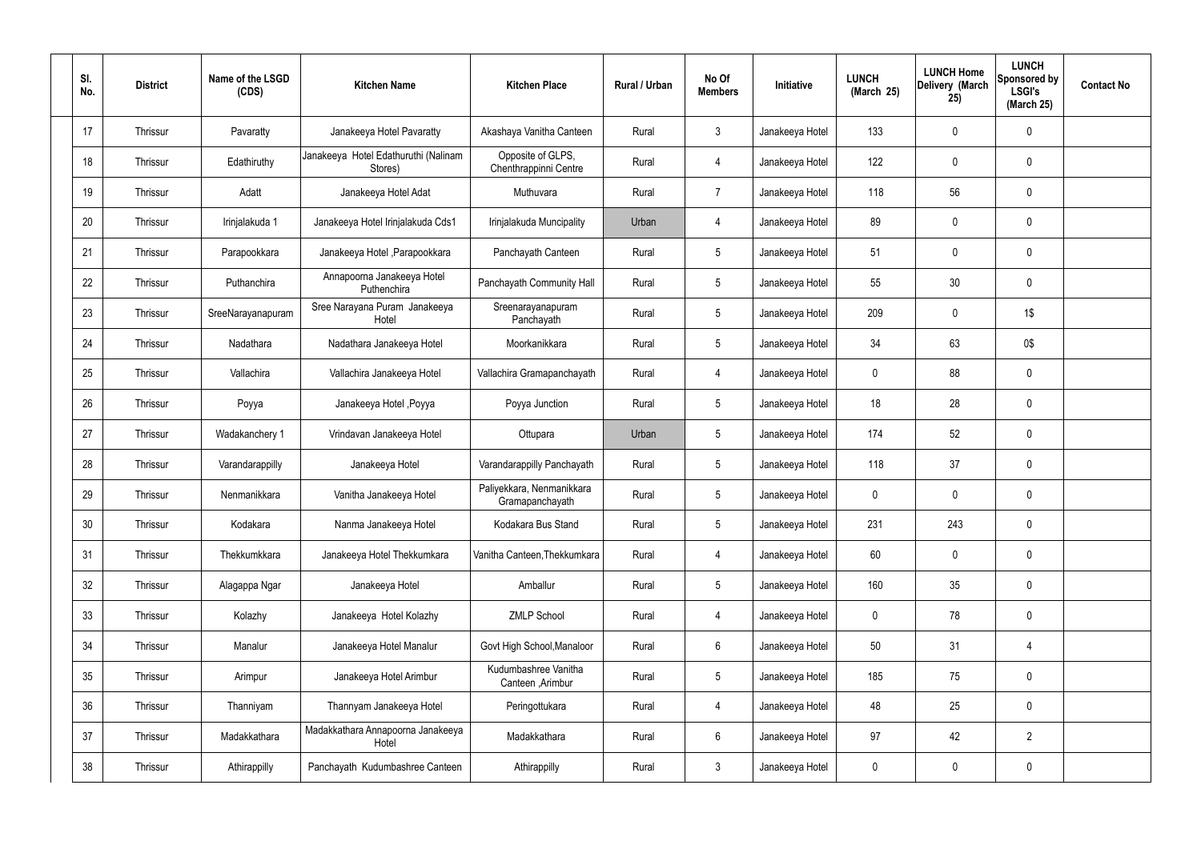| Sl. No. | District | Name of the LSGD (CDS) | Kitchen Name | Kitchen Place | Rural / Urban | No Of Members | Initiative | LUNCH (March 25) | LUNCH Home Delivery (March 25) | LUNCH Sponsored by LSGI's (March 25) | Contact No |
|---|---|---|---|---|---|---|---|---|---|---|---|
| 17 | Thrissur | Pavaratty | Janakeeya Hotel Pavaratty | Akashaya Vanitha Canteen | Rural | 3 | Janakeeya Hotel | 133 | 0 | 0 | |
| 18 | Thrissur | Edathiruthy | Janakeeya Hotel Edathuruthi (Nalinam Stores) | Opposite of GLPS, Chenthrappinni Centre | Rural | 4 | Janakeeya Hotel | 122 | 0 | 0 | |
| 19 | Thrissur | Adatt | Janakeeya Hotel Adat | Muthuvara | Rural | 7 | Janakeeya Hotel | 118 | 56 | 0 | |
| 20 | Thrissur | Irinjalakuda 1 | Janakeeya Hotel Irinjalakuda Cds1 | Irinjalakuda Muncipality | Urban | 4 | Janakeeya Hotel | 89 | 0 | 0 | |
| 21 | Thrissur | Parapookkara | Janakeeya Hotel ,Parapookkara | Panchayath Canteen | Rural | 5 | Janakeeya Hotel | 51 | 0 | 0 | |
| 22 | Thrissur | Puthanchira | Annapoorna Janakeeya Hotel Puthenchira | Panchayath Community Hall | Rural | 5 | Janakeeya Hotel | 55 | 30 | 0 | |
| 23 | Thrissur | SreeNarayanapuram | Sree Narayana Puram Janakeeya Hotel | Sreenarayanapuram Panchayath | Rural | 5 | Janakeeya Hotel | 209 | 0 | 1$ | |
| 24 | Thrissur | Nadathara | Nadathara Janakeeya Hotel | Moorkanikkara | Rural | 5 | Janakeeya Hotel | 34 | 63 | 0$ | |
| 25 | Thrissur | Vallachira | Vallachira Janakeeya Hotel | Vallachira Gramapanchayath | Rural | 4 | Janakeeya Hotel | 0 | 88 | 0 | |
| 26 | Thrissur | Poyya | Janakeeya Hotel ,Poyya | Poyya Junction | Rural | 5 | Janakeeya Hotel | 18 | 28 | 0 | |
| 27 | Thrissur | Wadakanchery 1 | Vrindavan Janakeeya Hotel | Ottupara | Urban | 5 | Janakeeya Hotel | 174 | 52 | 0 | |
| 28 | Thrissur | Varandarappilly | Janakeeya Hotel | Varandarappilly Panchayath | Rural | 5 | Janakeeya Hotel | 118 | 37 | 0 | |
| 29 | Thrissur | Nenmanikkara | Vanitha Janakeeya Hotel | Paliyekkara, Nenmanikkara Gramapanchayath | Rural | 5 | Janakeeya Hotel | 0 | 0 | 0 | |
| 30 | Thrissur | Kodakara | Nanma Janakeeya Hotel | Kodakara Bus Stand | Rural | 5 | Janakeeya Hotel | 231 | 243 | 0 | |
| 31 | Thrissur | Thekkumkkara | Janakeeya Hotel Thekkumkara | Vanitha Canteen,Thekkumkara | Rural | 4 | Janakeeya Hotel | 60 | 0 | 0 | |
| 32 | Thrissur | Alagappa Ngar | Janakeeya Hotel | Amballur | Rural | 5 | Janakeeya Hotel | 160 | 35 | 0 | |
| 33 | Thrissur | Kolazhy | Janakeeya Hotel Kolazhy | ZMLP School | Rural | 4 | Janakeeya Hotel | 0 | 78 | 0 | |
| 34 | Thrissur | Manalur | Janakeeya Hotel Manalur | Govt High School,Manaloor | Rural | 6 | Janakeeya Hotel | 50 | 31 | 4 | |
| 35 | Thrissur | Arimpur | Janakeeya Hotel Arimbur | Kudumbashree Vanitha Canteen ,Arimbur | Rural | 5 | Janakeeya Hotel | 185 | 75 | 0 | |
| 36 | Thrissur | Thanniyam | Thannyam Janakeeya Hotel | Peringottukara | Rural | 4 | Janakeeya Hotel | 48 | 25 | 0 | |
| 37 | Thrissur | Madakkathara | Madakkathara Annapoorna Janakeeya Hotel | Madakkathara | Rural | 6 | Janakeeya Hotel | 97 | 42 | 2 | |
| 38 | Thrissur | Athirappilly | Panchayath Kudumbashree Canteen | Athirappilly | Rural | 3 | Janakeeya Hotel | 0 | 0 | 0 | |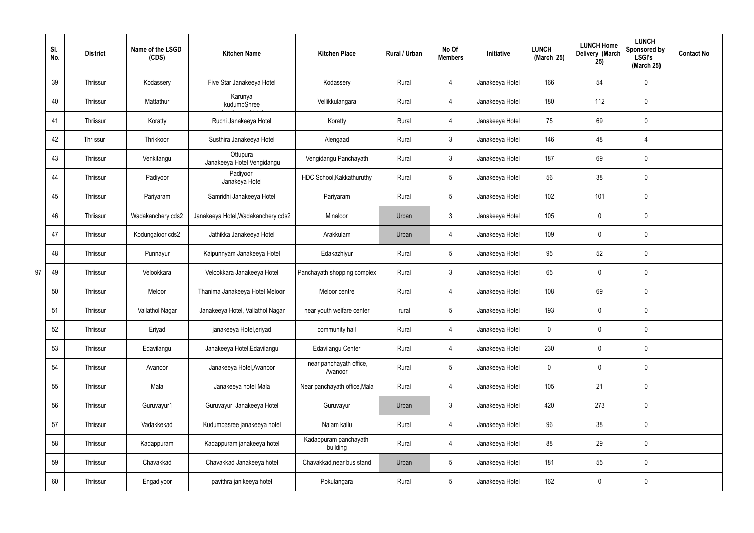| | Sl. No. | District | Name of the LSGD (CDS) | Kitchen Name | Kitchen Place | Rural / Urban | No Of Members | Initiative | LUNCH (March 25) | LUNCH Home Delivery (March 25) | LUNCH Sponsored by LSGI's (March 25) | Contact No |
|---|---|---|---|---|---|---|---|---|---|---|---|---|
| 97 | 39 | Thrissur | Kodassery | Five Star Janakeeya Hotel | Kodassery | Rural | 4 | Janakeeya Hotel | 166 | 54 | 0 | |
| | 40 | Thrissur | Mattathur | Karunya kudumbShree | Vellikkulangara | Rural | 4 | Janakeeya Hotel | 180 | 112 | 0 | |
| | 41 | Thrissur | Koratty | Ruchi Janakeeya Hotel | Koratty | Rural | 4 | Janakeeya Hotel | 75 | 69 | 0 | |
| | 42 | Thrissur | Thrikkoor | Susthira Janakeeya Hotel | Alengaad | Rural | 3 | Janakeeya Hotel | 146 | 48 | 4 | |
| | 43 | Thrissur | Venkitangu | Ottupura Janakeeya Hotel Vengidangu | Vengidangu Panchayath | Rural | 3 | Janakeeya Hotel | 187 | 69 | 0 | |
| | 44 | Thrissur | Padiyoor | Padiyoor Janakeya Hotel | HDC School,Kakkathuruthy | Rural | 5 | Janakeeya Hotel | 56 | 38 | 0 | |
| | 45 | Thrissur | Pariyaram | Samridhi Janakeeya Hotel | Pariyaram | Rural | 5 | Janakeeya Hotel | 102 | 101 | 0 | |
| | 46 | Thrissur | Wadakanchery cds2 | Janakeeya Hotel,Wadakanchery cds2 | Minaloor | Urban | 3 | Janakeeya Hotel | 105 | 0 | 0 | |
| | 47 | Thrissur | Kodungaloor cds2 | Jathikka Janakeeya Hotel | Arakkulam | Urban | 4 | Janakeeya Hotel | 109 | 0 | 0 | |
| | 48 | Thrissur | Punnayur | Kaipunnyam Janakeeya Hotel | Edakazhiyur | Rural | 5 | Janakeeya Hotel | 95 | 52 | 0 | |
| | 49 | Thrissur | Velookkara | Velookkara Janakeeya Hotel | Panchayath shopping complex | Rural | 3 | Janakeeya Hotel | 65 | 0 | 0 | |
| | 50 | Thrissur | Meloor | Thanima Janakeeya Hotel Meloor | Meloor centre | Rural | 4 | Janakeeya Hotel | 108 | 69 | 0 | |
| | 51 | Thrissur | Vallathol Nagar | Janakeeya Hotel, Vallathol Nagar | near youth welfare center | rural | 5 | Janakeeya Hotel | 193 | 0 | 0 | |
| | 52 | Thrissur | Eriyad | janakeeya Hotel,eriyad | community hall | Rural | 4 | Janakeeya Hotel | 0 | 0 | 0 | |
| | 53 | Thrissur | Edavilangu | Janakeeya Hotel,Edavilangu | Edavilangu Center | Rural | 4 | Janakeeya Hotel | 230 | 0 | 0 | |
| | 54 | Thrissur | Avanoor | Janakeeya Hotel,Avanoor | near panchayath office, Avanoor | Rural | 5 | Janakeeya Hotel | 0 | 0 | 0 | |
| | 55 | Thrissur | Mala | Janakeeya hotel Mala | Near panchayath office,Mala | Rural | 4 | Janakeeya Hotel | 105 | 21 | 0 | |
| | 56 | Thrissur | Guruvayur1 | Guruvayur Janakeeya Hotel | Guruvayur | Urban | 3 | Janakeeya Hotel | 420 | 273 | 0 | |
| | 57 | Thrissur | Vadakkekad | Kudumbasree janakeeya hotel | Nalam kallu | Rural | 4 | Janakeeya Hotel | 96 | 38 | 0 | |
| | 58 | Thrissur | Kadappuram | Kadappuram janakeeya hotel | Kadappuram panchayath building | Rural | 4 | Janakeeya Hotel | 88 | 29 | 0 | |
| | 59 | Thrissur | Chavakkad | Chavakkad Janakeeya hotel | Chavakkad,near bus stand | Urban | 5 | Janakeeya Hotel | 181 | 55 | 0 | |
| | 60 | Thrissur | Engadiyoor | pavithra janikeeya hotel | Pokulangara | Rural | 5 | Janakeeya Hotel | 162 | 0 | 0 | |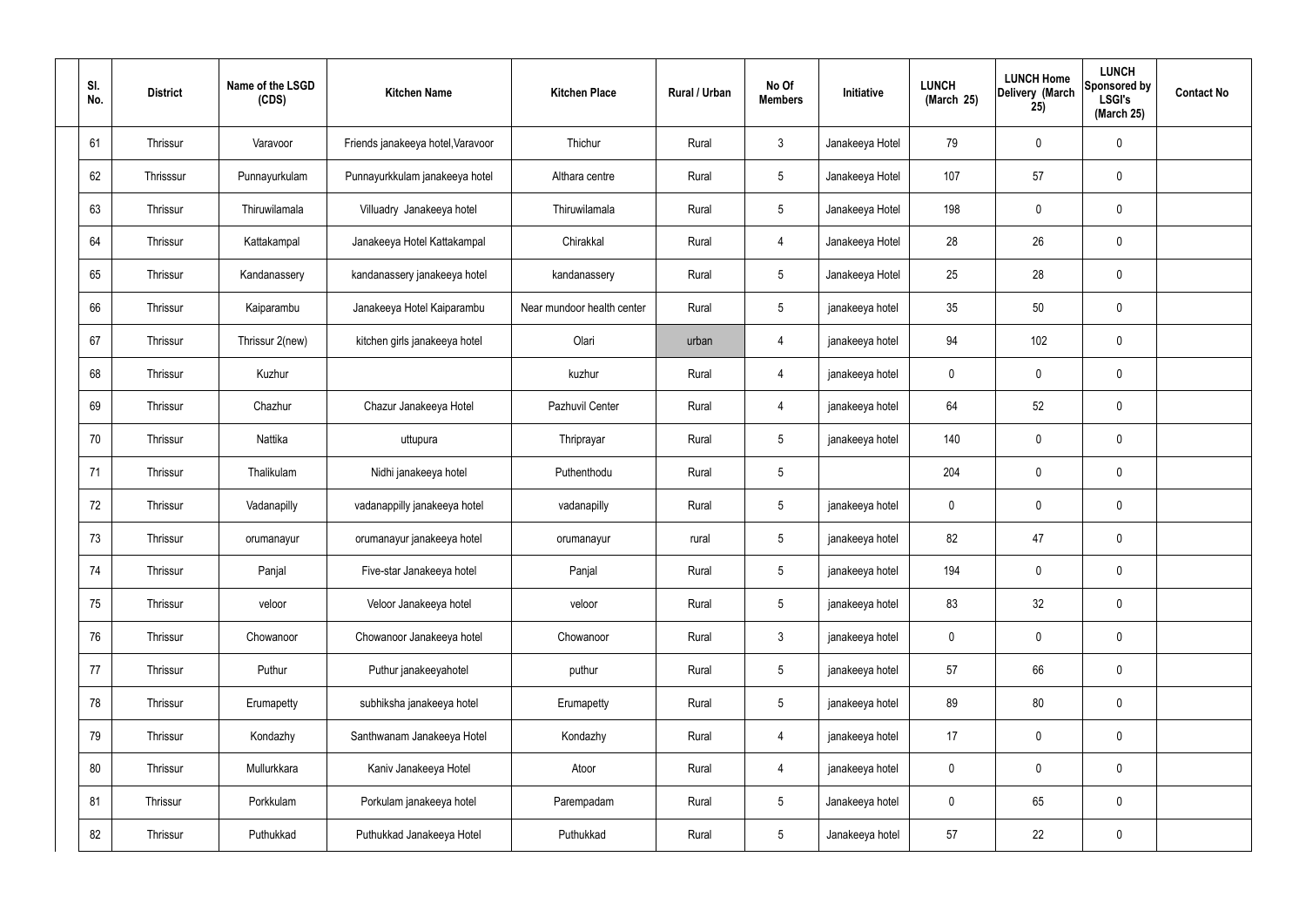| Sl. No. | District | Name of the LSGD (CDS) | Kitchen Name | Kitchen Place | Rural / Urban | No Of Members | Initiative | LUNCH (March 25) | LUNCH Home Delivery (March 25) | LUNCH Sponsored by LSGI's (March 25) | Contact No |
|---|---|---|---|---|---|---|---|---|---|---|---|
| 61 | Thrissur | Varavoor | Friends janakeeya hotel,Varavoor | Thichur | Rural | 3 | Janakeeya Hotel | 79 | 0 | 0 | |
| 62 | Thrisssur | Punnayurkulam | Punnayurkkulam janakeeya hotel | Althara centre | Rural | 5 | Janakeeya Hotel | 107 | 57 | 0 | |
| 63 | Thrissur | Thiruwilamala | Villuadry Janakeeya hotel | Thiruwilamala | Rural | 5 | Janakeeya Hotel | 198 | 0 | 0 | |
| 64 | Thrissur | Kattakampal | Janakeeya Hotel Kattakampal | Chirakkal | Rural | 4 | Janakeeya Hotel | 28 | 26 | 0 | |
| 65 | Thrissur | Kandanassery | kandanassery janakeeya hotel | kandanassery | Rural | 5 | Janakeeya Hotel | 25 | 28 | 0 | |
| 66 | Thrissur | Kaiparambu | Janakeeya Hotel Kaiparambu | Near mundoor health center | Rural | 5 | janakeeya hotel | 35 | 50 | 0 | |
| 67 | Thrissur | Thrissur 2(new) | kitchen girls janakeeya hotel | Olari | urban | 4 | janakeeya hotel | 94 | 102 | 0 | |
| 68 | Thrissur | Kuzhur | | kuzhur | Rural | 4 | janakeeya hotel | 0 | 0 | 0 | |
| 69 | Thrissur | Chazhur | Chazur Janakeeya Hotel | Pazhuvil Center | Rural | 4 | janakeeya hotel | 64 | 52 | 0 | |
| 70 | Thrissur | Nattika | uttupura | Thriprayar | Rural | 5 | janakeeya hotel | 140 | 0 | 0 | |
| 71 | Thrissur | Thalikulam | Nidhi janakeeya hotel | Puthenthodu | Rural | 5 | | 204 | 0 | 0 | |
| 72 | Thrissur | Vadanapilly | vadanappilly janakeeya hotel | vadanapilly | Rural | 5 | janakeeya hotel | 0 | 0 | 0 | |
| 73 | Thrissur | orumanayur | orumanayur janakeeya hotel | orumanayur | rural | 5 | janakeeya hotel | 82 | 47 | 0 | |
| 74 | Thrissur | Panjal | Five-star Janakeeya hotel | Panjal | Rural | 5 | janakeeya hotel | 194 | 0 | 0 | |
| 75 | Thrissur | veloor | Veloor Janakeeya hotel | veloor | Rural | 5 | janakeeya hotel | 83 | 32 | 0 | |
| 76 | Thrissur | Chowanoor | Chowanoor Janakeeya hotel | Chowanoor | Rural | 3 | janakeeya hotel | 0 | 0 | 0 | |
| 77 | Thrissur | Puthur | Puthur janakeeyahotel | puthur | Rural | 5 | janakeeya hotel | 57 | 66 | 0 | |
| 78 | Thrissur | Erumapetty | subhiksha janakeeya hotel | Erumapetty | Rural | 5 | janakeeya hotel | 89 | 80 | 0 | |
| 79 | Thrissur | Kondazhy | Santhwanam Janakeeya Hotel | Kondazhy | Rural | 4 | janakeeya hotel | 17 | 0 | 0 | |
| 80 | Thrissur | Mullurkkara | Kaniv Janakeeya Hotel | Atoor | Rural | 4 | janakeeya hotel | 0 | 0 | 0 | |
| 81 | Thrissur | Porkkulam | Porkulam janakeeya hotel | Parempadam | Rural | 5 | Janakeeya hotel | 0 | 65 | 0 | |
| 82 | Thrissur | Puthukkad | Puthukkad Janakeeya Hotel | Puthukkad | Rural | 5 | Janakeeya hotel | 57 | 22 | 0 | |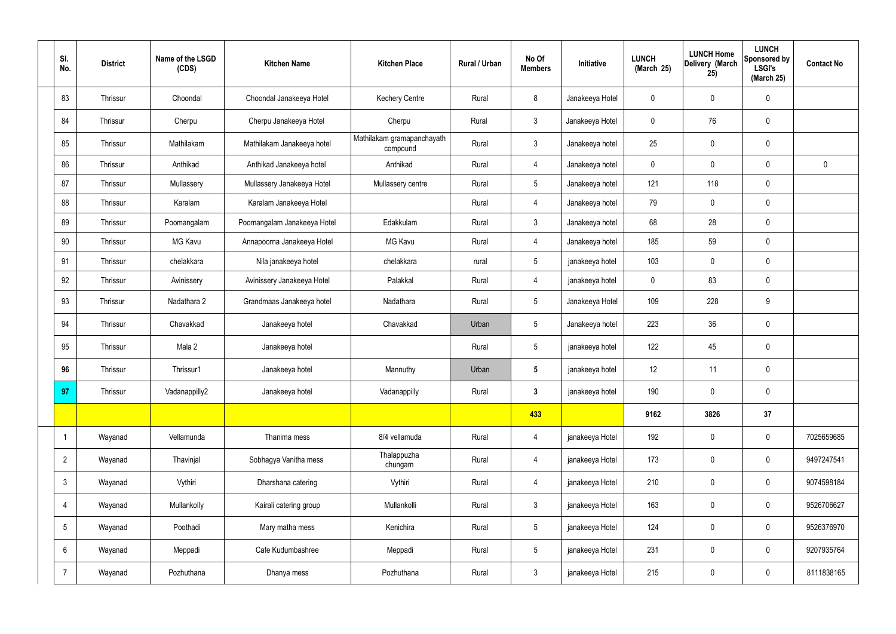| Sl. No. | District | Name of the LSGD (CDS) | Kitchen Name | Kitchen Place | Rural / Urban | No Of Members | Initiative | LUNCH (March 25) | LUNCH Home Delivery (March 25) | LUNCH Sponsored by LSGI's (March 25) | Contact No |
|---|---|---|---|---|---|---|---|---|---|---|---|
| 83 | Thrissur | Choondal | Choondal Janakeeya Hotel | Kechery Centre | Rural | 8 | Janakeeya Hotel | 0 | 0 | 0 | |
| 84 | Thrissur | Cherpu | Cherpu Janakeeya Hotel | Cherpu | Rural | 3 | Janakeeya Hotel | 0 | 76 | 0 | |
| 85 | Thrissur | Mathilakam | Mathilakam Janakeeya hotel | Mathilakam gramapanchayath compound | Rural | 3 | Janakeeya hotel | 25 | 0 | 0 | |
| 86 | Thrissur | Anthikad | Anthikad Janakeeya hotel | Anthikad | Rural | 4 | Janakeeya hotel | 0 | 0 | 0 | 0 |
| 87 | Thrissur | Mullassery | Mullassery Janakeeya Hotel | Mullassery centre | Rural | 5 | Janakeeya hotel | 121 | 118 | 0 | |
| 88 | Thrissur | Karalam | Karalam Janakeeya Hotel | | Rural | 4 | Janakeeya hotel | 79 | 0 | 0 | |
| 89 | Thrissur | Poomangalam | Poomangalam Janakeeya Hotel | Edakkulam | Rural | 3 | Janakeeya hotel | 68 | 28 | 0 | |
| 90 | Thrissur | MG Kavu | Annapoorna Janakeeya Hotel | MG Kavu | Rural | 4 | Janakeeya hotel | 185 | 59 | 0 | |
| 91 | Thrissur | chelakkara | Nila janakeeya hotel | chelakkara | rural | 5 | janakeeya hotel | 103 | 0 | 0 | |
| 92 | Thrissur | Avinissery | Avinissery Janakeeya Hotel | Palakkal | Rural | 4 | janakeeya hotel | 0 | 83 | 0 | |
| 93 | Thrissur | Nadathara 2 | Grandmaas Janakeeya hotel | Nadathara | Rural | 5 | Janakeeya Hotel | 109 | 228 | 9 | |
| 94 | Thrissur | Chavakkad | Janakeeya hotel | Chavakkad | Urban | 5 | Janakeeya hotel | 223 | 36 | 0 | |
| 95 | Thrissur | Mala 2 | Janakeeya hotel | | Rural | 5 | janakeeya hotel | 122 | 45 | 0 | |
| **96** | Thrissur | Thrissur1 | Janakeeya hotel | Mannuthy | Urban | **5** | janakeeya hotel | 12 | 11 | 0 | |
| **97** | Thrissur | Vadanappilly2 | Janakeeya hotel | Vadanappilly | Rural | **3** | janakeeya hotel | 190 | 0 | 0 | |
| | | | | | | **433** | | **9162** | **3826** | **37** | |
| 1 | Wayanad | Vellamunda | Thanima mess | 8/4 vellamuda | Rural | 4 | janakeeya Hotel | 192 | 0 | 0 | 7025659685 |
| 2 | Wayanad | Thavinjal | Sobhagya Vanitha mess | Thalappuzha chungam | Rural | 4 | janakeeya Hotel | 173 | 0 | 0 | 9497247541 |
| 3 | Wayanad | Vythiri | Dharshana catering | Vythiri | Rural | 4 | janakeeya Hotel | 210 | 0 | 0 | 9074598184 |
| 4 | Wayanad | Mullankolly | Kairali catering group | Mullankolli | Rural | 3 | janakeeya Hotel | 163 | 0 | 0 | 9526706627 |
| 5 | Wayanad | Poothadi | Mary matha mess | Kenichira | Rural | 5 | janakeeya Hotel | 124 | 0 | 0 | 9526376970 |
| 6 | Wayanad | Meppadi | Cafe Kudumbashree | Meppadi | Rural | 5 | janakeeya Hotel | 231 | 0 | 0 | 9207935764 |
| 7 | Wayanad | Pozhuthana | Dhanya mess | Pozhuthana | Rural | 3 | janakeeya Hotel | 215 | 0 | 0 | 8111838165 |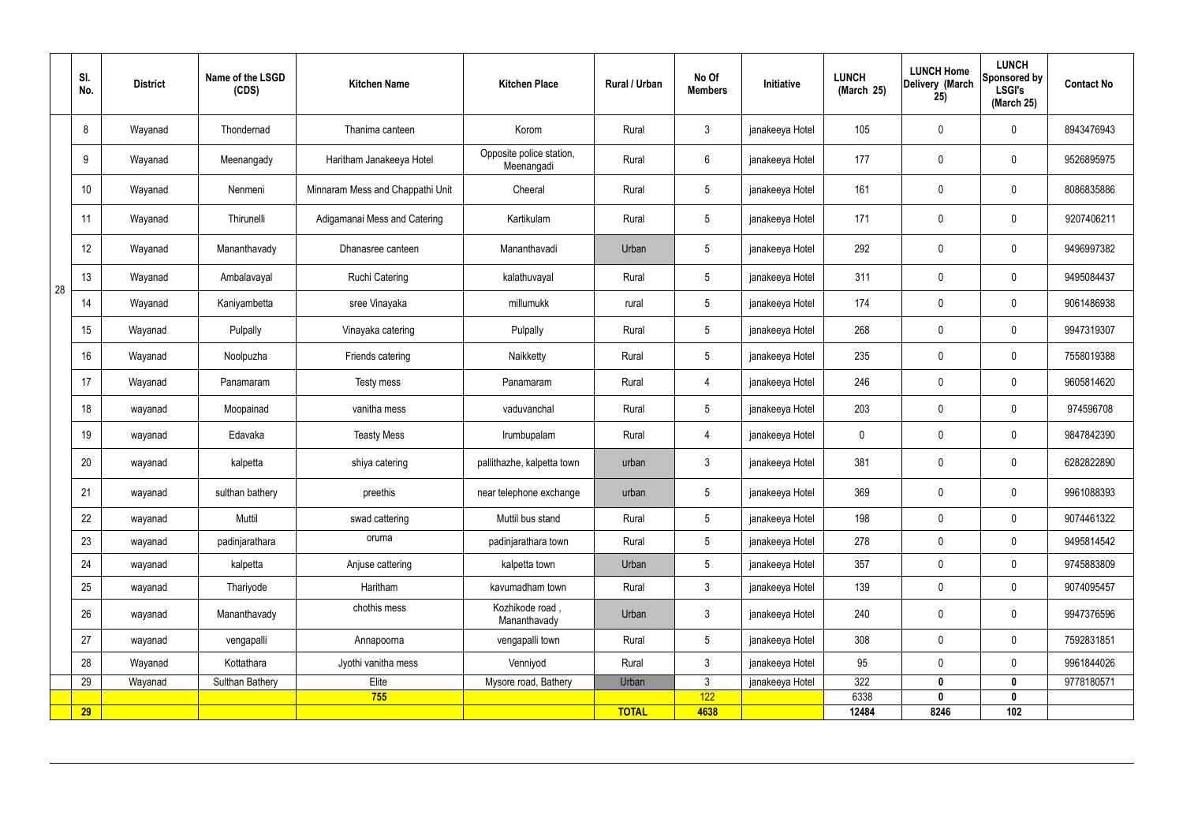| | Sl. No. | District | Name of the LSGD (CDS) | Kitchen Name | Kitchen Place | Rural / Urban | No Of Members | Initiative | LUNCH (March 25) | LUNCH Home Delivery (March 25) | LUNCH Sponsored by LSGI's (March 25) | Contact No |
|---|---|---|---|---|---|---|---|---|---|---|---|---|
| 28 | 8 | Wayanad | Thondernad | Thanima canteen | Korom | Rural | 3 | janakeeya Hotel | 105 | 0 | 0 | 8943476943 |
| | 9 | Wayanad | Meenangady | Haritham Janakeeya Hotel | Opposite police station, Meenangadi | Rural | 6 | janakeeya Hotel | 177 | 0 | 0 | 9526895975 |
| | 10 | Wayanad | Nenmeni | Minnaram Mess and Chappathi Unit | Cheeral | Rural | 5 | janakeeya Hotel | 161 | 0 | 0 | 8086835886 |
| | 11 | Wayanad | Thirunelli | Adigamanai Mess and Catering | Kartikulam | Rural | 5 | janakeeya Hotel | 171 | 0 | 0 | 9207406211 |
| | 12 | Wayanad | Mananthavady | Dhanasree canteen | Mananthavadi | Urban | 5 | janakeeya Hotel | 292 | 0 | 0 | 9496997382 |
| | 13 | Wayanad | Ambalavayal | Ruchi Catering | kalathuvayal | Rural | 5 | janakeeya Hotel | 311 | 0 | 0 | 9495084437 |
| | 14 | Wayanad | Kaniyambetta | sree Vinayaka | millumukk | rural | 5 | janakeeya Hotel | 174 | 0 | 0 | 9061486938 |
| | 15 | Wayanad | Pulpally | Vinayaka catering | Pulpally | Rural | 5 | janakeeya Hotel | 268 | 0 | 0 | 9947319307 |
| | 16 | Wayanad | Noolpuzha | Friends catering | Naikketty | Rural | 5 | janakeeya Hotel | 235 | 0 | 0 | 7558019388 |
| | 17 | Wayanad | Panamaram | Testy mess | Panamaram | Rural | 4 | janakeeya Hotel | 246 | 0 | 0 | 9605814620 |
| | 18 | wayanad | Moopainad | vanitha mess | vaduvanchal | Rural | 5 | janakeeya Hotel | 203 | 0 | 0 | 974596708 |
| | 19 | wayanad | Edavaka | Teasty Mess | Irumbupalam | Rural | 4 | janakeeya Hotel | 0 | 0 | 0 | 9847842390 |
| | 20 | wayanad | kalpetta | shiya catering | pallithazhe, kalpetta town | urban | 3 | janakeeya Hotel | 381 | 0 | 0 | 6282822890 |
| | 21 | wayanad | sulthan bathery | preethis | near telephone exchange | urban | 5 | janakeeya Hotel | 369 | 0 | 0 | 9961088393 |
| | 22 | wayanad | Muttil | swad cattering | Muttil bus stand | Rural | 5 | janakeeya Hotel | 198 | 0 | 0 | 9074461322 |
| | 23 | wayanad | padinjarathara | oruma | padinjarathara town | Rural | 5 | janakeeya Hotel | 278 | 0 | 0 | 9495814542 |
| | 24 | wayanad | kalpetta | Anjuse cattering | kalpetta town | Urban | 5 | janakeeya Hotel | 357 | 0 | 0 | 9745883809 |
| | 25 | wayanad | Thariyode | Haritham | kavumadham town | Rural | 3 | janakeeya Hotel | 139 | 0 | 0 | 9074095457 |
| | 26 | wayanad | Mananthavady | chothis mess | Kozhikode road , Mananthavady | Urban | 3 | janakeeya Hotel | 240 | 0 | 0 | 9947376596 |
| | 27 | wayanad | vengapalli | Annapoorna | vengapalli town | Rural | 5 | janakeeya Hotel | 308 | 0 | 0 | 7592831851 |
| | 28 | Wayanad | Kottathara | Jyothi vanitha mess | Venniyod | Rural | 3 | janakeeya Hotel | 95 | 0 | 0 | 9961844026 |
| | 29 | Wayanad | Sulthan Bathery | Elite | Mysore road, Bathery | Urban | 3 | janakeeya Hotel | 322 | **0** | **0** | 9778180571 |
| | | | | **755** | | | 122 | | 6338 | **0** | **0** | |
| | **29** | | | | | **TOTAL** | **4638** | | **12484** | **8246** | **102** | |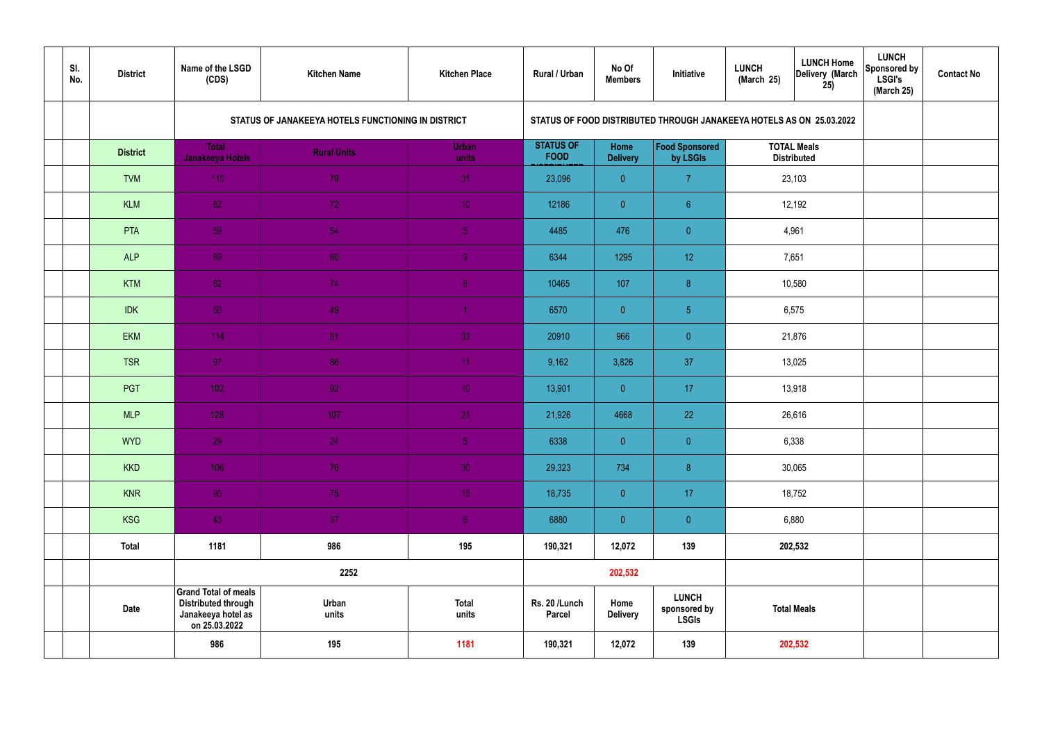| | Sl. No. | District | Name of the LSGD (CDS) | Kitchen Name | Kitchen Place | Rural / Urban | No Of Members | Initiative | LUNCH (March 25) | LUNCH Home Delivery (March 25) | LUNCH Sponsored by LSGI's (March 25) | Contact No |
|---|---|---|---|---|---|---|---|---|---|---|---|---|
| | | | STATUS OF JANAKEEYA HOTELS FUNCTIONING IN DISTRICT | | | STATUS OF FOOD DISTRIBUTED THROUGH JANAKEEYA HOTELS AS ON 25.03.2022 | | | | | | |
| | | District | Total Janakeeya Hotels | Rural Units | Urban units | STATUS OF FOOD DISTRIBUTED | Home Delivery | Food Sponsored by LSGIs | TOTAL Meals Distributed | | | |
| | | TVM | 110 | 79 | 31 | 23,096 | 0 | 7 | 23,103 | | | |
| | | KLM | 82 | 72 | 10 | 12186 | 0 | 6 | 12,192 | | | |
| | | PTA | 59 | 54 | 5 | 4485 | 476 | 0 | 4,961 | | | |
| | | ALP | 89 | 80 | 9 | 6344 | 1295 | 12 | 7,651 | | | |
| | | KTM | 82 | 74 | 8 | 10465 | 107 | 8 | 10,580 | | | |
| | | IDK | 50 | 49 | 1 | 6570 | 0 | 5 | 6,575 | | | |
| | | EKM | 114 | 81 | 33 | 20910 | 966 | 0 | 21,876 | | | |
| | | TSR | 97 | 86 | 11 | 9,162 | 3,826 | 37 | 13,025 | | | |
| | | PGT | 102 | 92 | 10 | 13,901 | 0 | 17 | 13,918 | | | |
| | | MLP | 128 | 107 | 21 | 21,926 | 4668 | 22 | 26,616 | | | |
| | | WYD | 29 | 24 | 5 | 6338 | 0 | 0 | 6,338 | | | |
| | | KKD | 106 | 76 | 30 | 29,323 | 734 | 8 | 30,065 | | | |
| | | KNR | 90 | 75 | 15 | 18,735 | 0 | 17 | 18,752 | | | |
| | | KSG | 43 | 37 | 6 | 6880 | 0 | 0 | 6,880 | | | |
| | | Total | 1181 | 986 | 195 | 190,321 | 12,072 | 139 | 202,532 | | | |
| | | | 2252 | | | 202,532 | | | | | | |
| | | Date | Grand Total of meals Distributed through Janakeeya hotel as on 25.03.2022 | Urban units | Total units | Rs. 20 /Lunch Parcel | Home Delivery | LUNCH sponsored by LSGIs | Total Meals | | | |
| | | | 986 | 195 | 1181 | 190,321 | 12,072 | 139 | 202,532 | | | |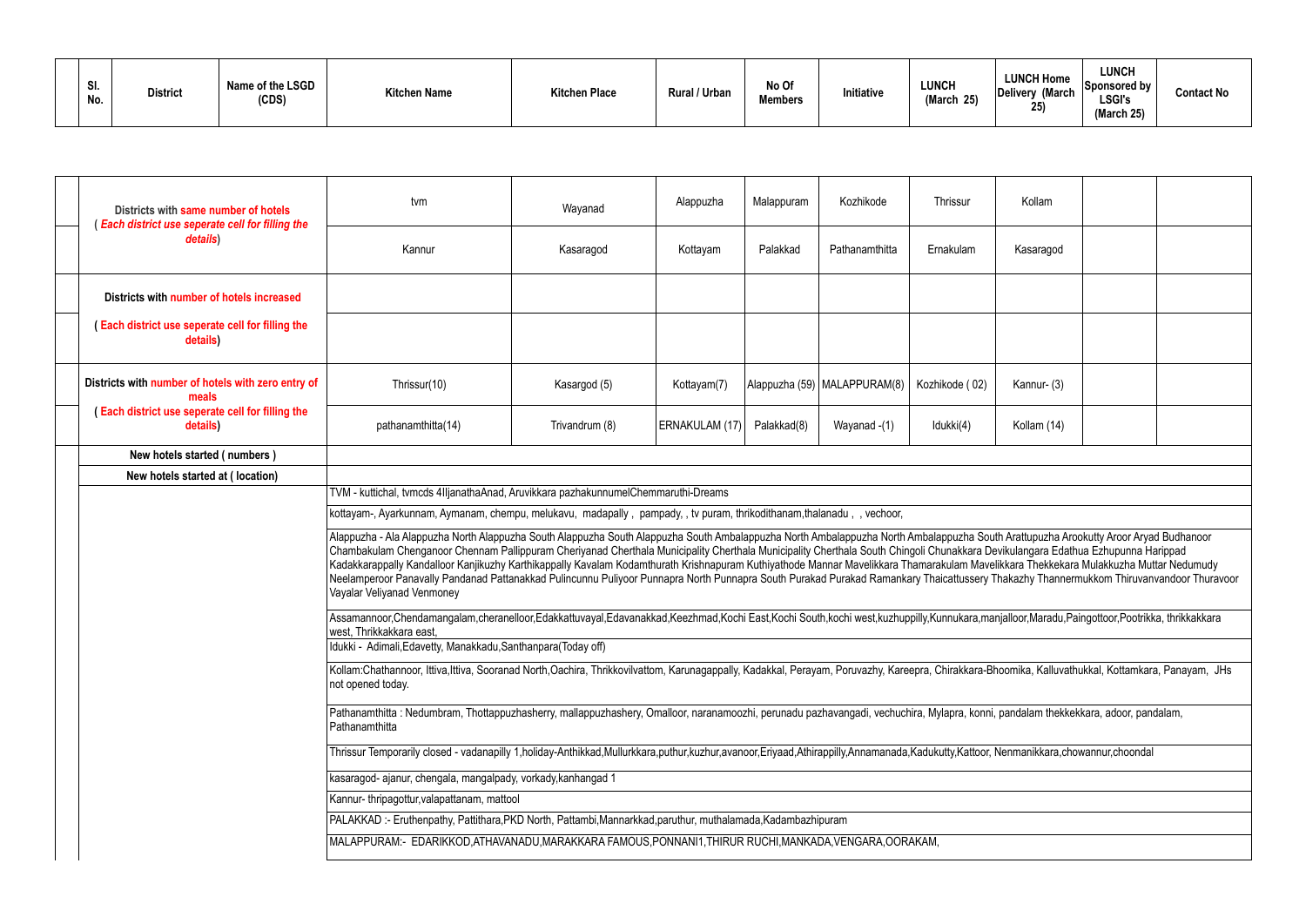| Sl. No. | District | Name of the LSGD (CDS) | Kitchen Name | Kitchen Place | Rural / Urban | No Of Members | Initiative | LUNCH (March 25) | LUNCH Home Delivery (March 25) | LUNCH Sponsored by LSGI's (March 25) | Contact No |
|---|---|---|---|---|---|---|---|---|---|---|---|

| | | | | | | | | | | |
|---|---|---|---|---|---|---|---|---|---|---|
| | Districts with same number of hotels ( *Each district use seperate cell for filling the details*) | tvm | Wayanad | Alappuzha | Malappuram | Kozhikode | Thrissur | Kollam | | |
| | | Kannur | Kasaragod | Kottayam | Palakkad | Pathanamthitta | Ernakulam | Kasaragod | | |
| | Districts with number of hotels increased | | | | | | | | | |
| | ( Each district use seperate cell for filling the details) | | | | | | | | | |
| | Districts with number of hotels with zero entry of meals ( Each district use seperate cell for filling the details) | Thrissur(10) | Kasargod (5) | Kottayam(7) | Alappuzha (59) | MALAPPURAM(8) | Kozhikode ( 02) | Kannur- (3) | | |
| | | pathanamthitta(14) | Trivandrum (8) | ERNAKULAM (17) | Palakkad(8) | Wayanad -(1) | Idukki(4) | Kollam (14) | | |
| | New hotels started ( numbers ) | | | | | | | | | |
| | New hotels started at ( location) | | | | | | | | | |
| | | TVM - kuttichal, tvmcds 4IljanathaAnad, Aruvikkara pazhakunnumelChemmaruthi-Dreams | | | | | | | | |
| | | kottayam-, Ayarkunnam, Aymanam, chempu, melukavu, madapally , pampady, , tv puram, thrikodithanam,thalanadu , , vechoor, | | | | | | | | |
| | | Alappuzha - Ala Alappuzha North Alappuzha South Alappuzha South Alappuzha South Ambalappuzha North Ambalappuzha North Ambalappuzha South Arattupuzha Arookutty Aroor Aryad Budhanoor Chambakulam Chenganoor Chennam Pallippuram Cheriyanad Cherthala Municipality Cherthala Municipality Cherthala South Chingoli Chunakkara Devikulangara Edathua Ezhupunna Harippad Kadakkarappally Kandalloor Kanjikuzhy Karthikappally Kavalam Kodamthurath Krishnapuram Kuthiyathode Mannar Mavelikkara Thamarakulam Mavelikkara Thekkekara Mulakkuzha Muttar Nedumudy Neelamperoor Panavally Pandanad Pattanakkad Pulincunnu Puliyoor Punnapra North Punnapra South Purakad Purakad Ramankary Thaicattussery Thakazhy Thannermukkom Thiruvanvandoor Thuravoor Vayalar Veliyanad Venmoney | | | | | | | | |
| | | Assamannoor,Chendamangalam,cheranelloor,Edakkattuvayal,Edavanakkad,Keezhmad,Kochi East,Kochi South,kochi west,kuzhuppilly,Kunnukara,manjalloor,Maradu,Paingottoor,Pootrikka, thrikkakkara west, Thrikkakkara east, | | | | | | | | |
| | | Idukki - Adimali,Edavetty, Manakkadu,Santhanpara(Today off) | | | | | | | | |
| | | Kollam:Chathannoor, Ittiva,Ittiva, Sooranad North,Oachira, Thrikkovilvattom, Karunagappally, Kadakkal, Perayam, Poruvazhy, Kareepra, Chirakkara-Bhoomika, Kalluvathukkal, Kottamkara, Panayam, JHs not opened today. | | | | | | | | |
| | | Pathanamthitta : Nedumbram, Thottappuzhasherry, mallappuzhashery, Omalloor, naranamoozhi, perunadu pazhavangadi, vechuchira, Mylapra, konni, pandalam thekkekkara, adoor, pandalam, Pathanamthitta | | | | | | | | |
| | | Thrissur Temporarily closed - vadanapilly 1,holiday-Anthikkad,Mullurkkara,puthur,kuzhur,avanoor,Eriyaad,Athirappilly,Annamanada,Kadukutty,Kattoor, Nenmanikkara,chowannur,choondal | | | | | | | | |
| | | kasaragod- ajanur, chengala, mangalpady, vorkady,kanhangad 1 | | | | | | | | |
| | | Kannur- thripagottur,valapattanam, mattool | | | | | | | | |
| | | PALAKKAD :- Eruthenpathy, Pattithara,PKD North, Pattambi,Mannarkkad,paruthur, muthalamada,Kadambazhipuram | | | | | | | | |
| | | MALAPPURAM:- EDARIKKOD,ATHAVANADU,MARAKKARA FAMOUS,PONNANI1,THIRUR RUCHI,MANKADA,VENGARA,OORAKAM, | | | | | | | | |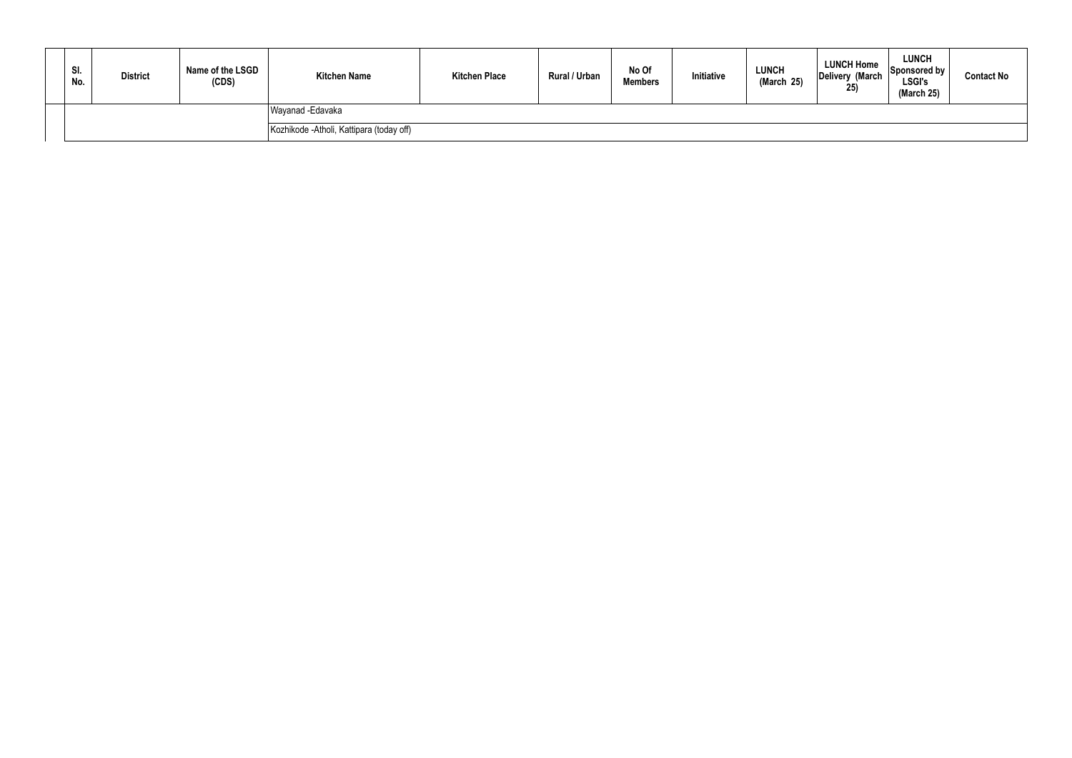| Sl. No. | District | Name of the LSGD (CDS) | Kitchen Name | Kitchen Place | Rural / Urban | No Of Members | Initiative | LUNCH (March 25) | LUNCH Home Delivery (March 25) | LUNCH Sponsored by LSGI's (March 25) | Contact No |
|---|---|---|---|---|---|---|---|---|---|---|---|
| | | | Wayanad -Edavaka | | | | | | | | |
| | | | Kozhikode -Atholi, Kattipara (today off) | | | | | | | | |